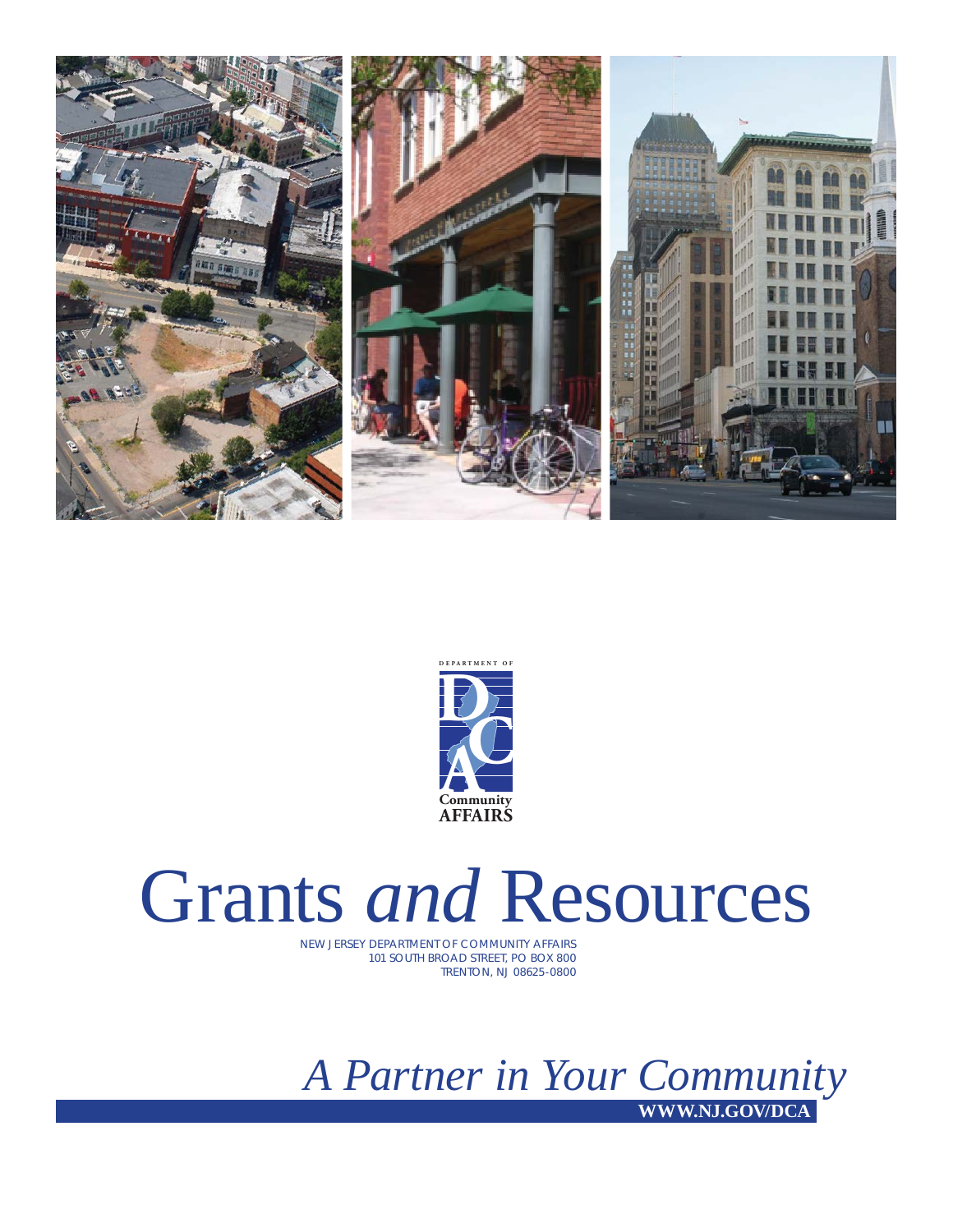DEPARTMENT OF

Community
AFFAIRS

# Grants *and* Resources

NEW JERSEY DEPARTMENT OF COMMUNITY AFFAIRS
101 SOUTH BROAD STREET, PO BOX 800
TRENTON, NJ 08625-0800

*A Partner in Your Community*

**WWW.NJ.GOV/DCA**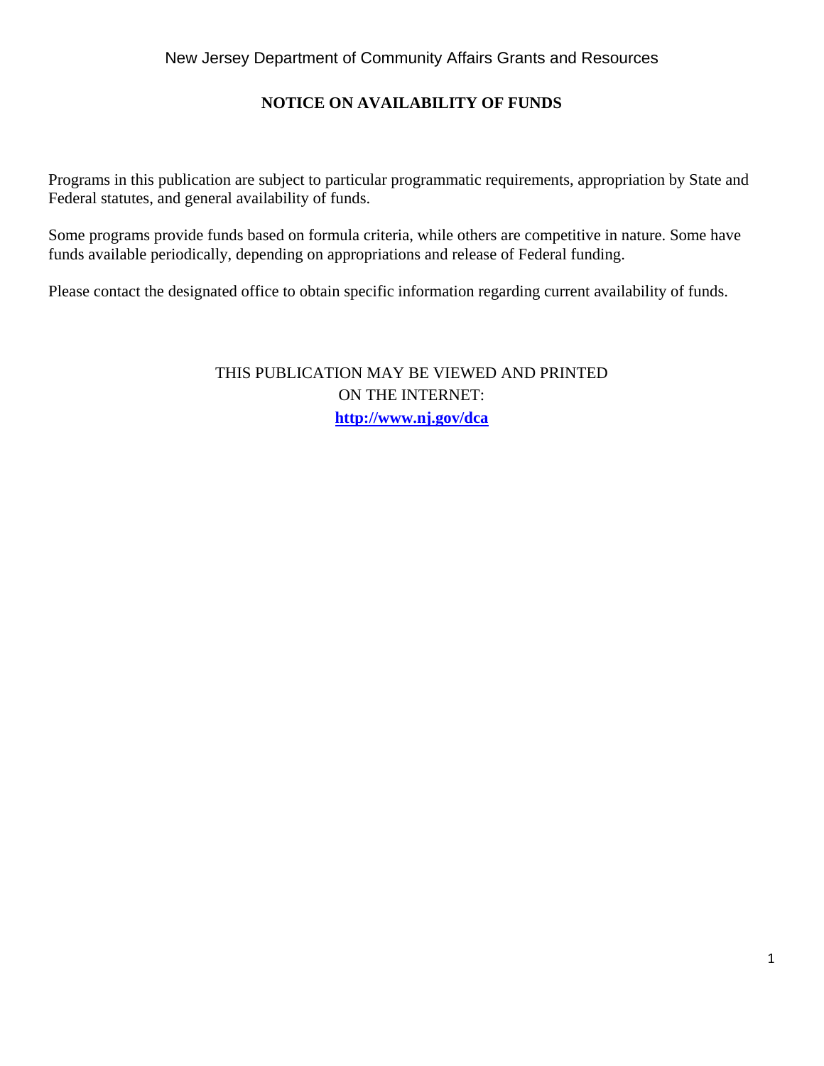New Jersey Department of Community Affairs Grants and Resources

## NOTICE ON AVAILABILITY OF FUNDS

Programs in this publication are subject to particular programmatic requirements, appropriation by State and Federal statutes, and general availability of funds.

Some programs provide funds based on formula criteria, while others are competitive in nature. Some have funds available periodically, depending on appropriations and release of Federal funding.

Please contact the designated office to obtain specific information regarding current availability of funds.

THIS PUBLICATION MAY BE VIEWED AND PRINTED
ON THE INTERNET:
**http://www.nj.gov/dca**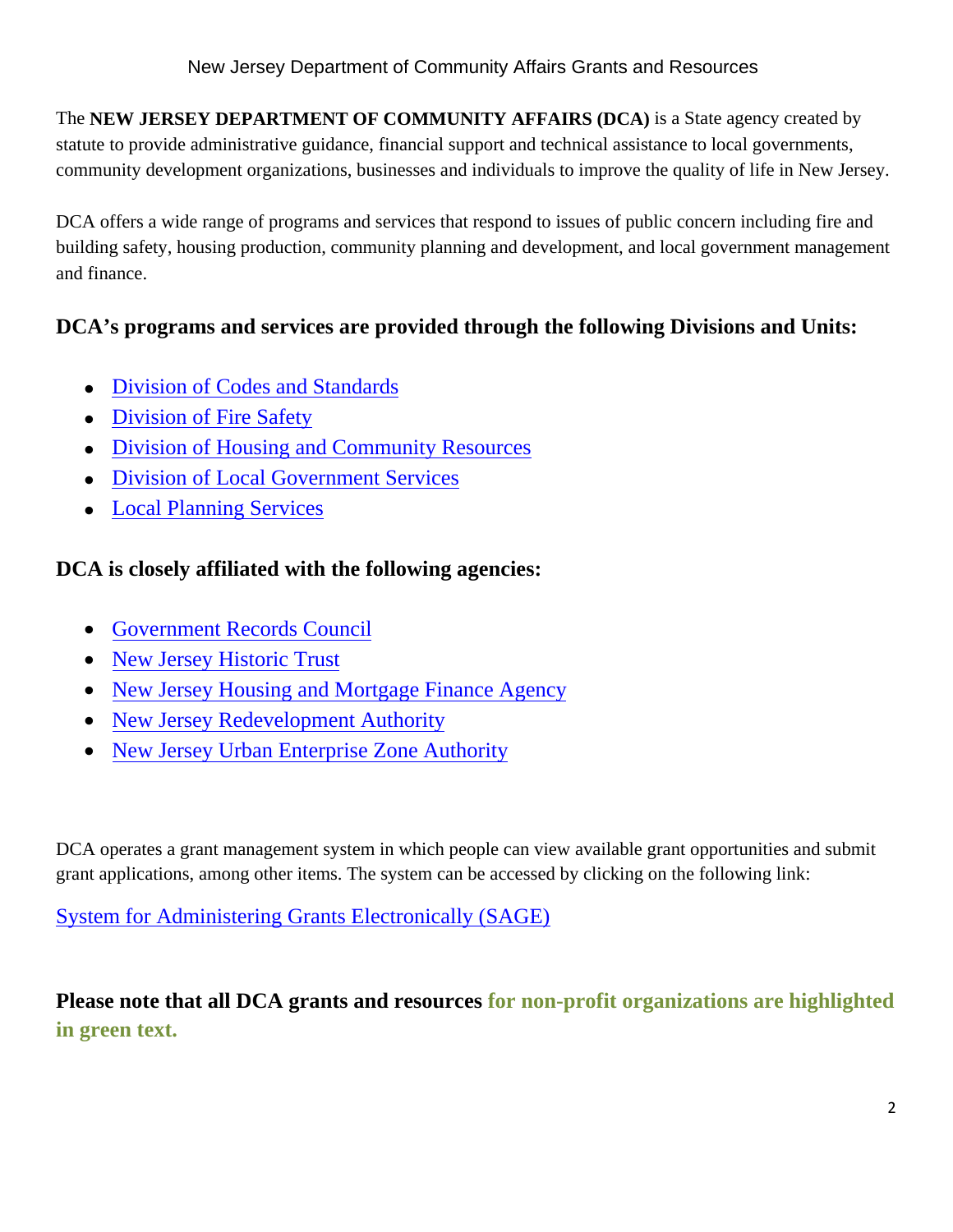New Jersey Department of Community Affairs Grants and Resources

The **NEW JERSEY DEPARTMENT OF COMMUNITY AFFAIRS (DCA)** is a State agency created by statute to provide administrative guidance, financial support and technical assistance to local governments, community development organizations, businesses and individuals to improve the quality of life in New Jersey.

DCA offers a wide range of programs and services that respond to issues of public concern including fire and building safety, housing production, community planning and development, and local government management and finance.

## DCA's programs and services are provided through the following Divisions and Units:

- Division of Codes and Standards
- Division of Fire Safety
- Division of Housing and Community Resources
- Division of Local Government Services
- Local Planning Services

## DCA is closely affiliated with the following agencies:

- Government Records Council
- New Jersey Historic Trust
- New Jersey Housing and Mortgage Finance Agency
- New Jersey Redevelopment Authority
- New Jersey Urban Enterprise Zone Authority

DCA operates a grant management system in which people can view available grant opportunities and submit grant applications, among other items. The system can be accessed by clicking on the following link:

System for Administering Grants Electronically (SAGE)

**Please note that all DCA grants and resources for non-profit organizations are highlighted in green text.**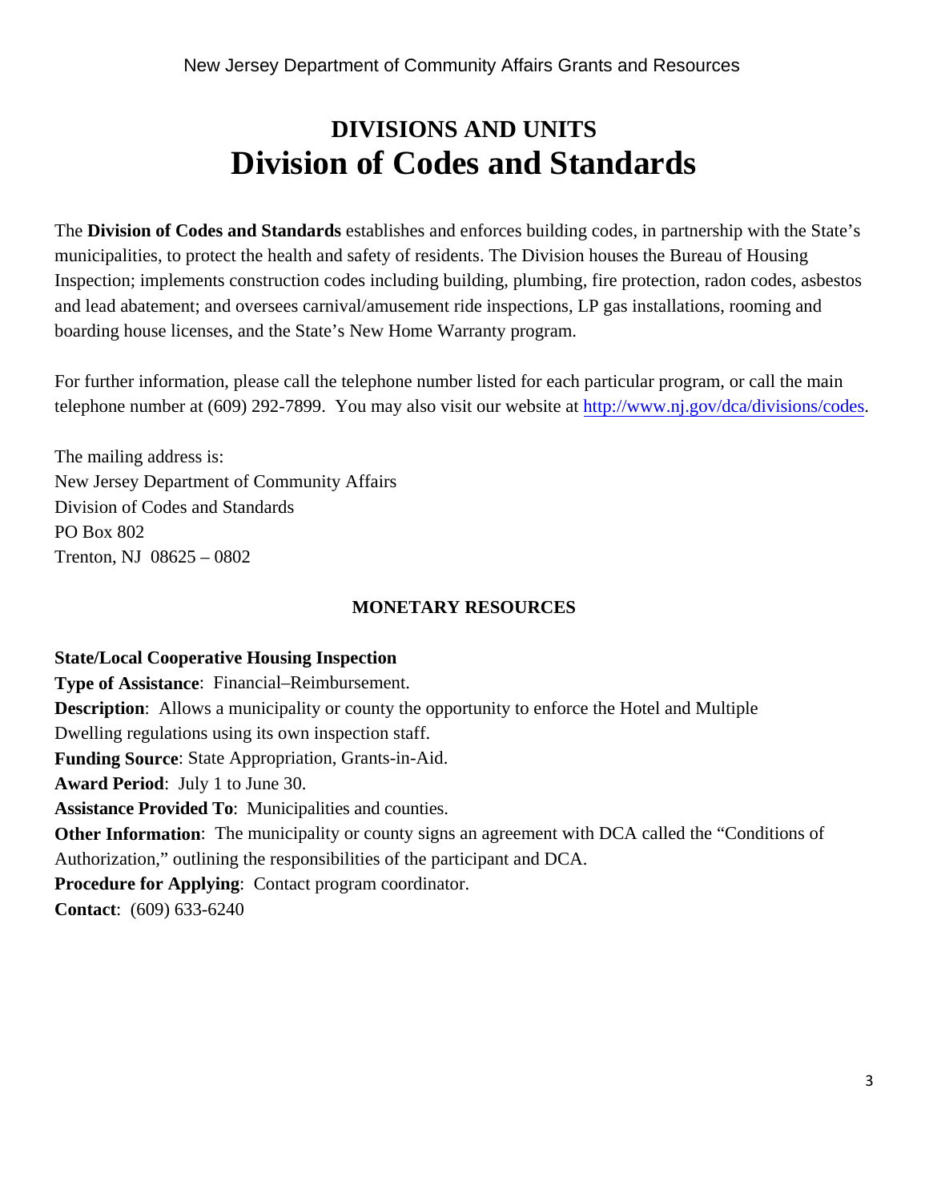# DIVISIONS AND UNITS

# Division of Codes and Standards

The **Division of Codes and Standards** establishes and enforces building codes, in partnership with the State's municipalities, to protect the health and safety of residents. The Division houses the Bureau of Housing Inspection; implements construction codes including building, plumbing, fire protection, radon codes, asbestos and lead abatement; and oversees carnival/amusement ride inspections, LP gas installations, rooming and boarding house licenses, and the State's New Home Warranty program.

For further information, please call the telephone number listed for each particular program, or call the main telephone number at (609) 292-7899. You may also visit our website at http://www.nj.gov/dca/divisions/codes.

The mailing address is:
New Jersey Department of Community Affairs
Division of Codes and Standards
PO Box 802
Trenton, NJ 08625 – 0802

## MONETARY RESOURCES

**State/Local Cooperative Housing Inspection**
**Type of Assistance**: Financial–Reimbursement.
**Description**: Allows a municipality or county the opportunity to enforce the Hotel and Multiple Dwelling regulations using its own inspection staff.
**Funding Source**: State Appropriation, Grants-in-Aid.
**Award Period**: July 1 to June 30.
**Assistance Provided To**: Municipalities and counties.
**Other Information**: The municipality or county signs an agreement with DCA called the "Conditions of Authorization," outlining the responsibilities of the participant and DCA.
**Procedure for Applying**: Contact program coordinator.
**Contact**: (609) 633-6240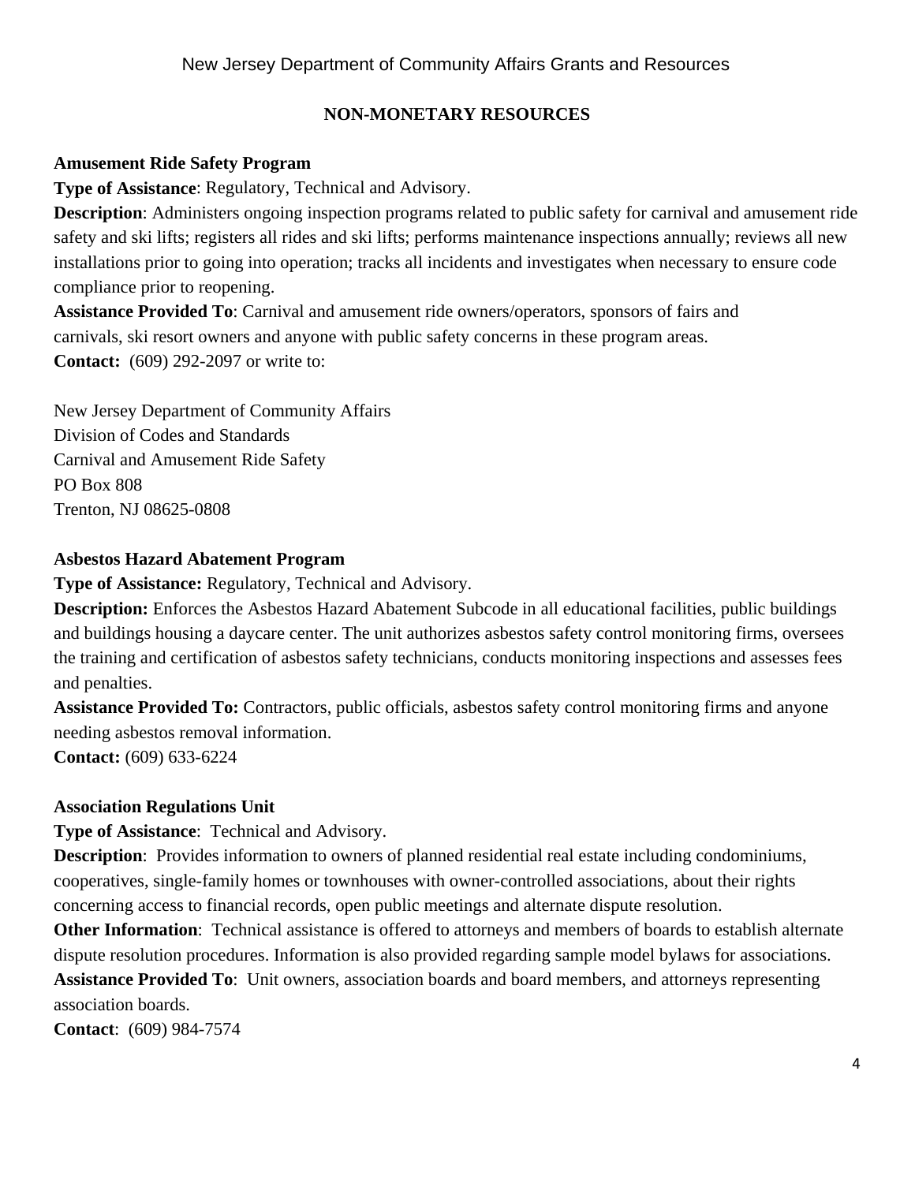## NON-MONETARY RESOURCES

**Amusement Ride Safety Program**

**Type of Assistance**: Regulatory, Technical and Advisory.

**Description**: Administers ongoing inspection programs related to public safety for carnival and amusement ride safety and ski lifts; registers all rides and ski lifts; performs maintenance inspections annually; reviews all new installations prior to going into operation; tracks all incidents and investigates when necessary to ensure code compliance prior to reopening.

**Assistance Provided To**: Carnival and amusement ride owners/operators, sponsors of fairs and carnivals, ski resort owners and anyone with public safety concerns in these program areas.

**Contact:** (609) 292-2097 or write to:

New Jersey Department of Community Affairs
Division of Codes and Standards
Carnival and Amusement Ride Safety
PO Box 808
Trenton, NJ 08625-0808

**Asbestos Hazard Abatement Program**

**Type of Assistance:** Regulatory, Technical and Advisory.

**Description:** Enforces the Asbestos Hazard Abatement Subcode in all educational facilities, public buildings and buildings housing a daycare center. The unit authorizes asbestos safety control monitoring firms, oversees the training and certification of asbestos safety technicians, conducts monitoring inspections and assesses fees and penalties.

**Assistance Provided To:** Contractors, public officials, asbestos safety control monitoring firms and anyone needing asbestos removal information.

**Contact:** (609) 633-6224

**Association Regulations Unit**

**Type of Assistance**: Technical and Advisory.

**Description**: Provides information to owners of planned residential real estate including condominiums, cooperatives, single-family homes or townhouses with owner-controlled associations, about their rights concerning access to financial records, open public meetings and alternate dispute resolution.

**Other Information**: Technical assistance is offered to attorneys and members of boards to establish alternate dispute resolution procedures. Information is also provided regarding sample model bylaws for associations.

**Assistance Provided To**: Unit owners, association boards and board members, and attorneys representing association boards.

**Contact**: (609) 984-7574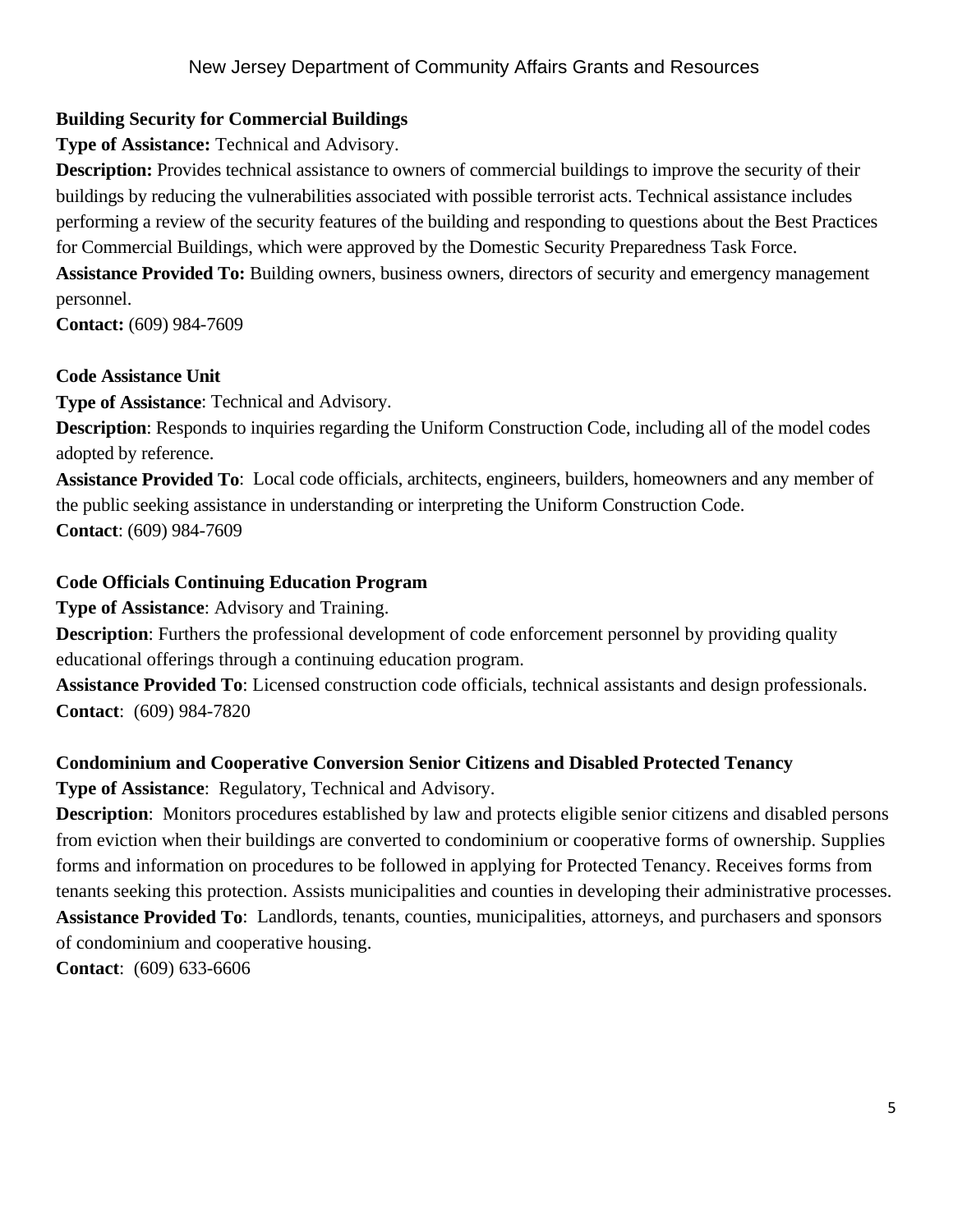**Building Security for Commercial Buildings**

**Type of Assistance:** Technical and Advisory.

**Description:** Provides technical assistance to owners of commercial buildings to improve the security of their buildings by reducing the vulnerabilities associated with possible terrorist acts. Technical assistance includes performing a review of the security features of the building and responding to questions about the Best Practices for Commercial Buildings, which were approved by the Domestic Security Preparedness Task Force.

**Assistance Provided To:** Building owners, business owners, directors of security and emergency management personnel.

**Contact:** (609) 984-7609

**Code Assistance Unit**

**Type of Assistance**: Technical and Advisory.

**Description**: Responds to inquiries regarding the Uniform Construction Code, including all of the model codes adopted by reference.

**Assistance Provided To**: Local code officials, architects, engineers, builders, homeowners and any member of the public seeking assistance in understanding or interpreting the Uniform Construction Code.

**Contact**: (609) 984-7609

**Code Officials Continuing Education Program**

**Type of Assistance**: Advisory and Training.

**Description**: Furthers the professional development of code enforcement personnel by providing quality educational offerings through a continuing education program.

**Assistance Provided To**: Licensed construction code officials, technical assistants and design professionals.

**Contact**: (609) 984-7820

**Condominium and Cooperative Conversion Senior Citizens and Disabled Protected Tenancy**

**Type of Assistance**: Regulatory, Technical and Advisory.

**Description**: Monitors procedures established by law and protects eligible senior citizens and disabled persons from eviction when their buildings are converted to condominium or cooperative forms of ownership. Supplies forms and information on procedures to be followed in applying for Protected Tenancy. Receives forms from tenants seeking this protection. Assists municipalities and counties in developing their administrative processes.

**Assistance Provided To**: Landlords, tenants, counties, municipalities, attorneys, and purchasers and sponsors of condominium and cooperative housing.

**Contact**: (609) 633-6606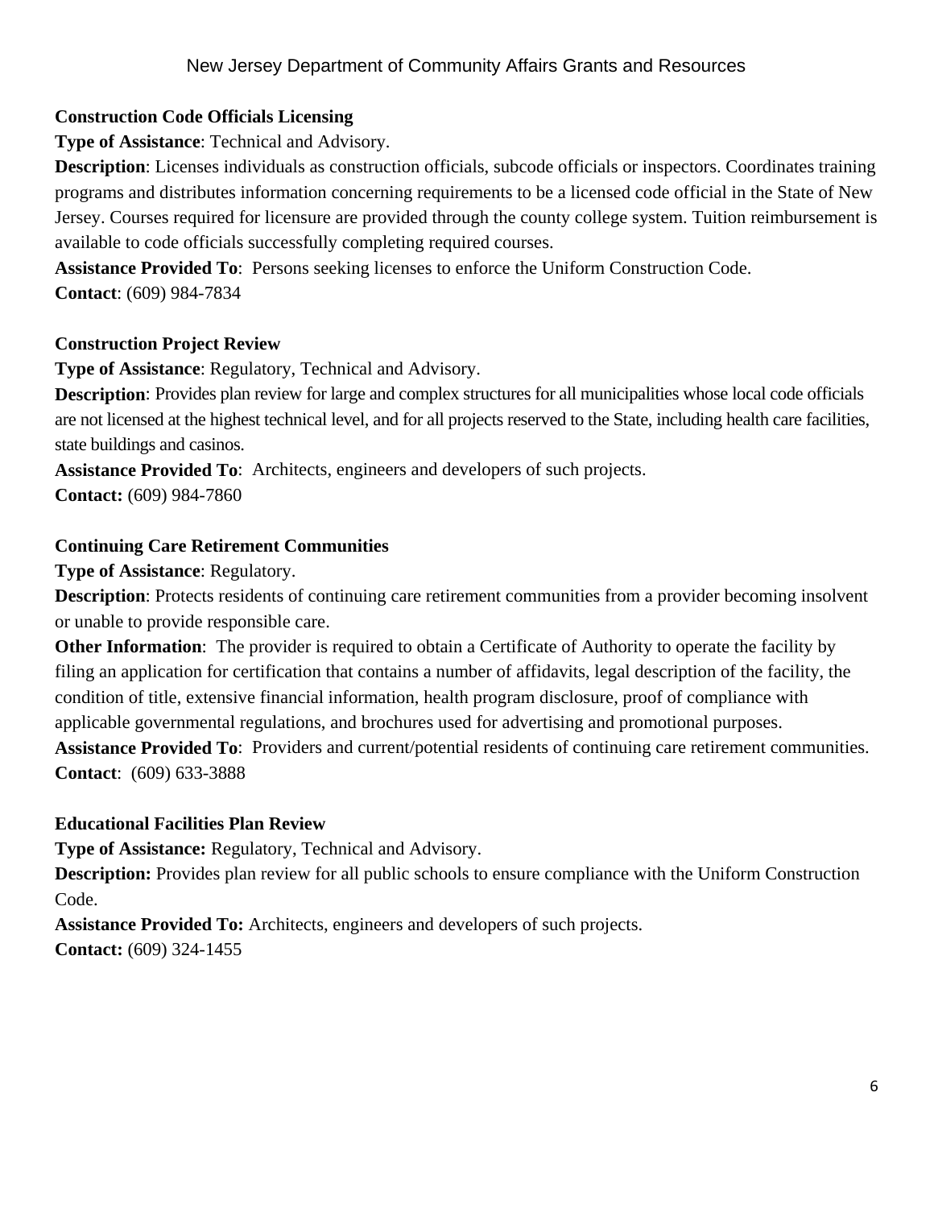**Construction Code Officials Licensing**

**Type of Assistance**: Technical and Advisory.

**Description**: Licenses individuals as construction officials, subcode officials or inspectors. Coordinates training programs and distributes information concerning requirements to be a licensed code official in the State of New Jersey. Courses required for licensure are provided through the county college system. Tuition reimbursement is available to code officials successfully completing required courses.

**Assistance Provided To**: Persons seeking licenses to enforce the Uniform Construction Code.

**Contact**: (609) 984-7834

**Construction Project Review**

**Type of Assistance**: Regulatory, Technical and Advisory.

**Description**: Provides plan review for large and complex structures for all municipalities whose local code officials are not licensed at the highest technical level, and for all projects reserved to the State, including health care facilities, state buildings and casinos.

**Assistance Provided To**: Architects, engineers and developers of such projects.

**Contact:** (609) 984-7860

**Continuing Care Retirement Communities**

**Type of Assistance**: Regulatory.

**Description**: Protects residents of continuing care retirement communities from a provider becoming insolvent or unable to provide responsible care.

**Other Information**: The provider is required to obtain a Certificate of Authority to operate the facility by filing an application for certification that contains a number of affidavits, legal description of the facility, the condition of title, extensive financial information, health program disclosure, proof of compliance with applicable governmental regulations, and brochures used for advertising and promotional purposes.

**Assistance Provided To**: Providers and current/potential residents of continuing care retirement communities.

**Contact**: (609) 633-3888

**Educational Facilities Plan Review**

**Type of Assistance:** Regulatory, Technical and Advisory.

**Description:** Provides plan review for all public schools to ensure compliance with the Uniform Construction Code.

**Assistance Provided To:** Architects, engineers and developers of such projects.

**Contact:** (609) 324-1455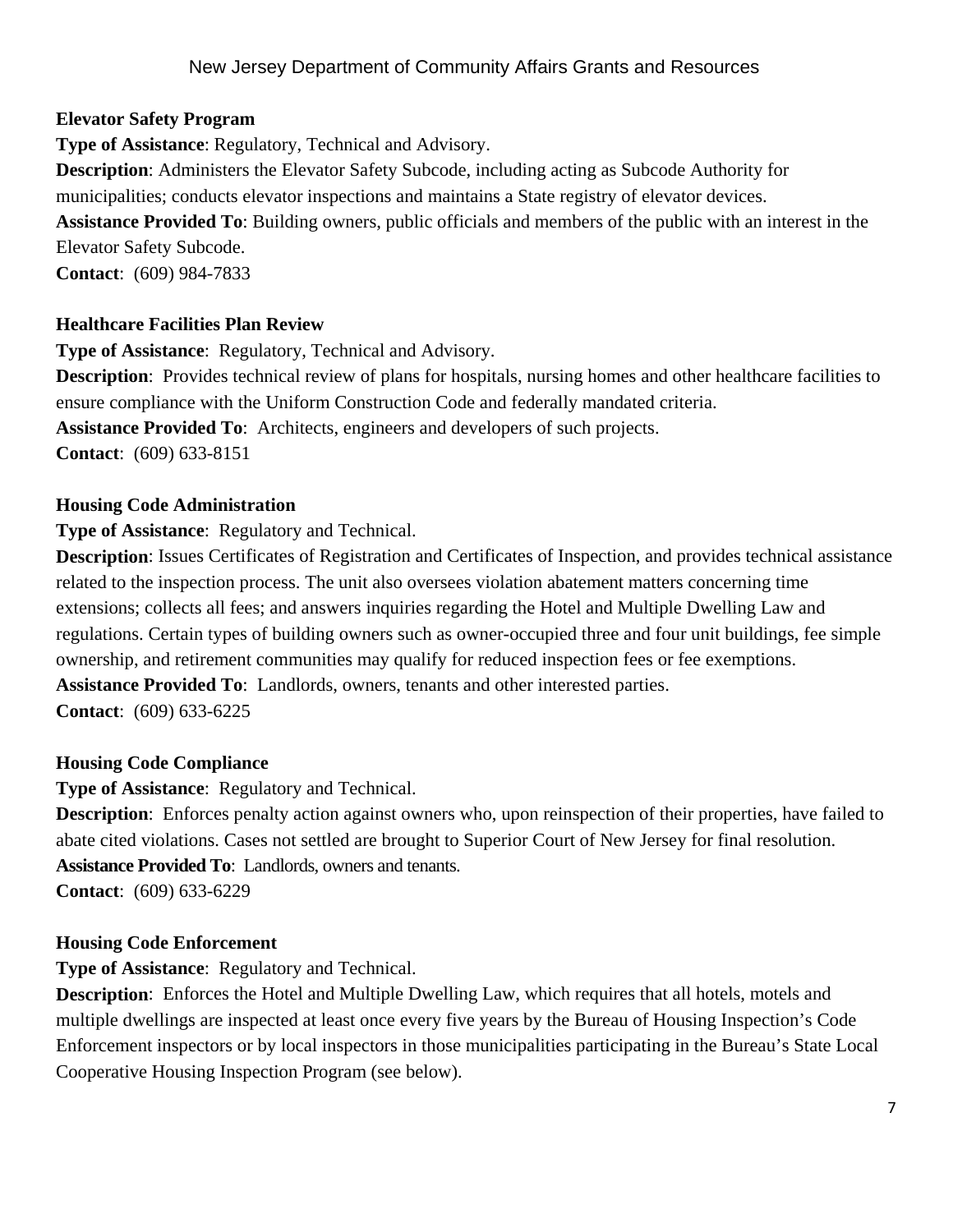**Elevator Safety Program**

**Type of Assistance**: Regulatory, Technical and Advisory.

**Description**: Administers the Elevator Safety Subcode, including acting as Subcode Authority for municipalities; conducts elevator inspections and maintains a State registry of elevator devices.

**Assistance Provided To**: Building owners, public officials and members of the public with an interest in the Elevator Safety Subcode.

**Contact**: (609) 984-7833

**Healthcare Facilities Plan Review**

**Type of Assistance**: Regulatory, Technical and Advisory.

**Description**: Provides technical review of plans for hospitals, nursing homes and other healthcare facilities to ensure compliance with the Uniform Construction Code and federally mandated criteria.

**Assistance Provided To**: Architects, engineers and developers of such projects.

**Contact**: (609) 633-8151

**Housing Code Administration**

**Type of Assistance**: Regulatory and Technical.

**Description**: Issues Certificates of Registration and Certificates of Inspection, and provides technical assistance related to the inspection process. The unit also oversees violation abatement matters concerning time extensions; collects all fees; and answers inquiries regarding the Hotel and Multiple Dwelling Law and regulations. Certain types of building owners such as owner-occupied three and four unit buildings, fee simple ownership, and retirement communities may qualify for reduced inspection fees or fee exemptions.

**Assistance Provided To**: Landlords, owners, tenants and other interested parties.

**Contact**: (609) 633-6225

**Housing Code Compliance**

**Type of Assistance**: Regulatory and Technical.

**Description**: Enforces penalty action against owners who, upon reinspection of their properties, have failed to abate cited violations. Cases not settled are brought to Superior Court of New Jersey for final resolution.

**Assistance Provided To**: Landlords, owners and tenants.

**Contact**: (609) 633-6229

**Housing Code Enforcement**

**Type of Assistance**: Regulatory and Technical.

**Description**: Enforces the Hotel and Multiple Dwelling Law, which requires that all hotels, motels and multiple dwellings are inspected at least once every five years by the Bureau of Housing Inspection's Code Enforcement inspectors or by local inspectors in those municipalities participating in the Bureau's State Local Cooperative Housing Inspection Program (see below).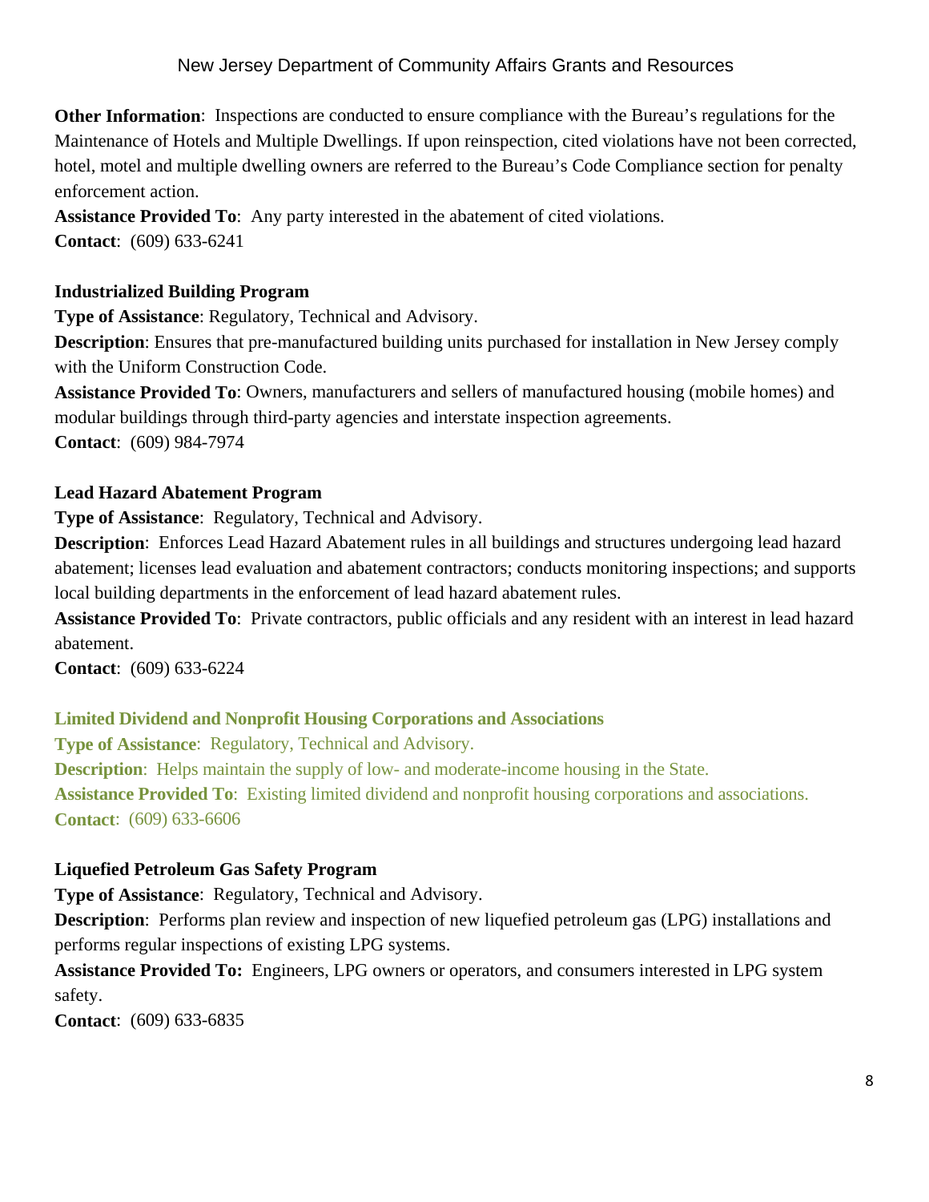**Other Information**: Inspections are conducted to ensure compliance with the Bureau's regulations for the Maintenance of Hotels and Multiple Dwellings. If upon reinspection, cited violations have not been corrected, hotel, motel and multiple dwelling owners are referred to the Bureau's Code Compliance section for penalty enforcement action.
**Assistance Provided To**: Any party interested in the abatement of cited violations.
**Contact**: (609) 633-6241

### Industrialized Building Program

**Type of Assistance**: Regulatory, Technical and Advisory.
**Description**: Ensures that pre-manufactured building units purchased for installation in New Jersey comply with the Uniform Construction Code.
**Assistance Provided To**: Owners, manufacturers and sellers of manufactured housing (mobile homes) and modular buildings through third-party agencies and interstate inspection agreements.
**Contact**: (609) 984-7974

### Lead Hazard Abatement Program

**Type of Assistance**: Regulatory, Technical and Advisory.
**Description**: Enforces Lead Hazard Abatement rules in all buildings and structures undergoing lead hazard abatement; licenses lead evaluation and abatement contractors; conducts monitoring inspections; and supports local building departments in the enforcement of lead hazard abatement rules.
**Assistance Provided To**: Private contractors, public officials and any resident with an interest in lead hazard abatement.
**Contact**: (609) 633-6224

### Limited Dividend and Nonprofit Housing Corporations and Associations

**Type of Assistance**: Regulatory, Technical and Advisory.
**Description**: Helps maintain the supply of low- and moderate-income housing in the State.
**Assistance Provided To**: Existing limited dividend and nonprofit housing corporations and associations.
**Contact**: (609) 633-6606

### Liquefied Petroleum Gas Safety Program

**Type of Assistance**: Regulatory, Technical and Advisory.
**Description**: Performs plan review and inspection of new liquefied petroleum gas (LPG) installations and performs regular inspections of existing LPG systems.
**Assistance Provided To:** Engineers, LPG owners or operators, and consumers interested in LPG system safety.
**Contact**: (609) 633-6835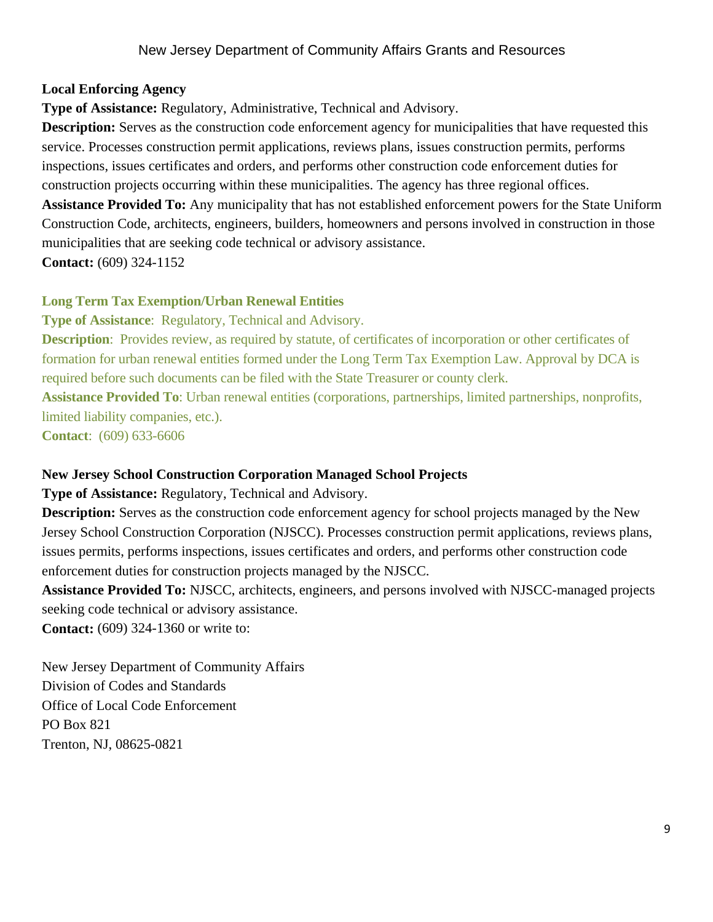**Local Enforcing Agency**

**Type of Assistance:** Regulatory, Administrative, Technical and Advisory.

**Description:** Serves as the construction code enforcement agency for municipalities that have requested this service. Processes construction permit applications, reviews plans, issues construction permits, performs inspections, issues certificates and orders, and performs other construction code enforcement duties for construction projects occurring within these municipalities. The agency has three regional offices.

**Assistance Provided To:** Any municipality that has not established enforcement powers for the State Uniform Construction Code, architects, engineers, builders, homeowners and persons involved in construction in those municipalities that are seeking code technical or advisory assistance.

**Contact:** (609) 324-1152

**Long Term Tax Exemption/Urban Renewal Entities**

**Type of Assistance**: Regulatory, Technical and Advisory.

**Description**: Provides review, as required by statute, of certificates of incorporation or other certificates of formation for urban renewal entities formed under the Long Term Tax Exemption Law. Approval by DCA is required before such documents can be filed with the State Treasurer or county clerk.

**Assistance Provided To**: Urban renewal entities (corporations, partnerships, limited partnerships, nonprofits, limited liability companies, etc.).

**Contact**: (609) 633-6606

**New Jersey School Construction Corporation Managed School Projects**

**Type of Assistance:** Regulatory, Technical and Advisory.

**Description:** Serves as the construction code enforcement agency for school projects managed by the New Jersey School Construction Corporation (NJSCC). Processes construction permit applications, reviews plans, issues permits, performs inspections, issues certificates and orders, and performs other construction code enforcement duties for construction projects managed by the NJSCC.

**Assistance Provided To:** NJSCC, architects, engineers, and persons involved with NJSCC-managed projects seeking code technical or advisory assistance.

**Contact:** (609) 324-1360 or write to:

New Jersey Department of Community Affairs
Division of Codes and Standards
Office of Local Code Enforcement
PO Box 821
Trenton, NJ, 08625-0821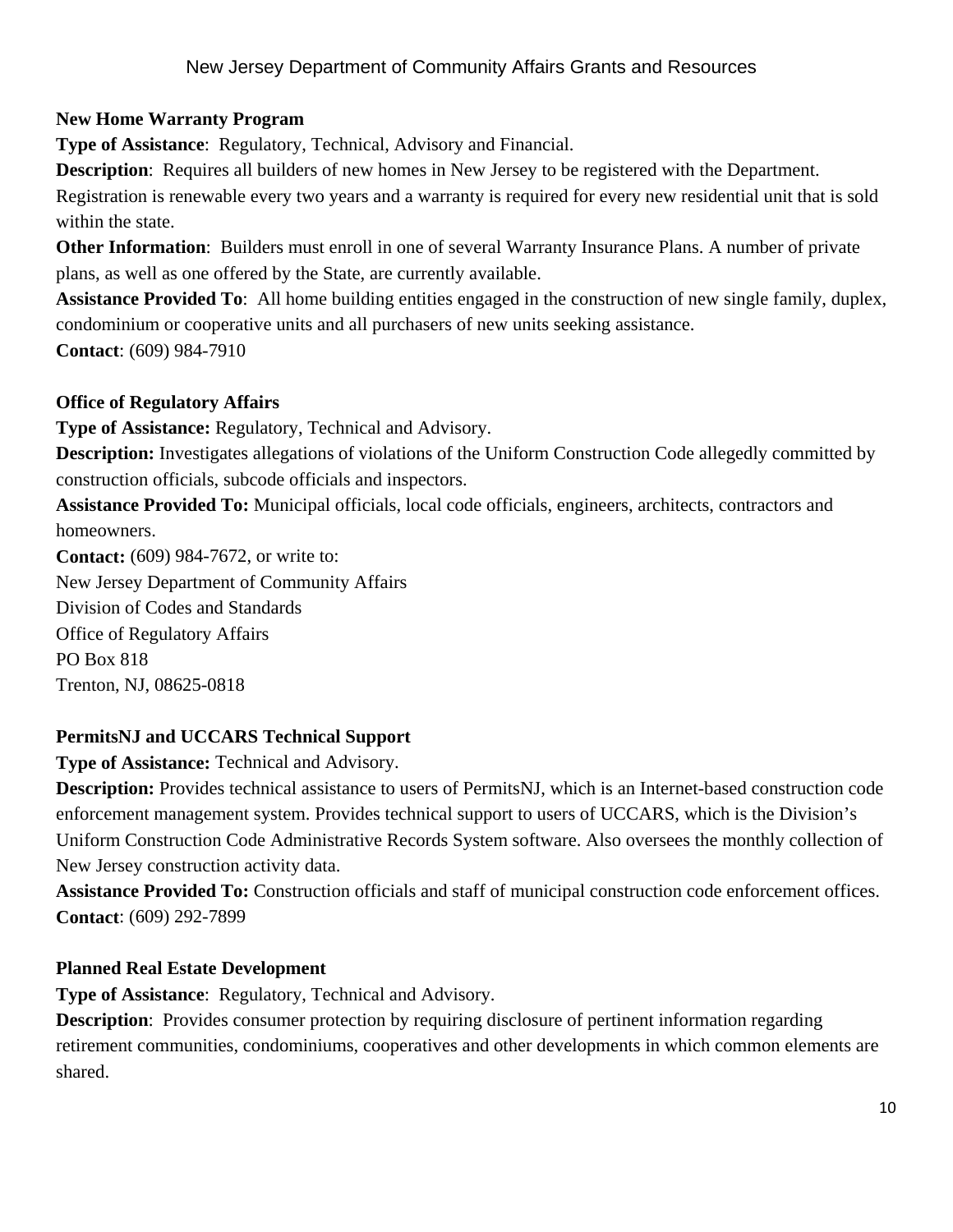**New Home Warranty Program**

**Type of Assistance**: Regulatory, Technical, Advisory and Financial.

**Description**: Requires all builders of new homes in New Jersey to be registered with the Department. Registration is renewable every two years and a warranty is required for every new residential unit that is sold within the state.

**Other Information**: Builders must enroll in one of several Warranty Insurance Plans. A number of private plans, as well as one offered by the State, are currently available.

**Assistance Provided To**: All home building entities engaged in the construction of new single family, duplex, condominium or cooperative units and all purchasers of new units seeking assistance.

**Contact**: (609) 984-7910

**Office of Regulatory Affairs**

**Type of Assistance:** Regulatory, Technical and Advisory.

**Description:** Investigates allegations of violations of the Uniform Construction Code allegedly committed by construction officials, subcode officials and inspectors.

**Assistance Provided To:** Municipal officials, local code officials, engineers, architects, contractors and homeowners.

**Contact:** (609) 984-7672, or write to:
New Jersey Department of Community Affairs
Division of Codes and Standards
Office of Regulatory Affairs
PO Box 818
Trenton, NJ, 08625-0818

**PermitsNJ and UCCARS Technical Support**

**Type of Assistance:** Technical and Advisory.

**Description:** Provides technical assistance to users of PermitsNJ, which is an Internet-based construction code enforcement management system. Provides technical support to users of UCCARS, which is the Division's Uniform Construction Code Administrative Records System software. Also oversees the monthly collection of New Jersey construction activity data.

**Assistance Provided To:** Construction officials and staff of municipal construction code enforcement offices.

**Contact**: (609) 292-7899

**Planned Real Estate Development**

**Type of Assistance**: Regulatory, Technical and Advisory.

**Description**: Provides consumer protection by requiring disclosure of pertinent information regarding retirement communities, condominiums, cooperatives and other developments in which common elements are shared.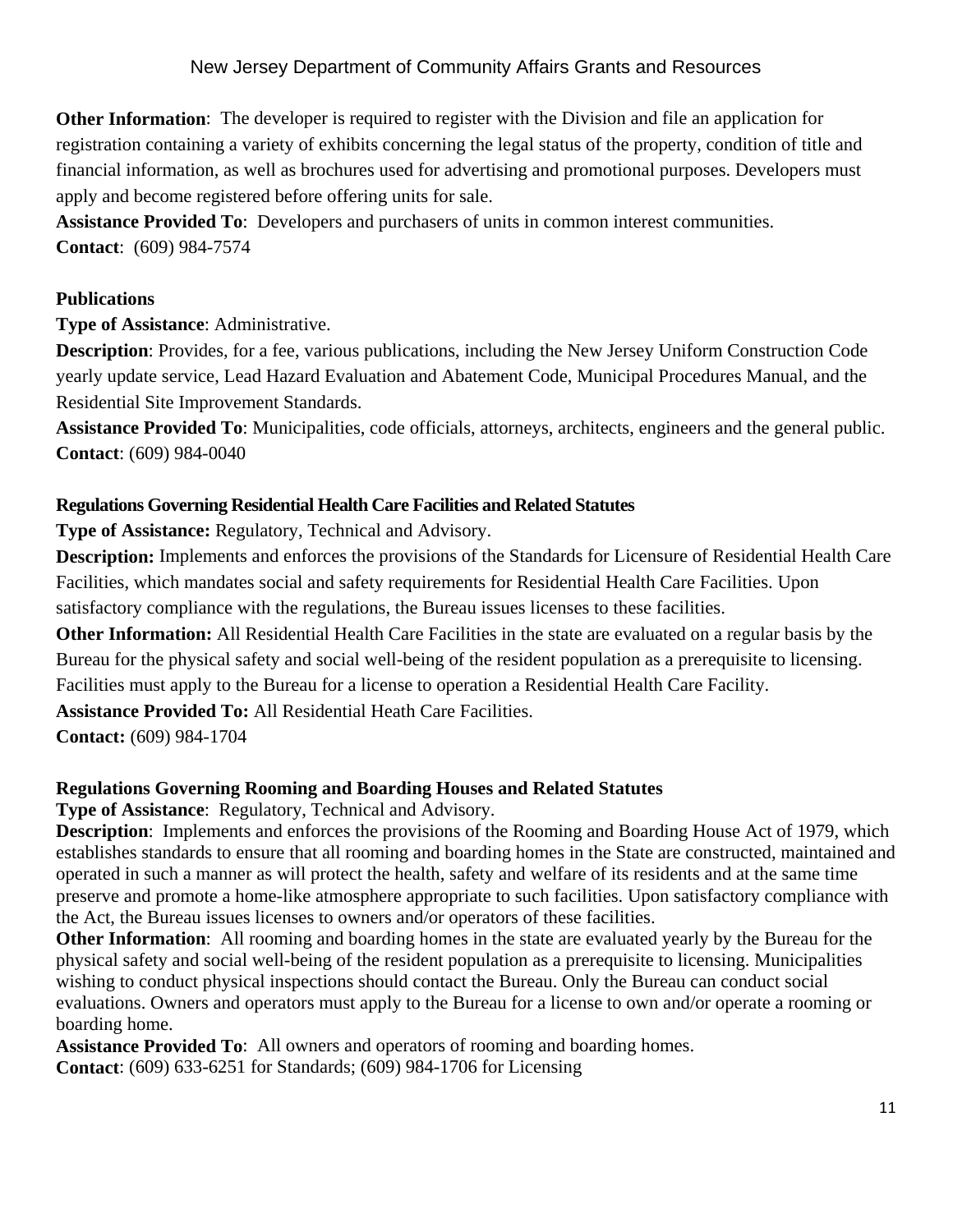**Other Information**: The developer is required to register with the Division and file an application for registration containing a variety of exhibits concerning the legal status of the property, condition of title and financial information, as well as brochures used for advertising and promotional purposes. Developers must apply and become registered before offering units for sale.
**Assistance Provided To**: Developers and purchasers of units in common interest communities.
**Contact**: (609) 984-7574

**Publications**
**Type of Assistance**: Administrative.
**Description**: Provides, for a fee, various publications, including the New Jersey Uniform Construction Code yearly update service, Lead Hazard Evaluation and Abatement Code, Municipal Procedures Manual, and the Residential Site Improvement Standards.
**Assistance Provided To**: Municipalities, code officials, attorneys, architects, engineers and the general public.
**Contact**: (609) 984-0040

**Regulations Governing Residential Health Care Facilities and Related Statutes**
**Type of Assistance:** Regulatory, Technical and Advisory.
**Description:** Implements and enforces the provisions of the Standards for Licensure of Residential Health Care Facilities, which mandates social and safety requirements for Residential Health Care Facilities. Upon satisfactory compliance with the regulations, the Bureau issues licenses to these facilities.
**Other Information:** All Residential Health Care Facilities in the state are evaluated on a regular basis by the Bureau for the physical safety and social well-being of the resident population as a prerequisite to licensing. Facilities must apply to the Bureau for a license to operation a Residential Health Care Facility.
**Assistance Provided To:** All Residential Heath Care Facilities.
**Contact:** (609) 984-1704

**Regulations Governing Rooming and Boarding Houses and Related Statutes**
**Type of Assistance**: Regulatory, Technical and Advisory.
**Description**: Implements and enforces the provisions of the Rooming and Boarding House Act of 1979, which establishes standards to ensure that all rooming and boarding homes in the State are constructed, maintained and operated in such a manner as will protect the health, safety and welfare of its residents and at the same time preserve and promote a home-like atmosphere appropriate to such facilities. Upon satisfactory compliance with the Act, the Bureau issues licenses to owners and/or operators of these facilities.
**Other Information**: All rooming and boarding homes in the state are evaluated yearly by the Bureau for the physical safety and social well-being of the resident population as a prerequisite to licensing. Municipalities wishing to conduct physical inspections should contact the Bureau. Only the Bureau can conduct social evaluations. Owners and operators must apply to the Bureau for a license to own and/or operate a rooming or boarding home.
**Assistance Provided To**: All owners and operators of rooming and boarding homes.
**Contact**: (609) 633-6251 for Standards; (609) 984-1706 for Licensing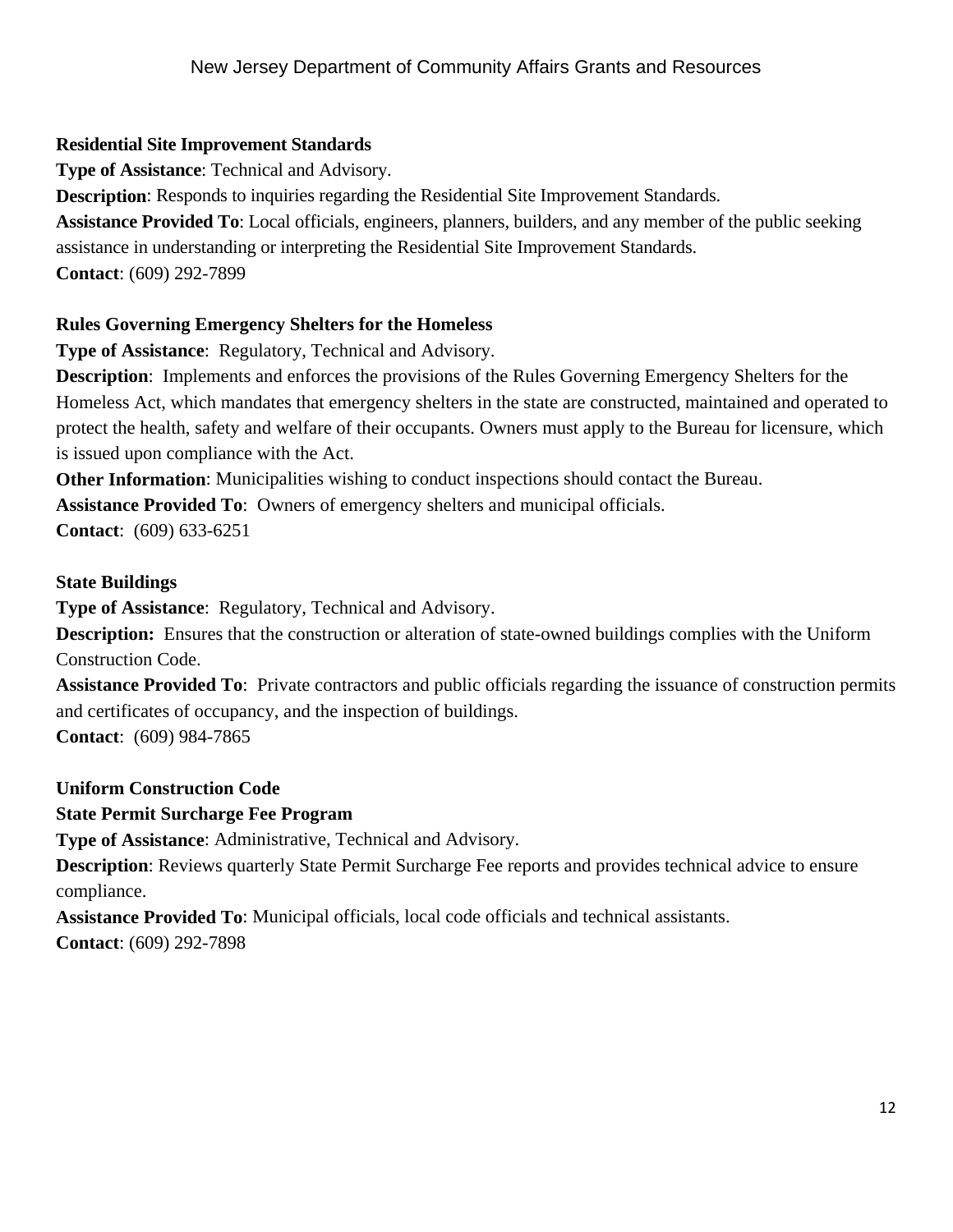**Residential Site Improvement Standards**

**Type of Assistance**: Technical and Advisory.

**Description**: Responds to inquiries regarding the Residential Site Improvement Standards.

**Assistance Provided To**: Local officials, engineers, planners, builders, and any member of the public seeking assistance in understanding or interpreting the Residential Site Improvement Standards.

**Contact**: (609) 292-7899

**Rules Governing Emergency Shelters for the Homeless**

**Type of Assistance**: Regulatory, Technical and Advisory.

**Description**: Implements and enforces the provisions of the Rules Governing Emergency Shelters for the Homeless Act, which mandates that emergency shelters in the state are constructed, maintained and operated to protect the health, safety and welfare of their occupants. Owners must apply to the Bureau for licensure, which is issued upon compliance with the Act.

**Other Information**: Municipalities wishing to conduct inspections should contact the Bureau.

**Assistance Provided To**: Owners of emergency shelters and municipal officials.

**Contact**: (609) 633-6251

**State Buildings**

**Type of Assistance**: Regulatory, Technical and Advisory.

**Description:** Ensures that the construction or alteration of state-owned buildings complies with the Uniform Construction Code.

**Assistance Provided To**: Private contractors and public officials regarding the issuance of construction permits and certificates of occupancy, and the inspection of buildings.

**Contact**: (609) 984-7865

**Uniform Construction Code**

**State Permit Surcharge Fee Program**

**Type of Assistance**: Administrative, Technical and Advisory.

**Description**: Reviews quarterly State Permit Surcharge Fee reports and provides technical advice to ensure compliance.

**Assistance Provided To**: Municipal officials, local code officials and technical assistants.

**Contact**: (609) 292-7898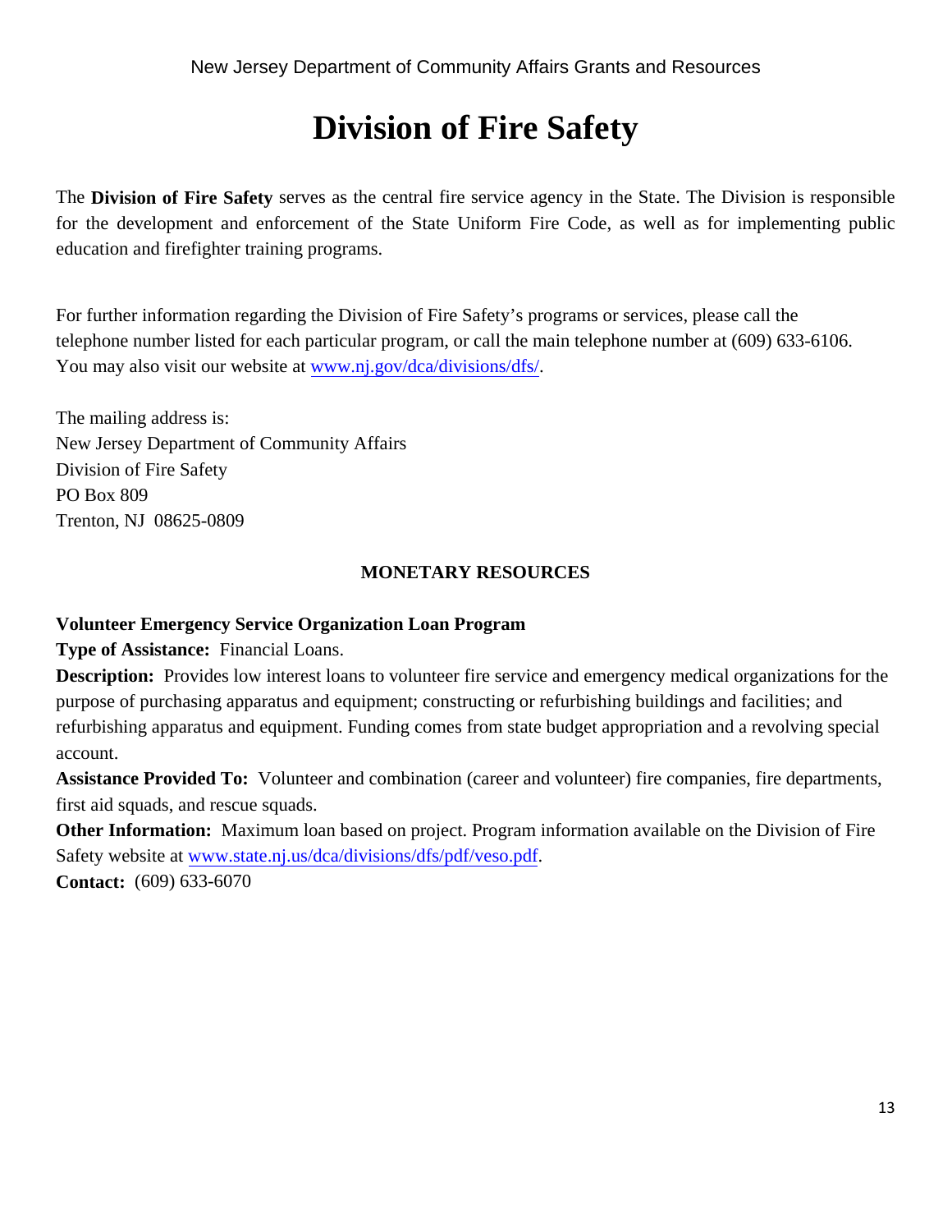# Division of Fire Safety

The **Division of Fire Safety** serves as the central fire service agency in the State. The Division is responsible for the development and enforcement of the State Uniform Fire Code, as well as for implementing public education and firefighter training programs.

For further information regarding the Division of Fire Safety's programs or services, please call the telephone number listed for each particular program, or call the main telephone number at (609) 633-6106. You may also visit our website at www.nj.gov/dca/divisions/dfs/.

The mailing address is:
New Jersey Department of Community Affairs
Division of Fire Safety
PO Box 809
Trenton, NJ 08625-0809

## MONETARY RESOURCES

**Volunteer Emergency Service Organization Loan Program**
**Type of Assistance:** Financial Loans.
**Description:** Provides low interest loans to volunteer fire service and emergency medical organizations for the purpose of purchasing apparatus and equipment; constructing or refurbishing buildings and facilities; and refurbishing apparatus and equipment. Funding comes from state budget appropriation and a revolving special account.
**Assistance Provided To:** Volunteer and combination (career and volunteer) fire companies, fire departments, first aid squads, and rescue squads.
**Other Information:** Maximum loan based on project. Program information available on the Division of Fire Safety website at www.state.nj.us/dca/divisions/dfs/pdf/veso.pdf.
**Contact:** (609) 633-6070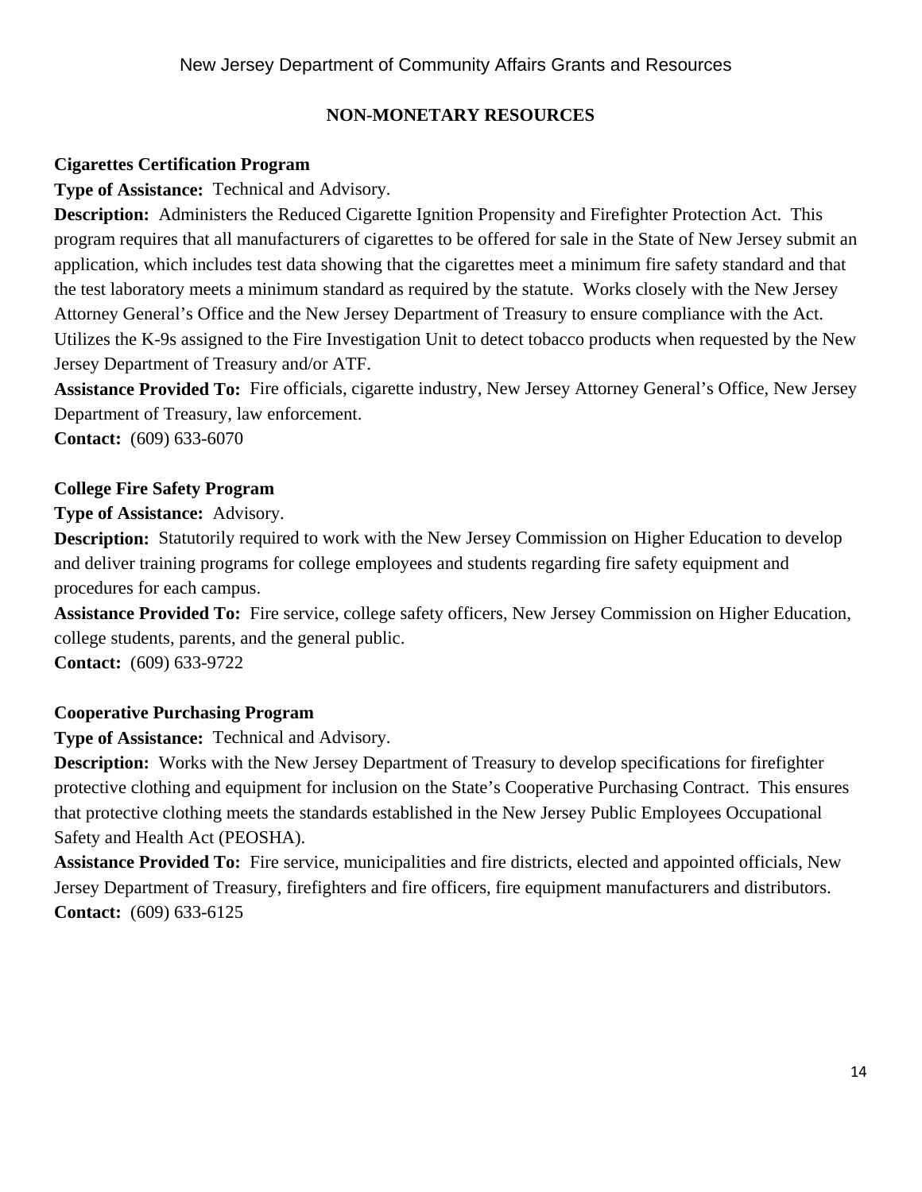## NON-MONETARY RESOURCES

**Cigarettes Certification Program**

**Type of Assistance:** Technical and Advisory.

**Description:** Administers the Reduced Cigarette Ignition Propensity and Firefighter Protection Act. This program requires that all manufacturers of cigarettes to be offered for sale in the State of New Jersey submit an application, which includes test data showing that the cigarettes meet a minimum fire safety standard and that the test laboratory meets a minimum standard as required by the statute. Works closely with the New Jersey Attorney General's Office and the New Jersey Department of Treasury to ensure compliance with the Act. Utilizes the K-9s assigned to the Fire Investigation Unit to detect tobacco products when requested by the New Jersey Department of Treasury and/or ATF.

**Assistance Provided To:** Fire officials, cigarette industry, New Jersey Attorney General's Office, New Jersey Department of Treasury, law enforcement.

**Contact:** (609) 633-6070

**College Fire Safety Program**

**Type of Assistance:** Advisory.

**Description:** Statutorily required to work with the New Jersey Commission on Higher Education to develop and deliver training programs for college employees and students regarding fire safety equipment and procedures for each campus.

**Assistance Provided To:** Fire service, college safety officers, New Jersey Commission on Higher Education, college students, parents, and the general public.

**Contact:** (609) 633-9722

**Cooperative Purchasing Program**

**Type of Assistance:** Technical and Advisory.

**Description:** Works with the New Jersey Department of Treasury to develop specifications for firefighter protective clothing and equipment for inclusion on the State's Cooperative Purchasing Contract. This ensures that protective clothing meets the standards established in the New Jersey Public Employees Occupational Safety and Health Act (PEOSHA).

**Assistance Provided To:** Fire service, municipalities and fire districts, elected and appointed officials, New Jersey Department of Treasury, firefighters and fire officers, fire equipment manufacturers and distributors.

**Contact:** (609) 633-6125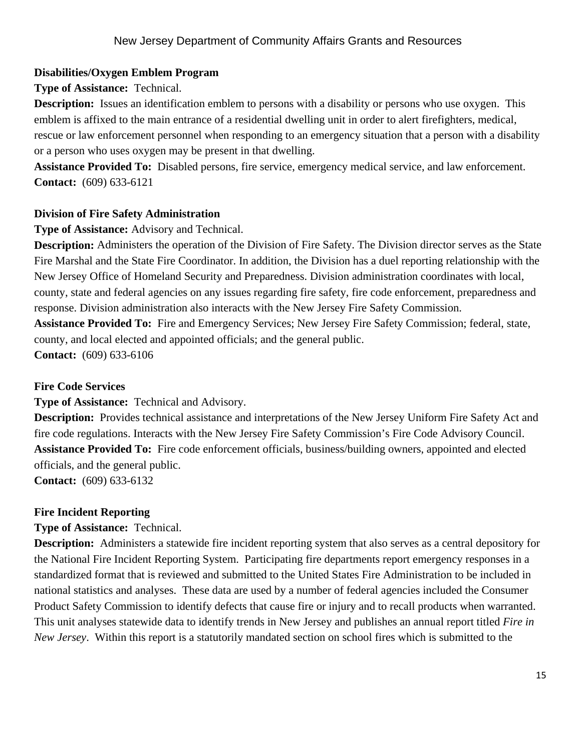**Disabilities/Oxygen Emblem Program**

**Type of Assistance:** Technical.

**Description:** Issues an identification emblem to persons with a disability or persons who use oxygen. This emblem is affixed to the main entrance of a residential dwelling unit in order to alert firefighters, medical, rescue or law enforcement personnel when responding to an emergency situation that a person with a disability or a person who uses oxygen may be present in that dwelling.

**Assistance Provided To:** Disabled persons, fire service, emergency medical service, and law enforcement.

**Contact:** (609) 633-6121

**Division of Fire Safety Administration**

**Type of Assistance:** Advisory and Technical.

**Description:** Administers the operation of the Division of Fire Safety. The Division director serves as the State Fire Marshal and the State Fire Coordinator. In addition, the Division has a duel reporting relationship with the New Jersey Office of Homeland Security and Preparedness. Division administration coordinates with local, county, state and federal agencies on any issues regarding fire safety, fire code enforcement, preparedness and response. Division administration also interacts with the New Jersey Fire Safety Commission.

**Assistance Provided To:** Fire and Emergency Services; New Jersey Fire Safety Commission; federal, state, county, and local elected and appointed officials; and the general public.

**Contact:** (609) 633-6106

**Fire Code Services**

**Type of Assistance:** Technical and Advisory.

**Description:** Provides technical assistance and interpretations of the New Jersey Uniform Fire Safety Act and fire code regulations. Interacts with the New Jersey Fire Safety Commission's Fire Code Advisory Council.

**Assistance Provided To:** Fire code enforcement officials, business/building owners, appointed and elected officials, and the general public.

**Contact:** (609) 633-6132

**Fire Incident Reporting**

**Type of Assistance:** Technical.

**Description:** Administers a statewide fire incident reporting system that also serves as a central depository for the National Fire Incident Reporting System. Participating fire departments report emergency responses in a standardized format that is reviewed and submitted to the United States Fire Administration to be included in national statistics and analyses. These data are used by a number of federal agencies included the Consumer Product Safety Commission to identify defects that cause fire or injury and to recall products when warranted. This unit analyses statewide data to identify trends in New Jersey and publishes an annual report titled *Fire in New Jersey*. Within this report is a statutorily mandated section on school fires which is submitted to the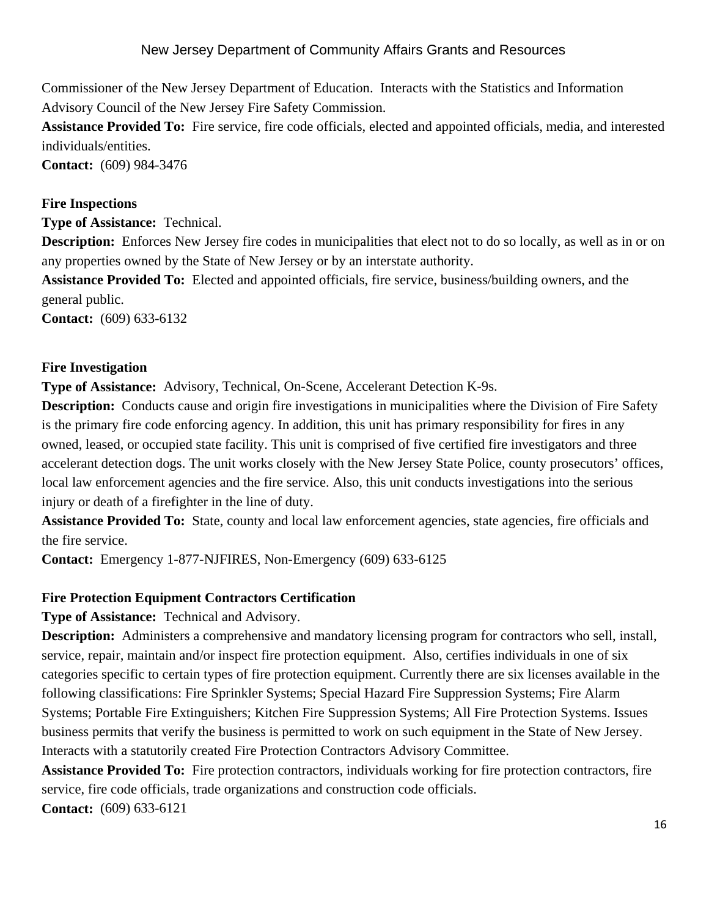Commissioner of the New Jersey Department of Education. Interacts with the Statistics and Information Advisory Council of the New Jersey Fire Safety Commission.

**Assistance Provided To:** Fire service, fire code officials, elected and appointed officials, media, and interested individuals/entities.

**Contact:** (609) 984-3476

**Fire Inspections**

**Type of Assistance:** Technical.

**Description:** Enforces New Jersey fire codes in municipalities that elect not to do so locally, as well as in or on any properties owned by the State of New Jersey or by an interstate authority.

**Assistance Provided To:** Elected and appointed officials, fire service, business/building owners, and the general public.

**Contact:** (609) 633-6132

**Fire Investigation**

**Type of Assistance:** Advisory, Technical, On-Scene, Accelerant Detection K-9s.

**Description:** Conducts cause and origin fire investigations in municipalities where the Division of Fire Safety is the primary fire code enforcing agency. In addition, this unit has primary responsibility for fires in any owned, leased, or occupied state facility. This unit is comprised of five certified fire investigators and three accelerant detection dogs. The unit works closely with the New Jersey State Police, county prosecutors' offices, local law enforcement agencies and the fire service. Also, this unit conducts investigations into the serious injury or death of a firefighter in the line of duty.

**Assistance Provided To:** State, county and local law enforcement agencies, state agencies, fire officials and the fire service.

**Contact:** Emergency 1-877-NJFIRES, Non-Emergency (609) 633-6125

**Fire Protection Equipment Contractors Certification**

**Type of Assistance:** Technical and Advisory.

**Description:** Administers a comprehensive and mandatory licensing program for contractors who sell, install, service, repair, maintain and/or inspect fire protection equipment. Also, certifies individuals in one of six categories specific to certain types of fire protection equipment. Currently there are six licenses available in the following classifications: Fire Sprinkler Systems; Special Hazard Fire Suppression Systems; Fire Alarm Systems; Portable Fire Extinguishers; Kitchen Fire Suppression Systems; All Fire Protection Systems. Issues business permits that verify the business is permitted to work on such equipment in the State of New Jersey. Interacts with a statutorily created Fire Protection Contractors Advisory Committee.

**Assistance Provided To:** Fire protection contractors, individuals working for fire protection contractors, fire service, fire code officials, trade organizations and construction code officials.

**Contact:** (609) 633-6121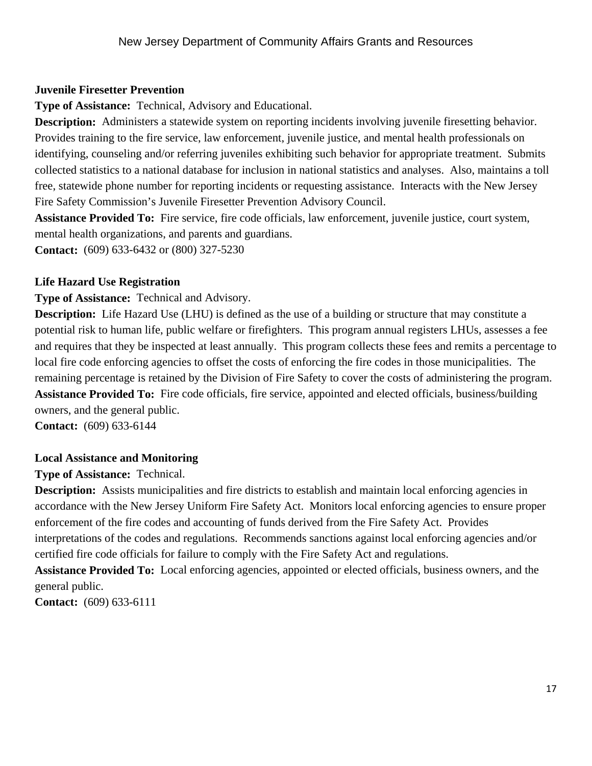**Juvenile Firesetter Prevention**

**Type of Assistance:** Technical, Advisory and Educational.

**Description:** Administers a statewide system on reporting incidents involving juvenile firesetting behavior. Provides training to the fire service, law enforcement, juvenile justice, and mental health professionals on identifying, counseling and/or referring juveniles exhibiting such behavior for appropriate treatment. Submits collected statistics to a national database for inclusion in national statistics and analyses. Also, maintains a toll free, statewide phone number for reporting incidents or requesting assistance. Interacts with the New Jersey Fire Safety Commission's Juvenile Firesetter Prevention Advisory Council.

**Assistance Provided To:** Fire service, fire code officials, law enforcement, juvenile justice, court system, mental health organizations, and parents and guardians.

**Contact:** (609) 633-6432 or (800) 327-5230

**Life Hazard Use Registration**

**Type of Assistance:** Technical and Advisory.

**Description:** Life Hazard Use (LHU) is defined as the use of a building or structure that may constitute a potential risk to human life, public welfare or firefighters. This program annual registers LHUs, assesses a fee and requires that they be inspected at least annually. This program collects these fees and remits a percentage to local fire code enforcing agencies to offset the costs of enforcing the fire codes in those municipalities. The remaining percentage is retained by the Division of Fire Safety to cover the costs of administering the program.

**Assistance Provided To:** Fire code officials, fire service, appointed and elected officials, business/building owners, and the general public.

**Contact:** (609) 633-6144

**Local Assistance and Monitoring**

**Type of Assistance:** Technical.

**Description:** Assists municipalities and fire districts to establish and maintain local enforcing agencies in accordance with the New Jersey Uniform Fire Safety Act. Monitors local enforcing agencies to ensure proper enforcement of the fire codes and accounting of funds derived from the Fire Safety Act. Provides interpretations of the codes and regulations. Recommends sanctions against local enforcing agencies and/or certified fire code officials for failure to comply with the Fire Safety Act and regulations.

**Assistance Provided To:** Local enforcing agencies, appointed or elected officials, business owners, and the general public.

**Contact:** (609) 633-6111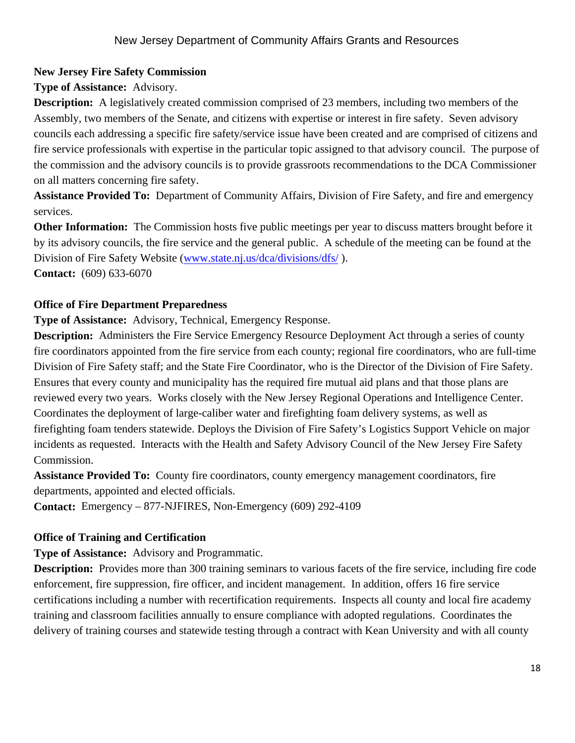**New Jersey Fire Safety Commission**

**Type of Assistance:** Advisory.

**Description:** A legislatively created commission comprised of 23 members, including two members of the Assembly, two members of the Senate, and citizens with expertise or interest in fire safety. Seven advisory councils each addressing a specific fire safety/service issue have been created and are comprised of citizens and fire service professionals with expertise in the particular topic assigned to that advisory council. The purpose of the commission and the advisory councils is to provide grassroots recommendations to the DCA Commissioner on all matters concerning fire safety.

**Assistance Provided To:** Department of Community Affairs, Division of Fire Safety, and fire and emergency services.

**Other Information:** The Commission hosts five public meetings per year to discuss matters brought before it by its advisory councils, the fire service and the general public. A schedule of the meeting can be found at the Division of Fire Safety Website (www.state.nj.us/dca/divisions/dfs/ ).

**Contact:** (609) 633-6070

**Office of Fire Department Preparedness**

**Type of Assistance:** Advisory, Technical, Emergency Response.

**Description:** Administers the Fire Service Emergency Resource Deployment Act through a series of county fire coordinators appointed from the fire service from each county; regional fire coordinators, who are full-time Division of Fire Safety staff; and the State Fire Coordinator, who is the Director of the Division of Fire Safety. Ensures that every county and municipality has the required fire mutual aid plans and that those plans are reviewed every two years. Works closely with the New Jersey Regional Operations and Intelligence Center. Coordinates the deployment of large-caliber water and firefighting foam delivery systems, as well as firefighting foam tenders statewide. Deploys the Division of Fire Safety's Logistics Support Vehicle on major incidents as requested. Interacts with the Health and Safety Advisory Council of the New Jersey Fire Safety Commission.

**Assistance Provided To:** County fire coordinators, county emergency management coordinators, fire departments, appointed and elected officials.

**Contact:** Emergency – 877-NJFIRES, Non-Emergency (609) 292-4109

**Office of Training and Certification**

**Type of Assistance:** Advisory and Programmatic.

**Description:** Provides more than 300 training seminars to various facets of the fire service, including fire code enforcement, fire suppression, fire officer, and incident management. In addition, offers 16 fire service certifications including a number with recertification requirements. Inspects all county and local fire academy training and classroom facilities annually to ensure compliance with adopted regulations. Coordinates the delivery of training courses and statewide testing through a contract with Kean University and with all county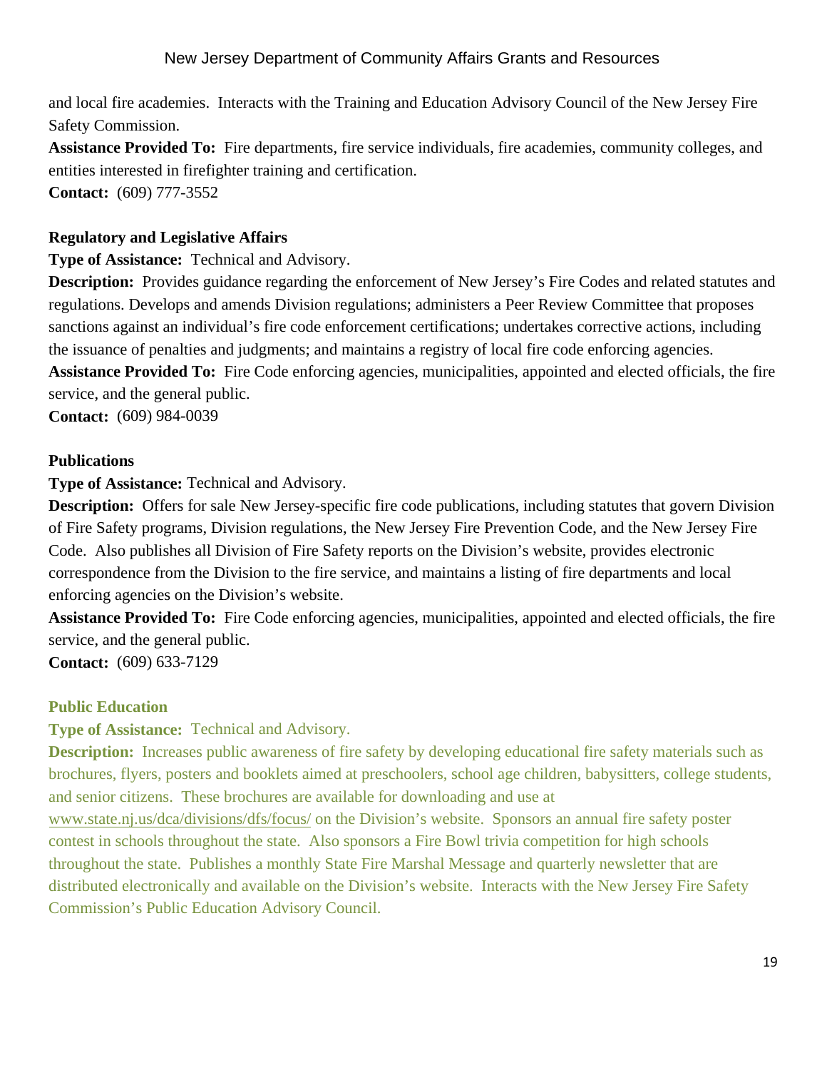and local fire academies. Interacts with the Training and Education Advisory Council of the New Jersey Fire Safety Commission.

**Assistance Provided To:** Fire departments, fire service individuals, fire academies, community colleges, and entities interested in firefighter training and certification.

**Contact:** (609) 777-3552

### Regulatory and Legislative Affairs

**Type of Assistance:** Technical and Advisory.

**Description:** Provides guidance regarding the enforcement of New Jersey's Fire Codes and related statutes and regulations. Develops and amends Division regulations; administers a Peer Review Committee that proposes sanctions against an individual's fire code enforcement certifications; undertakes corrective actions, including the issuance of penalties and judgments; and maintains a registry of local fire code enforcing agencies.

**Assistance Provided To:** Fire Code enforcing agencies, municipalities, appointed and elected officials, the fire service, and the general public.

**Contact:** (609) 984-0039

### Publications

**Type of Assistance:** Technical and Advisory.

**Description:** Offers for sale New Jersey-specific fire code publications, including statutes that govern Division of Fire Safety programs, Division regulations, the New Jersey Fire Prevention Code, and the New Jersey Fire Code. Also publishes all Division of Fire Safety reports on the Division's website, provides electronic correspondence from the Division to the fire service, and maintains a listing of fire departments and local enforcing agencies on the Division's website.

**Assistance Provided To:** Fire Code enforcing agencies, municipalities, appointed and elected officials, the fire service, and the general public.

**Contact:** (609) 633-7129

### Public Education

**Type of Assistance:** Technical and Advisory.

**Description:** Increases public awareness of fire safety by developing educational fire safety materials such as brochures, flyers, posters and booklets aimed at preschoolers, school age children, babysitters, college students, and senior citizens. These brochures are available for downloading and use at www.state.nj.us/dca/divisions/dfs/focus/ on the Division's website. Sponsors an annual fire safety poster contest in schools throughout the state. Also sponsors a Fire Bowl trivia competition for high schools throughout the state. Publishes a monthly State Fire Marshal Message and quarterly newsletter that are distributed electronically and available on the Division's website. Interacts with the New Jersey Fire Safety Commission's Public Education Advisory Council.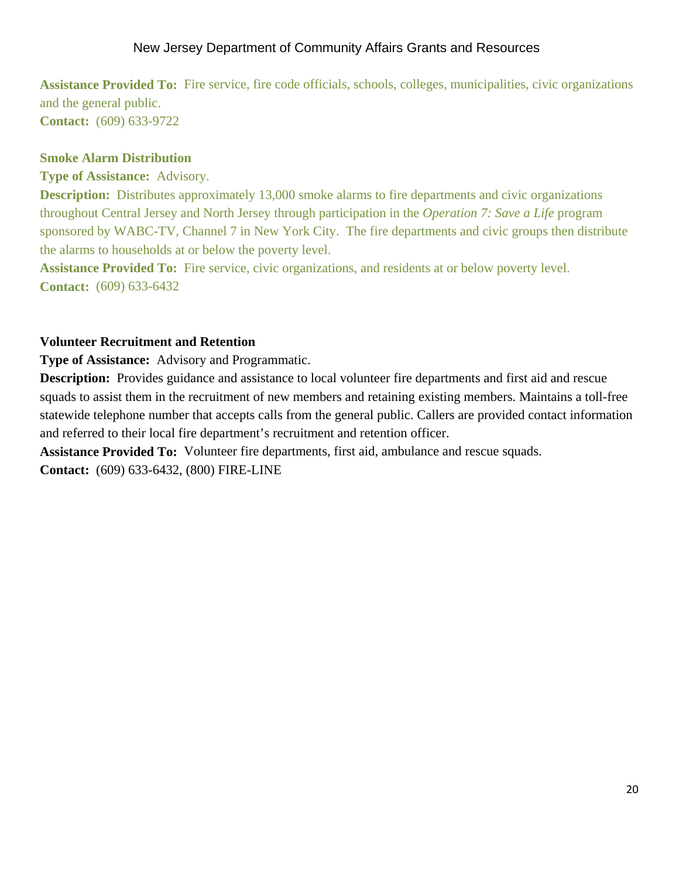**Assistance Provided To:** Fire service, fire code officials, schools, colleges, municipalities, civic organizations and the general public.
**Contact:** (609) 633-9722

### Smoke Alarm Distribution

**Type of Assistance:** Advisory.
**Description:** Distributes approximately 13,000 smoke alarms to fire departments and civic organizations throughout Central Jersey and North Jersey through participation in the *Operation 7: Save a Life* program sponsored by WABC-TV, Channel 7 in New York City. The fire departments and civic groups then distribute the alarms to households at or below the poverty level.
**Assistance Provided To:** Fire service, civic organizations, and residents at or below poverty level.
**Contact:** (609) 633-6432

### Volunteer Recruitment and Retention

**Type of Assistance:** Advisory and Programmatic.
**Description:** Provides guidance and assistance to local volunteer fire departments and first aid and rescue squads to assist them in the recruitment of new members and retaining existing members. Maintains a toll-free statewide telephone number that accepts calls from the general public. Callers are provided contact information and referred to their local fire department's recruitment and retention officer.
**Assistance Provided To:** Volunteer fire departments, first aid, ambulance and rescue squads.
**Contact:** (609) 633-6432, (800) FIRE-LINE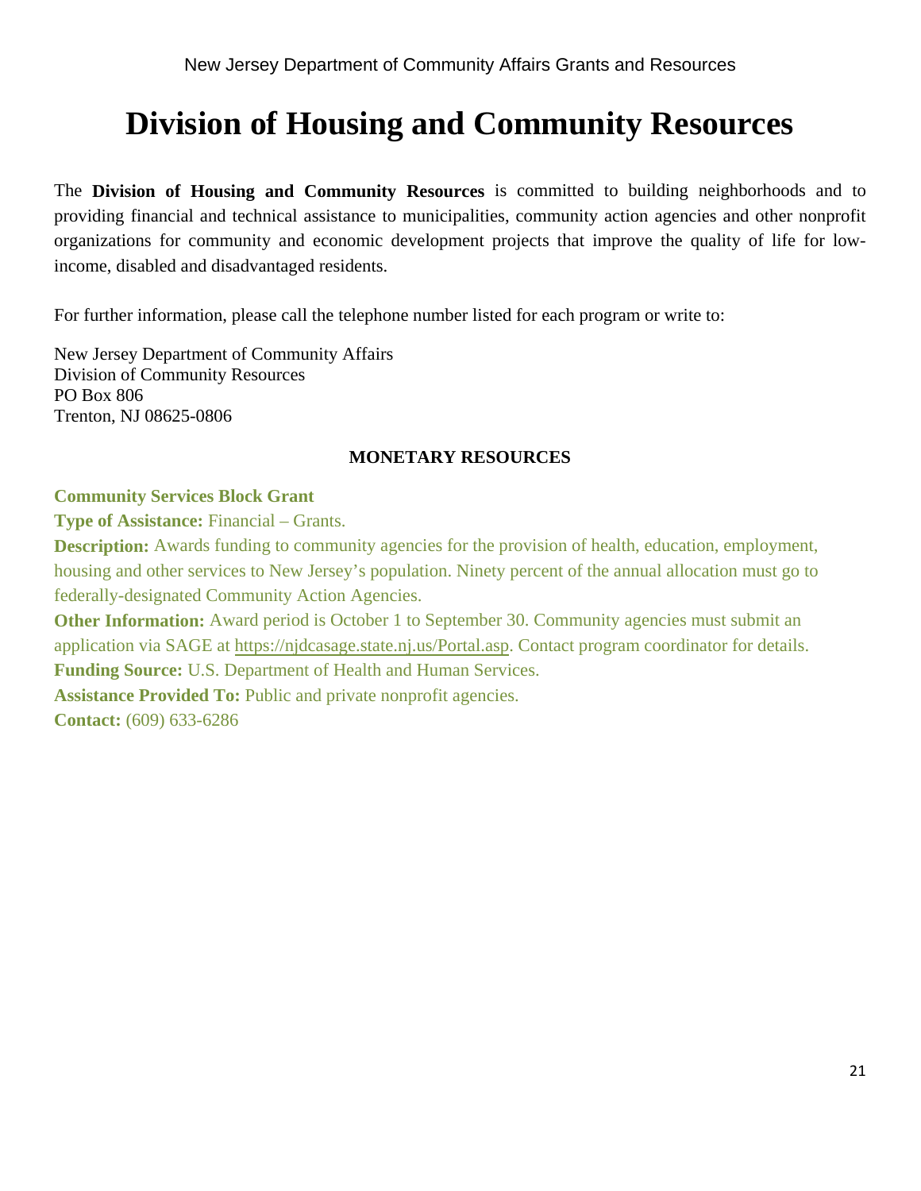# Division of Housing and Community Resources

The **Division of Housing and Community Resources** is committed to building neighborhoods and to providing financial and technical assistance to municipalities, community action agencies and other nonprofit organizations for community and economic development projects that improve the quality of life for low-income, disabled and disadvantaged residents.

For further information, please call the telephone number listed for each program or write to:

New Jersey Department of Community Affairs
Division of Community Resources
PO Box 806
Trenton, NJ 08625-0806

## MONETARY RESOURCES

**Community Services Block Grant**

**Type of Assistance:** Financial – Grants.

**Description:** Awards funding to community agencies for the provision of health, education, employment, housing and other services to New Jersey's population. Ninety percent of the annual allocation must go to federally-designated Community Action Agencies.

**Other Information:** Award period is October 1 to September 30. Community agencies must submit an application via SAGE at https://njdcasage.state.nj.us/Portal.asp. Contact program coordinator for details.

**Funding Source:** U.S. Department of Health and Human Services.

**Assistance Provided To:** Public and private nonprofit agencies.

**Contact:** (609) 633-6286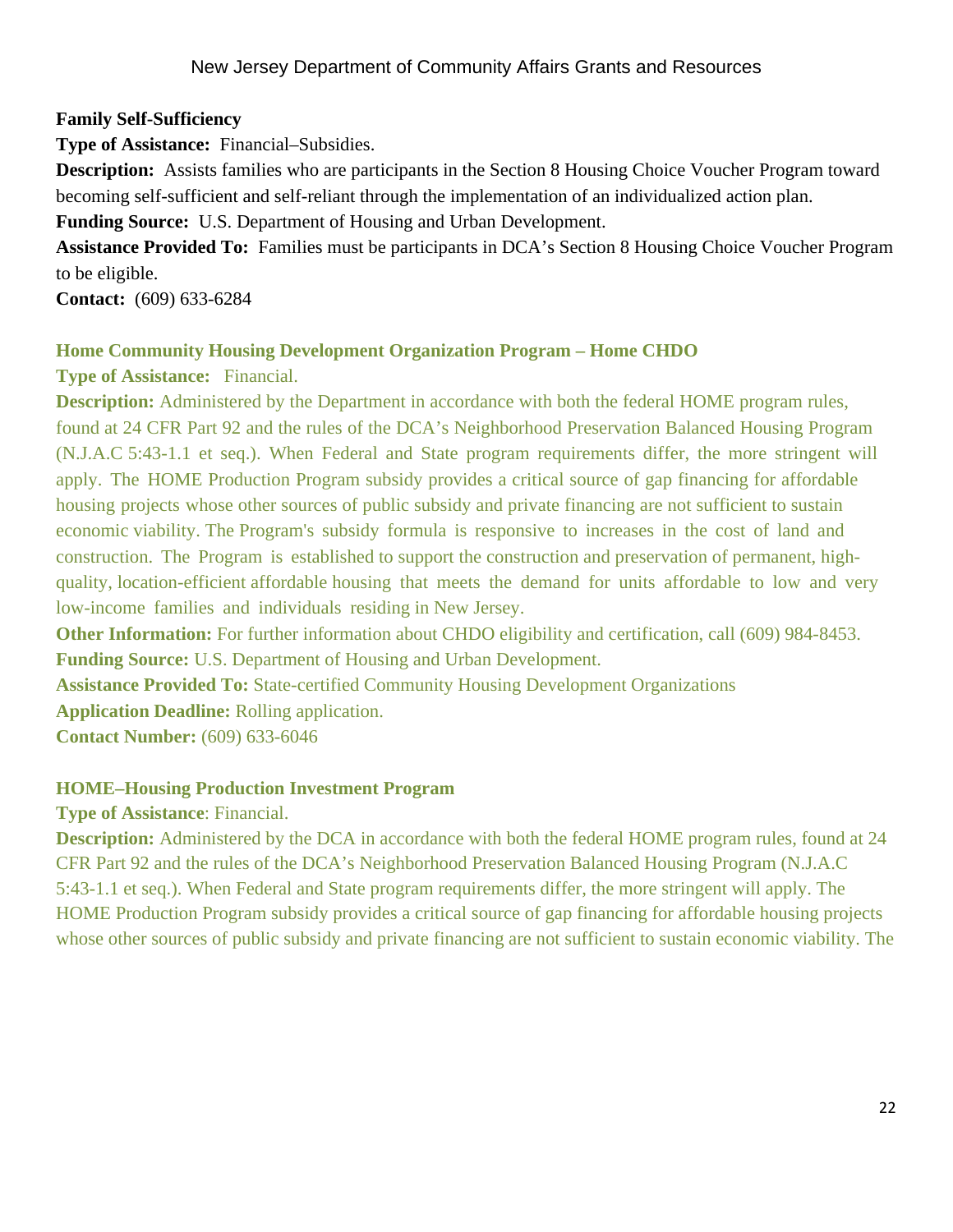**Family Self-Sufficiency**

**Type of Assistance:** Financial–Subsidies.

**Description:** Assists families who are participants in the Section 8 Housing Choice Voucher Program toward becoming self-sufficient and self-reliant through the implementation of an individualized action plan.

**Funding Source:** U.S. Department of Housing and Urban Development.

**Assistance Provided To:** Families must be participants in DCA's Section 8 Housing Choice Voucher Program to be eligible.

**Contact:** (609) 633-6284

**Home Community Housing Development Organization Program – Home CHDO**

**Type of Assistance:** Financial.

**Description:** Administered by the Department in accordance with both the federal HOME program rules, found at 24 CFR Part 92 and the rules of the DCA's Neighborhood Preservation Balanced Housing Program (N.J.A.C 5:43-1.1 et seq.). When Federal and State program requirements differ, the more stringent will apply. The HOME Production Program subsidy provides a critical source of gap financing for affordable housing projects whose other sources of public subsidy and private financing are not sufficient to sustain economic viability. The Program's subsidy formula is responsive to increases in the cost of land and construction. The Program is established to support the construction and preservation of permanent, high-quality, location-efficient affordable housing that meets the demand for units affordable to low and very low-income families and individuals residing in New Jersey.

**Other Information:** For further information about CHDO eligibility and certification, call (609) 984-8453.

**Funding Source:** U.S. Department of Housing and Urban Development.

**Assistance Provided To:** State-certified Community Housing Development Organizations

**Application Deadline:** Rolling application.

**Contact Number:** (609) 633-6046

**HOME–Housing Production Investment Program**

**Type of Assistance**: Financial.

**Description:** Administered by the DCA in accordance with both the federal HOME program rules, found at 24 CFR Part 92 and the rules of the DCA's Neighborhood Preservation Balanced Housing Program (N.J.A.C 5:43-1.1 et seq.). When Federal and State program requirements differ, the more stringent will apply. The HOME Production Program subsidy provides a critical source of gap financing for affordable housing projects whose other sources of public subsidy and private financing are not sufficient to sustain economic viability. The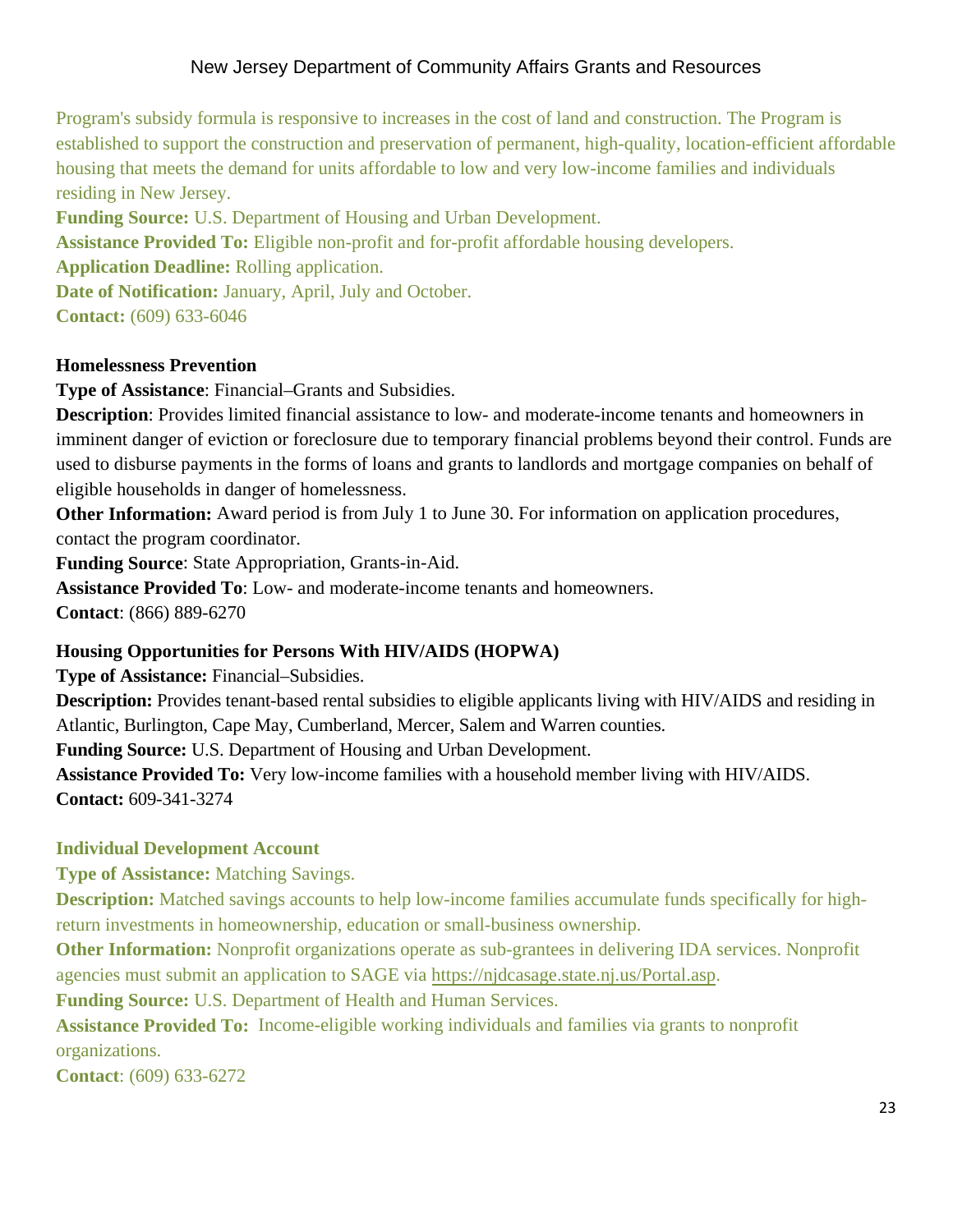Program's subsidy formula is responsive to increases in the cost of land and construction. The Program is established to support the construction and preservation of permanent, high-quality, location-efficient affordable housing that meets the demand for units affordable to low and very low-income families and individuals residing in New Jersey.

**Funding Source:** U.S. Department of Housing and Urban Development.

**Assistance Provided To:** Eligible non-profit and for-profit affordable housing developers.

**Application Deadline:** Rolling application.

**Date of Notification:** January, April, July and October.

**Contact:** (609) 633-6046

**Homelessness Prevention**

**Type of Assistance**: Financial–Grants and Subsidies.

**Description**: Provides limited financial assistance to low- and moderate-income tenants and homeowners in imminent danger of eviction or foreclosure due to temporary financial problems beyond their control. Funds are used to disburse payments in the forms of loans and grants to landlords and mortgage companies on behalf of eligible households in danger of homelessness.

**Other Information:** Award period is from July 1 to June 30. For information on application procedures, contact the program coordinator.

**Funding Source**: State Appropriation, Grants-in-Aid.

**Assistance Provided To**: Low- and moderate-income tenants and homeowners.

**Contact**: (866) 889-6270

**Housing Opportunities for Persons With HIV/AIDS (HOPWA)**

**Type of Assistance:** Financial–Subsidies.

**Description:** Provides tenant-based rental subsidies to eligible applicants living with HIV/AIDS and residing in Atlantic, Burlington, Cape May, Cumberland, Mercer, Salem and Warren counties.

**Funding Source:** U.S. Department of Housing and Urban Development.

**Assistance Provided To:** Very low-income families with a household member living with HIV/AIDS.

**Contact:** 609-341-3274

**Individual Development Account**

**Type of Assistance:** Matching Savings.

**Description:** Matched savings accounts to help low-income families accumulate funds specifically for high-return investments in homeownership, education or small-business ownership.

**Other Information:** Nonprofit organizations operate as sub-grantees in delivering IDA services. Nonprofit agencies must submit an application to SAGE via https://njdcasage.state.nj.us/Portal.asp.

**Funding Source:** U.S. Department of Health and Human Services.

**Assistance Provided To:** Income-eligible working individuals and families via grants to nonprofit organizations.

**Contact**: (609) 633-6272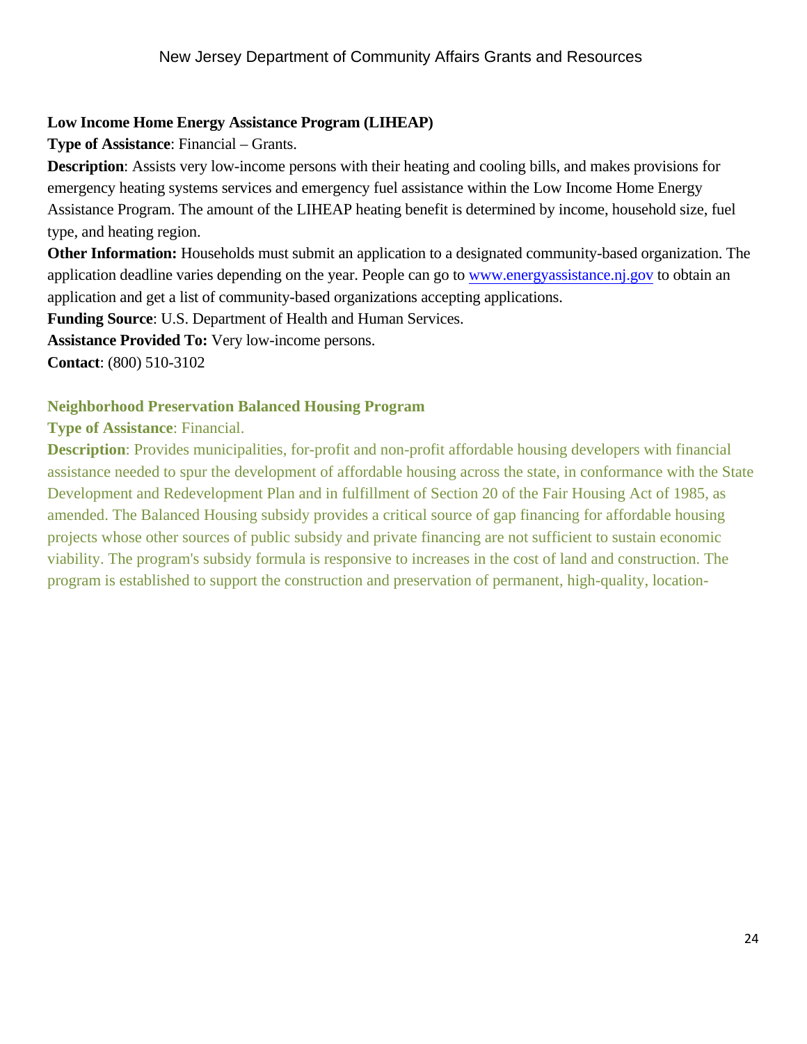**Low Income Home Energy Assistance Program (LIHEAP)**

**Type of Assistance**: Financial – Grants.

**Description**: Assists very low-income persons with their heating and cooling bills, and makes provisions for emergency heating systems services and emergency fuel assistance within the Low Income Home Energy Assistance Program. The amount of the LIHEAP heating benefit is determined by income, household size, fuel type, and heating region.

**Other Information:** Households must submit an application to a designated community-based organization. The application deadline varies depending on the year. People can go to www.energyassistance.nj.gov to obtain an application and get a list of community-based organizations accepting applications.

**Funding Source**: U.S. Department of Health and Human Services.

**Assistance Provided To:** Very low-income persons.

**Contact**: (800) 510-3102

**Neighborhood Preservation Balanced Housing Program**

**Type of Assistance**: Financial.

**Description**: Provides municipalities, for-profit and non-profit affordable housing developers with financial assistance needed to spur the development of affordable housing across the state, in conformance with the State Development and Redevelopment Plan and in fulfillment of Section 20 of the Fair Housing Act of 1985, as amended. The Balanced Housing subsidy provides a critical source of gap financing for affordable housing projects whose other sources of public subsidy and private financing are not sufficient to sustain economic viability. The program's subsidy formula is responsive to increases in the cost of land and construction. The program is established to support the construction and preservation of permanent, high-quality, location-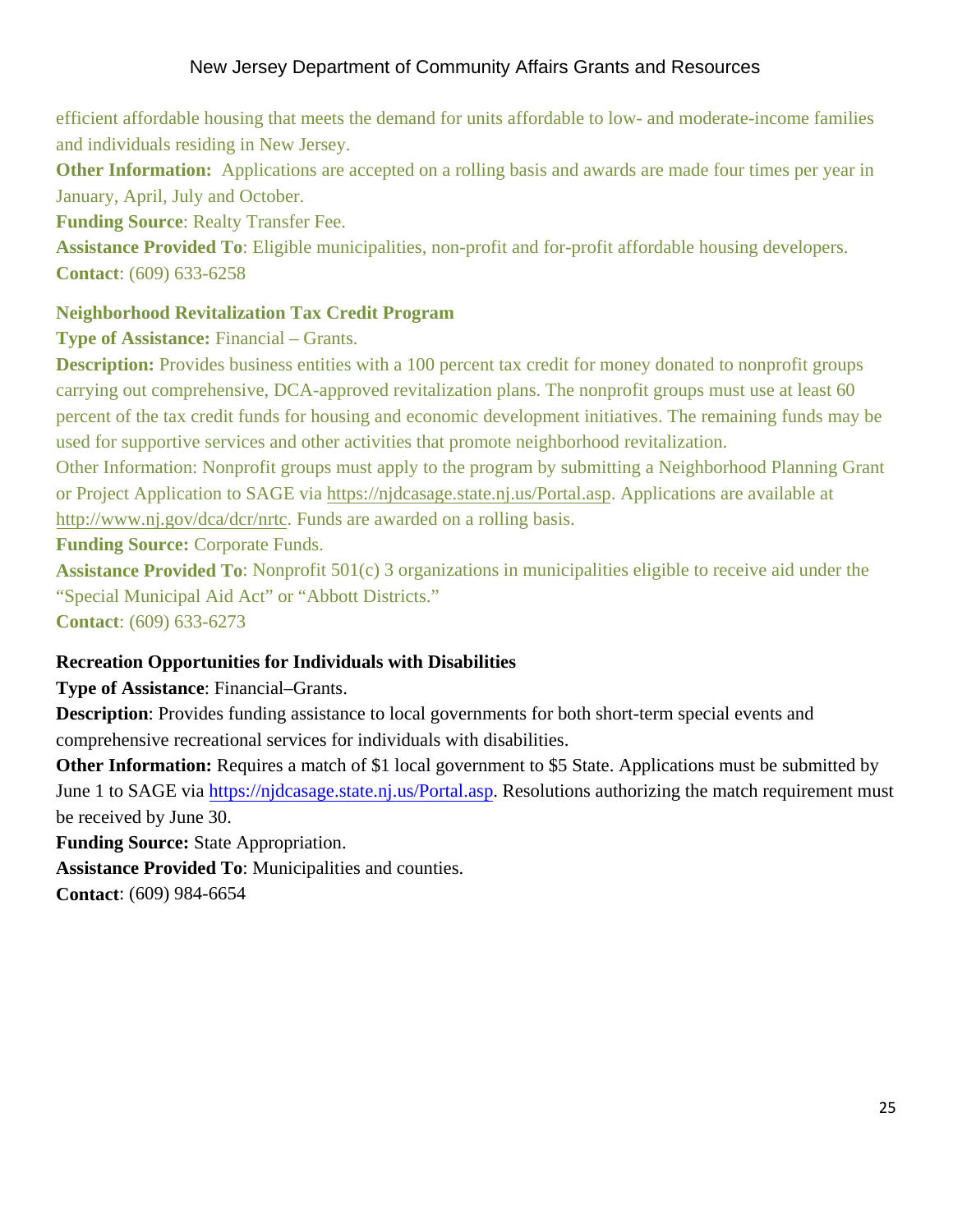efficient affordable housing that meets the demand for units affordable to low- and moderate-income families and individuals residing in New Jersey.

**Other Information:** Applications are accepted on a rolling basis and awards are made four times per year in January, April, July and October.

**Funding Source**: Realty Transfer Fee.

**Assistance Provided To**: Eligible municipalities, non-profit and for-profit affordable housing developers.

**Contact**: (609) 633-6258

### Neighborhood Revitalization Tax Credit Program

**Type of Assistance:** Financial – Grants.

**Description:** Provides business entities with a 100 percent tax credit for money donated to nonprofit groups carrying out comprehensive, DCA-approved revitalization plans. The nonprofit groups must use at least 60 percent of the tax credit funds for housing and economic development initiatives. The remaining funds may be used for supportive services and other activities that promote neighborhood revitalization.

Other Information: Nonprofit groups must apply to the program by submitting a Neighborhood Planning Grant or Project Application to SAGE via https://njdcasage.state.nj.us/Portal.asp. Applications are available at http://www.nj.gov/dca/dcr/nrtc. Funds are awarded on a rolling basis.

**Funding Source:** Corporate Funds.

**Assistance Provided To**: Nonprofit 501(c) 3 organizations in municipalities eligible to receive aid under the "Special Municipal Aid Act" or "Abbott Districts."

**Contact**: (609) 633-6273

### Recreation Opportunities for Individuals with Disabilities

**Type of Assistance**: Financial–Grants.

**Description**: Provides funding assistance to local governments for both short-term special events and comprehensive recreational services for individuals with disabilities.

**Other Information:** Requires a match of $1 local government to $5 State. Applications must be submitted by June 1 to SAGE via https://njdcasage.state.nj.us/Portal.asp. Resolutions authorizing the match requirement must be received by June 30.

**Funding Source:** State Appropriation.

**Assistance Provided To**: Municipalities and counties.

**Contact**: (609) 984-6654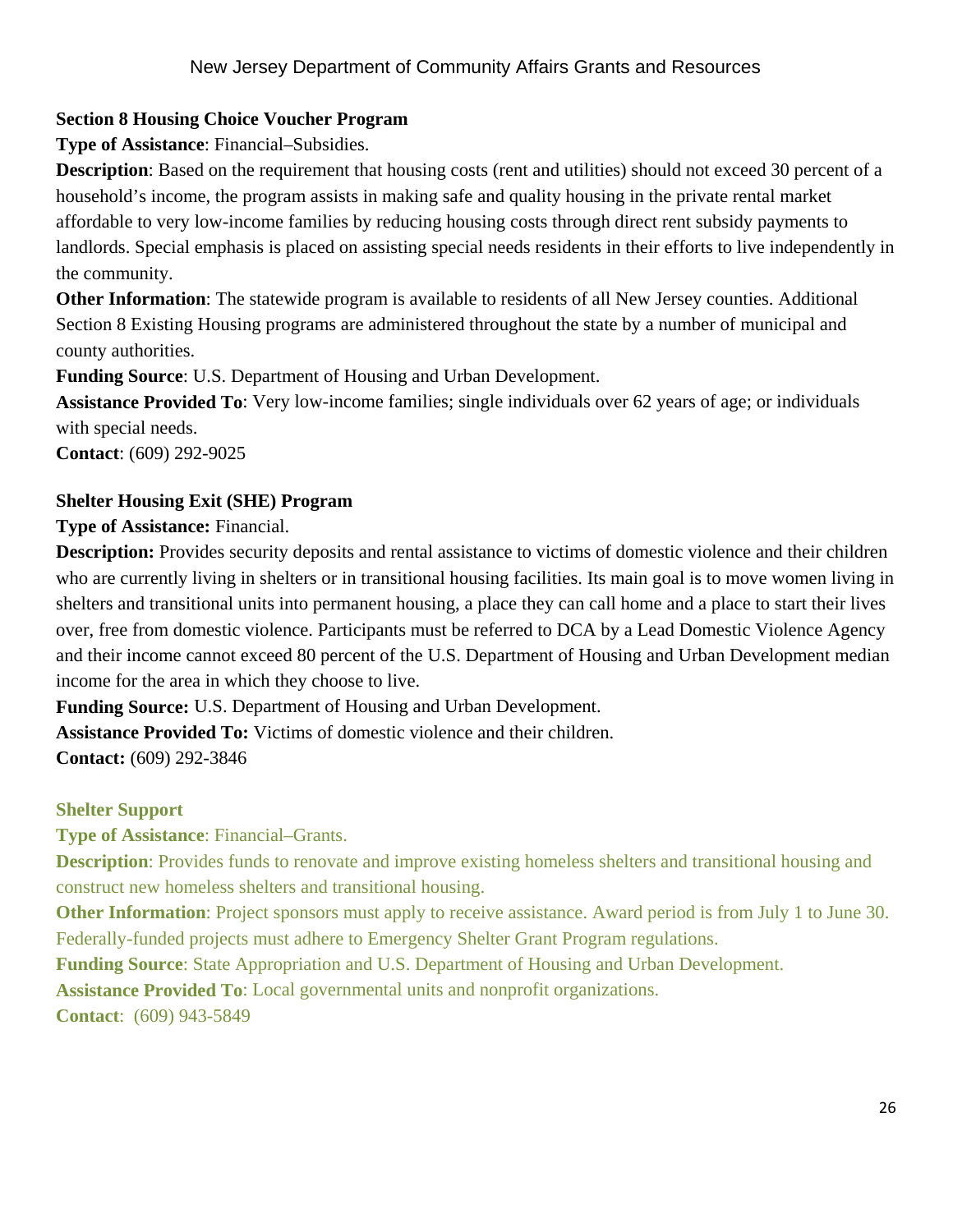**Section 8 Housing Choice Voucher Program**

**Type of Assistance**: Financial–Subsidies.

**Description**: Based on the requirement that housing costs (rent and utilities) should not exceed 30 percent of a household's income, the program assists in making safe and quality housing in the private rental market affordable to very low-income families by reducing housing costs through direct rent subsidy payments to landlords. Special emphasis is placed on assisting special needs residents in their efforts to live independently in the community.

**Other Information**: The statewide program is available to residents of all New Jersey counties. Additional Section 8 Existing Housing programs are administered throughout the state by a number of municipal and county authorities.

**Funding Source**: U.S. Department of Housing and Urban Development.

**Assistance Provided To**: Very low-income families; single individuals over 62 years of age; or individuals with special needs.

**Contact**: (609) 292-9025

**Shelter Housing Exit (SHE) Program**

**Type of Assistance:** Financial.

**Description:** Provides security deposits and rental assistance to victims of domestic violence and their children who are currently living in shelters or in transitional housing facilities. Its main goal is to move women living in shelters and transitional units into permanent housing, a place they can call home and a place to start their lives over, free from domestic violence. Participants must be referred to DCA by a Lead Domestic Violence Agency and their income cannot exceed 80 percent of the U.S. Department of Housing and Urban Development median income for the area in which they choose to live.

**Funding Source:** U.S. Department of Housing and Urban Development.

**Assistance Provided To:** Victims of domestic violence and their children.

**Contact:** (609) 292-3846

**Shelter Support**

**Type of Assistance**: Financial–Grants.

**Description**: Provides funds to renovate and improve existing homeless shelters and transitional housing and construct new homeless shelters and transitional housing.

**Other Information**: Project sponsors must apply to receive assistance. Award period is from July 1 to June 30. Federally-funded projects must adhere to Emergency Shelter Grant Program regulations.

**Funding Source**: State Appropriation and U.S. Department of Housing and Urban Development.

**Assistance Provided To**: Local governmental units and nonprofit organizations.

**Contact**: (609) 943-5849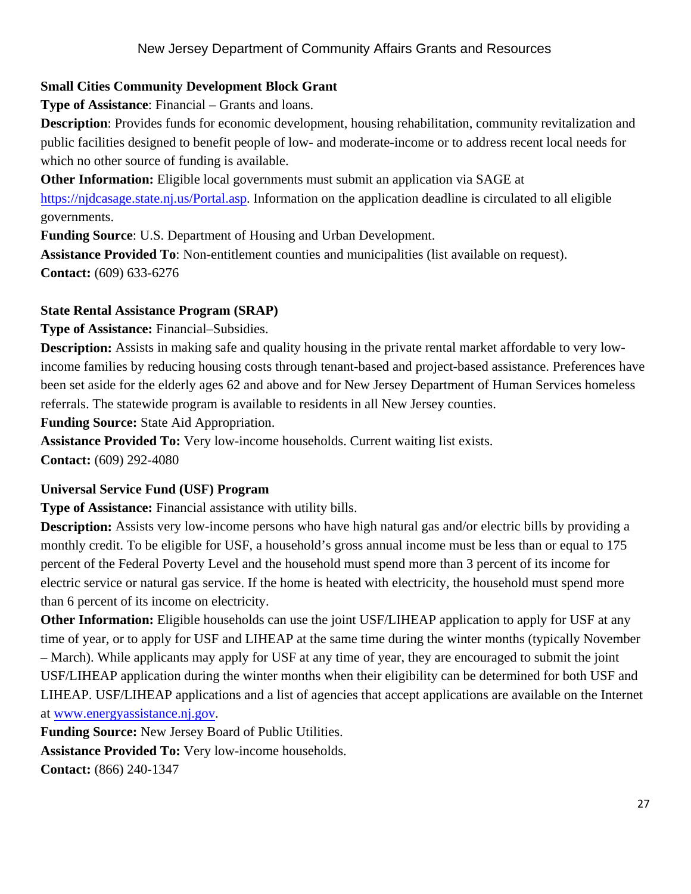### Small Cities Community Development Block Grant

**Type of Assistance**: Financial – Grants and loans.

**Description**: Provides funds for economic development, housing rehabilitation, community revitalization and public facilities designed to benefit people of low- and moderate-income or to address recent local needs for which no other source of funding is available.

**Other Information:** Eligible local governments must submit an application via SAGE at https://njdcasage.state.nj.us/Portal.asp. Information on the application deadline is circulated to all eligible governments.

**Funding Source**: U.S. Department of Housing and Urban Development.

**Assistance Provided To**: Non-entitlement counties and municipalities (list available on request).

**Contact:** (609) 633-6276

### State Rental Assistance Program (SRAP)

**Type of Assistance:** Financial–Subsidies.

**Description:** Assists in making safe and quality housing in the private rental market affordable to very low-income families by reducing housing costs through tenant-based and project-based assistance. Preferences have been set aside for the elderly ages 62 and above and for New Jersey Department of Human Services homeless referrals. The statewide program is available to residents in all New Jersey counties.

**Funding Source:** State Aid Appropriation.

**Assistance Provided To:** Very low-income households. Current waiting list exists.

**Contact:** (609) 292-4080

### Universal Service Fund (USF) Program

**Type of Assistance:** Financial assistance with utility bills.

**Description:** Assists very low-income persons who have high natural gas and/or electric bills by providing a monthly credit. To be eligible for USF, a household's gross annual income must be less than or equal to 175 percent of the Federal Poverty Level and the household must spend more than 3 percent of its income for electric service or natural gas service. If the home is heated with electricity, the household must spend more than 6 percent of its income on electricity.

**Other Information:** Eligible households can use the joint USF/LIHEAP application to apply for USF at any time of year, or to apply for USF and LIHEAP at the same time during the winter months (typically November – March). While applicants may apply for USF at any time of year, they are encouraged to submit the joint USF/LIHEAP application during the winter months when their eligibility can be determined for both USF and LIHEAP. USF/LIHEAP applications and a list of agencies that accept applications are available on the Internet at www.energyassistance.nj.gov.

**Funding Source:** New Jersey Board of Public Utilities.

**Assistance Provided To:** Very low-income households.

**Contact:** (866) 240-1347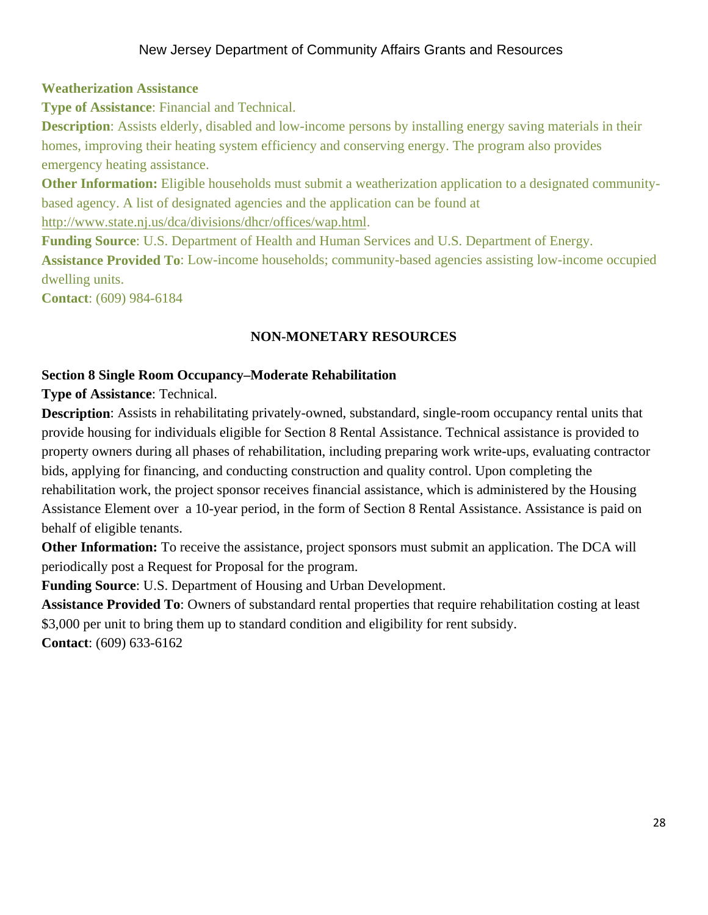### Weatherization Assistance

**Type of Assistance**: Financial and Technical.

**Description**: Assists elderly, disabled and low-income persons by installing energy saving materials in their homes, improving their heating system efficiency and conserving energy. The program also provides emergency heating assistance.

**Other Information:** Eligible households must submit a weatherization application to a designated community-based agency. A list of designated agencies and the application can be found at http://www.state.nj.us/dca/divisions/dhcr/offices/wap.html.

**Funding Source**: U.S. Department of Health and Human Services and U.S. Department of Energy.

**Assistance Provided To**: Low-income households; community-based agencies assisting low-income occupied dwelling units.

**Contact**: (609) 984-6184

## NON-MONETARY RESOURCES

### Section 8 Single Room Occupancy–Moderate Rehabilitation

**Type of Assistance**: Technical.

**Description**: Assists in rehabilitating privately-owned, substandard, single-room occupancy rental units that provide housing for individuals eligible for Section 8 Rental Assistance. Technical assistance is provided to property owners during all phases of rehabilitation, including preparing work write-ups, evaluating contractor bids, applying for financing, and conducting construction and quality control. Upon completing the rehabilitation work, the project sponsor receives financial assistance, which is administered by the Housing Assistance Element over a 10-year period, in the form of Section 8 Rental Assistance. Assistance is paid on behalf of eligible tenants.

**Other Information:** To receive the assistance, project sponsors must submit an application. The DCA will periodically post a Request for Proposal for the program.

**Funding Source**: U.S. Department of Housing and Urban Development.

**Assistance Provided To**: Owners of substandard rental properties that require rehabilitation costing at least $3,000 per unit to bring them up to standard condition and eligibility for rent subsidy.

**Contact**: (609) 633-6162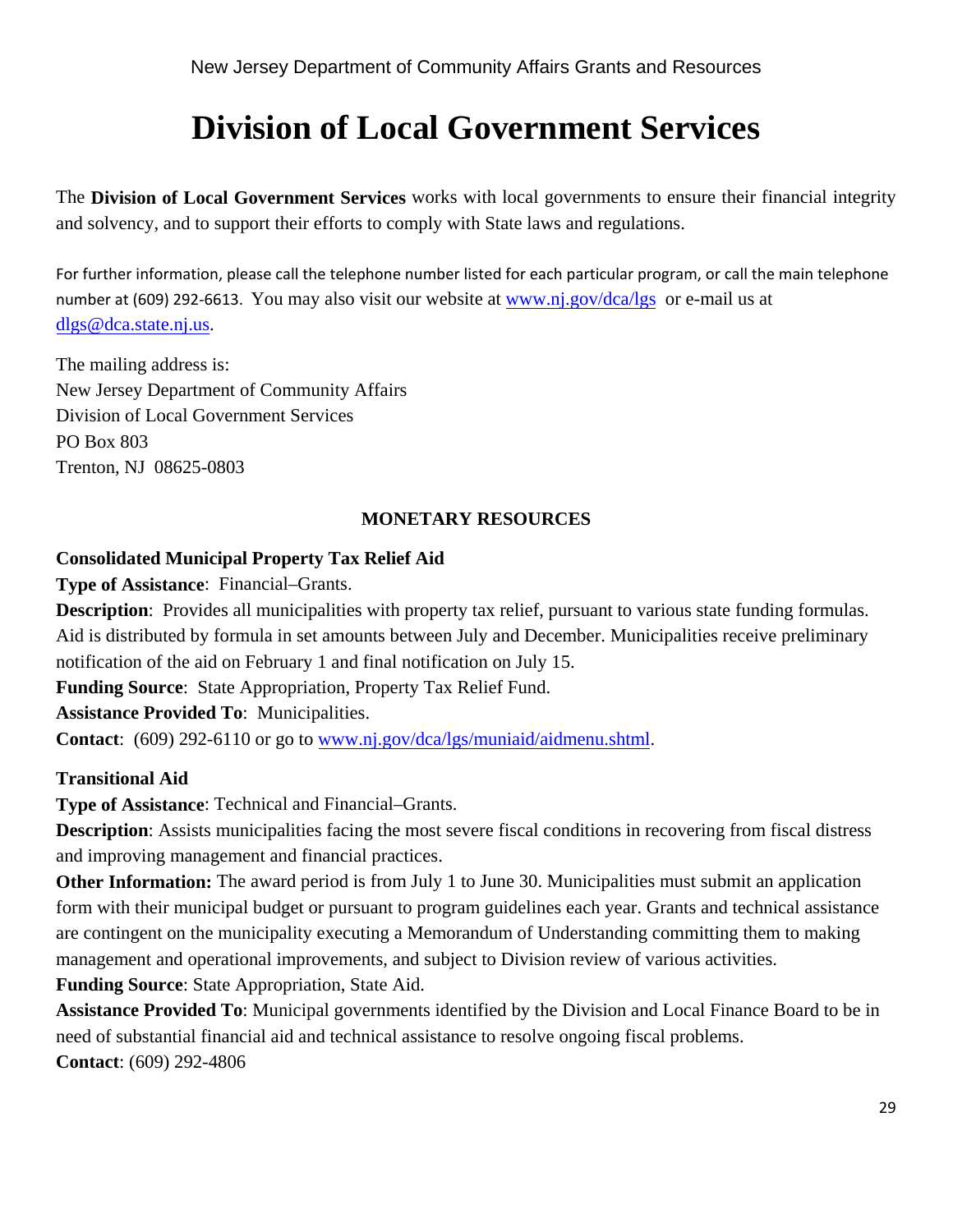# Division of Local Government Services

The **Division of Local Government Services** works with local governments to ensure their financial integrity and solvency, and to support their efforts to comply with State laws and regulations.

For further information, please call the telephone number listed for each particular program, or call the main telephone number at (609) 292-6613. You may also visit our website at www.nj.gov/dca/lgs or e-mail us at dlgs@dca.state.nj.us.

The mailing address is:
New Jersey Department of Community Affairs
Division of Local Government Services
PO Box 803
Trenton, NJ 08625-0803

## MONETARY RESOURCES

### Consolidated Municipal Property Tax Relief Aid

**Type of Assistance**: Financial–Grants.
**Description**: Provides all municipalities with property tax relief, pursuant to various state funding formulas. Aid is distributed by formula in set amounts between July and December. Municipalities receive preliminary notification of the aid on February 1 and final notification on July 15.
**Funding Source**: State Appropriation, Property Tax Relief Fund.
**Assistance Provided To**: Municipalities.
**Contact**: (609) 292-6110 or go to www.nj.gov/dca/lgs/muniaid/aidmenu.shtml.

### Transitional Aid

**Type of Assistance**: Technical and Financial–Grants.
**Description**: Assists municipalities facing the most severe fiscal conditions in recovering from fiscal distress and improving management and financial practices.
**Other Information:** The award period is from July 1 to June 30. Municipalities must submit an application form with their municipal budget or pursuant to program guidelines each year. Grants and technical assistance are contingent on the municipality executing a Memorandum of Understanding committing them to making management and operational improvements, and subject to Division review of various activities.
**Funding Source**: State Appropriation, State Aid.
**Assistance Provided To**: Municipal governments identified by the Division and Local Finance Board to be in need of substantial financial aid and technical assistance to resolve ongoing fiscal problems.
**Contact**: (609) 292-4806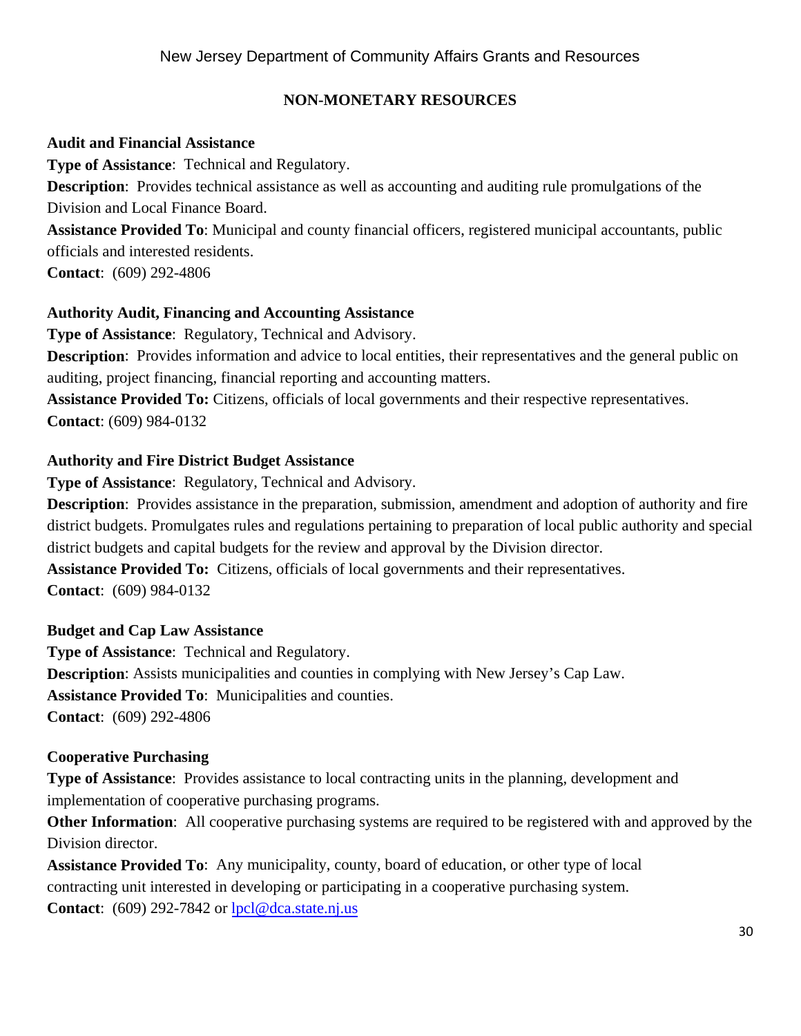## NON-MONETARY RESOURCES

**Audit and Financial Assistance**

**Type of Assistance**: Technical and Regulatory.

**Description**: Provides technical assistance as well as accounting and auditing rule promulgations of the Division and Local Finance Board.

**Assistance Provided To**: Municipal and county financial officers, registered municipal accountants, public officials and interested residents.

**Contact**: (609) 292-4806

**Authority Audit, Financing and Accounting Assistance**

**Type of Assistance**: Regulatory, Technical and Advisory.

**Description**: Provides information and advice to local entities, their representatives and the general public on auditing, project financing, financial reporting and accounting matters.

**Assistance Provided To:** Citizens, officials of local governments and their respective representatives.

**Contact**: (609) 984-0132

**Authority and Fire District Budget Assistance**

**Type of Assistance**: Regulatory, Technical and Advisory.

**Description**: Provides assistance in the preparation, submission, amendment and adoption of authority and fire district budgets. Promulgates rules and regulations pertaining to preparation of local public authority and special district budgets and capital budgets for the review and approval by the Division director.

**Assistance Provided To:** Citizens, officials of local governments and their representatives.

**Contact**: (609) 984-0132

**Budget and Cap Law Assistance**

**Type of Assistance**: Technical and Regulatory.

**Description**: Assists municipalities and counties in complying with New Jersey's Cap Law.

**Assistance Provided To**: Municipalities and counties.

**Contact**: (609) 292-4806

**Cooperative Purchasing**

**Type of Assistance**: Provides assistance to local contracting units in the planning, development and implementation of cooperative purchasing programs.

**Other Information**: All cooperative purchasing systems are required to be registered with and approved by the Division director.

**Assistance Provided To**: Any municipality, county, board of education, or other type of local contracting unit interested in developing or participating in a cooperative purchasing system.

**Contact**: (609) 292-7842 or lpcl@dca.state.nj.us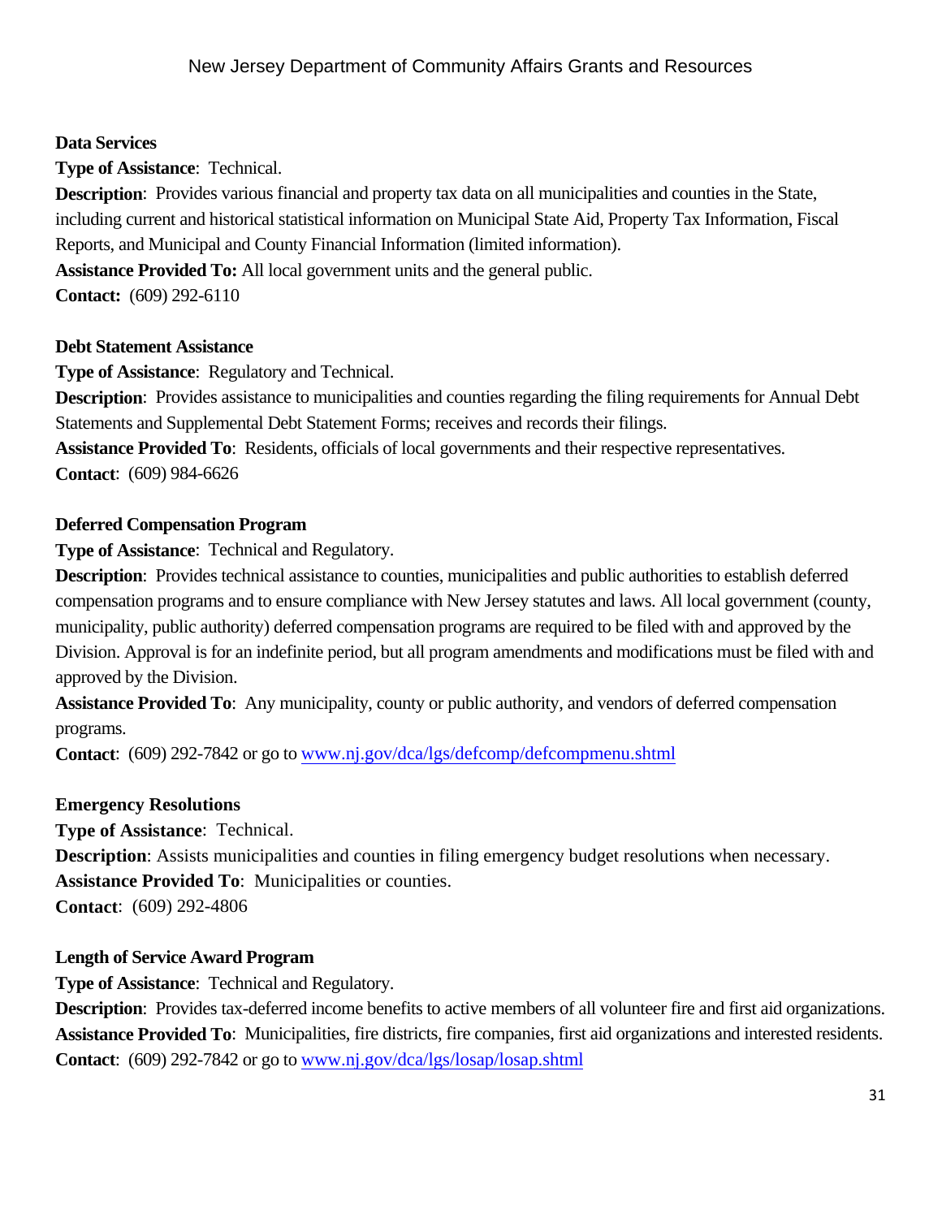**Data Services**

**Type of Assistance**: Technical.

**Description**: Provides various financial and property tax data on all municipalities and counties in the State, including current and historical statistical information on Municipal State Aid, Property Tax Information, Fiscal Reports, and Municipal and County Financial Information (limited information).

**Assistance Provided To:** All local government units and the general public.

**Contact:** (609) 292-6110

**Debt Statement Assistance**

**Type of Assistance**: Regulatory and Technical.

**Description**: Provides assistance to municipalities and counties regarding the filing requirements for Annual Debt Statements and Supplemental Debt Statement Forms; receives and records their filings.

**Assistance Provided To**: Residents, officials of local governments and their respective representatives.

**Contact**: (609) 984-6626

**Deferred Compensation Program**

**Type of Assistance**: Technical and Regulatory.

**Description**: Provides technical assistance to counties, municipalities and public authorities to establish deferred compensation programs and to ensure compliance with New Jersey statutes and laws. All local government (county, municipality, public authority) deferred compensation programs are required to be filed with and approved by the Division. Approval is for an indefinite period, but all program amendments and modifications must be filed with and approved by the Division.

**Assistance Provided To**: Any municipality, county or public authority, and vendors of deferred compensation programs.

**Contact**: (609) 292-7842 or go to [www.nj.gov/dca/lgs/defcomp/defcompmenu.shtml](www.nj.gov/dca/lgs/defcomp/defcompmenu.shtml)

**Emergency Resolutions**

**Type of Assistance**: Technical.

**Description**: Assists municipalities and counties in filing emergency budget resolutions when necessary.

**Assistance Provided To**: Municipalities or counties.

**Contact**: (609) 292-4806

**Length of Service Award Program**

**Type of Assistance**: Technical and Regulatory.

**Description**: Provides tax-deferred income benefits to active members of all volunteer fire and first aid organizations.

**Assistance Provided To**: Municipalities, fire districts, fire companies, first aid organizations and interested residents.

**Contact**: (609) 292-7842 or go to [www.nj.gov/dca/lgs/losap/losap.shtml](www.nj.gov/dca/lgs/losap/losap.shtml)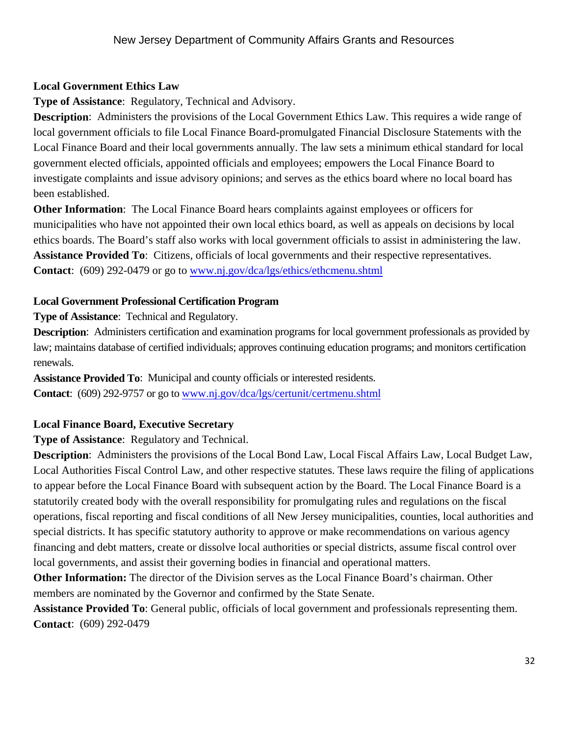### Local Government Ethics Law

**Type of Assistance**: Regulatory, Technical and Advisory.

**Description**: Administers the provisions of the Local Government Ethics Law. This requires a wide range of local government officials to file Local Finance Board-promulgated Financial Disclosure Statements with the Local Finance Board and their local governments annually. The law sets a minimum ethical standard for local government elected officials, appointed officials and employees; empowers the Local Finance Board to investigate complaints and issue advisory opinions; and serves as the ethics board where no local board has been established.

**Other Information**: The Local Finance Board hears complaints against employees or officers for municipalities who have not appointed their own local ethics board, as well as appeals on decisions by local ethics boards. The Board's staff also works with local government officials to assist in administering the law.

**Assistance Provided To**: Citizens, officials of local governments and their respective representatives.

**Contact**: (609) 292-0479 or go to [www.nj.gov/dca/lgs/ethics/ethcmenu.shtml](www.nj.gov/dca/lgs/ethics/ethcmenu.shtml)

### Local Government Professional Certification Program

**Type of Assistance**: Technical and Regulatory.

**Description**: Administers certification and examination programs for local government professionals as provided by law; maintains database of certified individuals; approves continuing education programs; and monitors certification renewals.

**Assistance Provided To**: Municipal and county officials or interested residents.

**Contact**: (609) 292-9757 or go to [www.nj.gov/dca/lgs/certunit/certmenu.shtml](www.nj.gov/dca/lgs/certunit/certmenu.shtml)

### Local Finance Board, Executive Secretary

**Type of Assistance**: Regulatory and Technical.

**Description**: Administers the provisions of the Local Bond Law, Local Fiscal Affairs Law, Local Budget Law, Local Authorities Fiscal Control Law, and other respective statutes. These laws require the filing of applications to appear before the Local Finance Board with subsequent action by the Board. The Local Finance Board is a statutorily created body with the overall responsibility for promulgating rules and regulations on the fiscal operations, fiscal reporting and fiscal conditions of all New Jersey municipalities, counties, local authorities and special districts. It has specific statutory authority to approve or make recommendations on various agency financing and debt matters, create or dissolve local authorities or special districts, assume fiscal control over local governments, and assist their governing bodies in financial and operational matters.

**Other Information:** The director of the Division serves as the Local Finance Board's chairman. Other members are nominated by the Governor and confirmed by the State Senate.

**Assistance Provided To**: General public, officials of local government and professionals representing them.

**Contact**: (609) 292-0479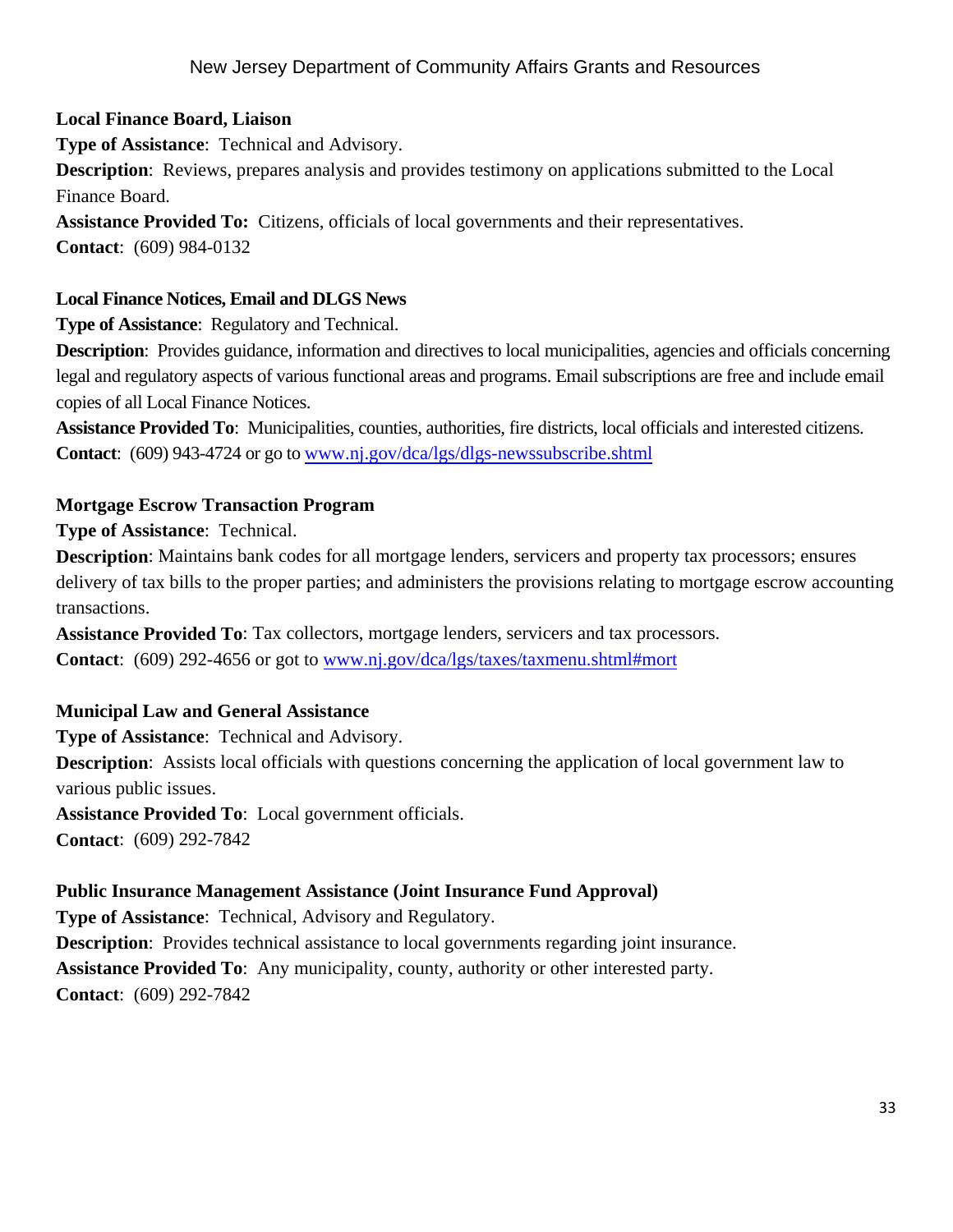**Local Finance Board, Liaison**

**Type of Assistance**: Technical and Advisory.

**Description**: Reviews, prepares analysis and provides testimony on applications submitted to the Local Finance Board.

**Assistance Provided To:** Citizens, officials of local governments and their representatives.

**Contact**: (609) 984-0132

**Local Finance Notices, Email and DLGS News**

**Type of Assistance**: Regulatory and Technical.

**Description**: Provides guidance, information and directives to local municipalities, agencies and officials concerning legal and regulatory aspects of various functional areas and programs. Email subscriptions are free and include email copies of all Local Finance Notices.

**Assistance Provided To**: Municipalities, counties, authorities, fire districts, local officials and interested citizens.

**Contact**: (609) 943-4724 or go to [www.nj.gov/dca/lgs/dlgs-newssubscribe.shtml](http://www.nj.gov/dca/lgs/dlgs-newssubscribe.shtml)

**Mortgage Escrow Transaction Program**

**Type of Assistance**: Technical.

**Description**: Maintains bank codes for all mortgage lenders, servicers and property tax processors; ensures delivery of tax bills to the proper parties; and administers the provisions relating to mortgage escrow accounting transactions.

**Assistance Provided To**: Tax collectors, mortgage lenders, servicers and tax processors.

**Contact**: (609) 292-4656 or got to [www.nj.gov/dca/lgs/taxes/taxmenu.shtml#mort](http://www.nj.gov/dca/lgs/taxes/taxmenu.shtml#mort)

**Municipal Law and General Assistance**

**Type of Assistance**: Technical and Advisory.

**Description**: Assists local officials with questions concerning the application of local government law to various public issues.

**Assistance Provided To**: Local government officials.

**Contact**: (609) 292-7842

**Public Insurance Management Assistance (Joint Insurance Fund Approval)**

**Type of Assistance**: Technical, Advisory and Regulatory.

**Description**: Provides technical assistance to local governments regarding joint insurance.

**Assistance Provided To**: Any municipality, county, authority or other interested party.

**Contact**: (609) 292-7842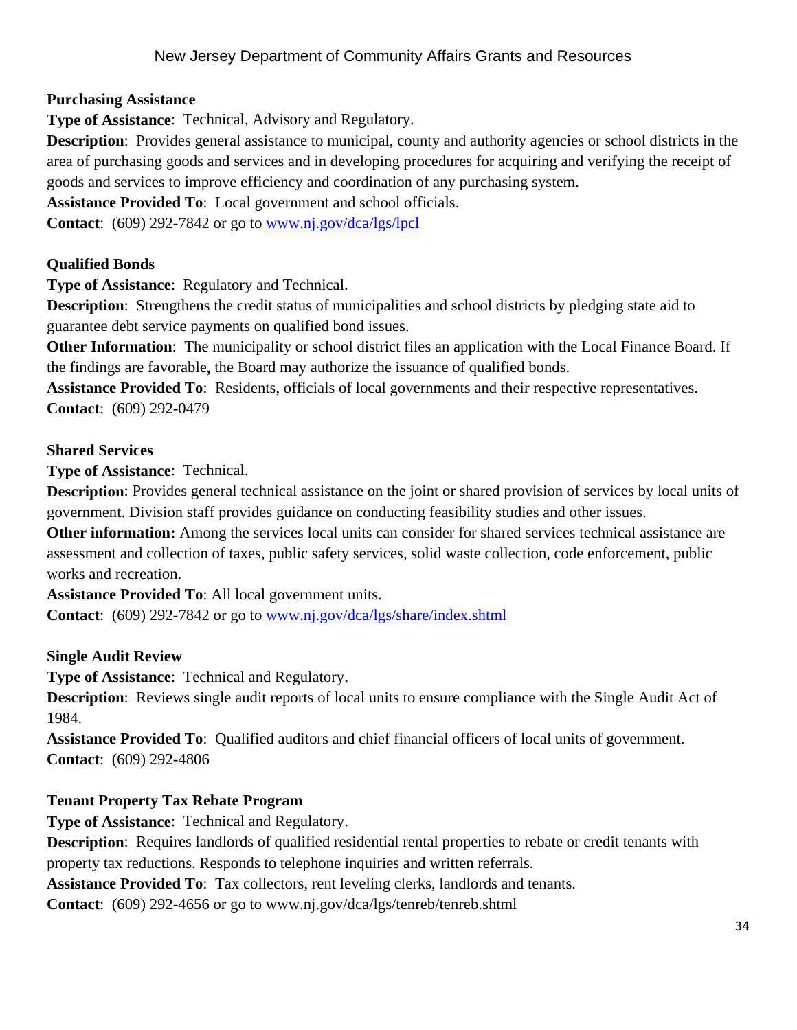**Purchasing Assistance**

**Type of Assistance**: Technical, Advisory and Regulatory.

**Description**: Provides general assistance to municipal, county and authority agencies or school districts in the area of purchasing goods and services and in developing procedures for acquiring and verifying the receipt of goods and services to improve efficiency and coordination of any purchasing system.

**Assistance Provided To**: Local government and school officials.

**Contact**: (609) 292-7842 or go to [www.nj.gov/dca/lgs/lpcl](www.nj.gov/dca/lgs/lpcl)

**Qualified Bonds**

**Type of Assistance**: Regulatory and Technical.

**Description**: Strengthens the credit status of municipalities and school districts by pledging state aid to guarantee debt service payments on qualified bond issues.

**Other Information**: The municipality or school district files an application with the Local Finance Board. If the findings are favorable**,** the Board may authorize the issuance of qualified bonds.

**Assistance Provided To**: Residents, officials of local governments and their respective representatives.

**Contact**: (609) 292-0479

**Shared Services**

**Type of Assistance**: Technical.

**Description**: Provides general technical assistance on the joint or shared provision of services by local units of government. Division staff provides guidance on conducting feasibility studies and other issues.

**Other information:** Among the services local units can consider for shared services technical assistance are assessment and collection of taxes, public safety services, solid waste collection, code enforcement, public works and recreation.

**Assistance Provided To**: All local government units.

**Contact**: (609) 292-7842 or go to [www.nj.gov/dca/lgs/share/index.shtml](www.nj.gov/dca/lgs/share/index.shtml)

**Single Audit Review**

**Type of Assistance**: Technical and Regulatory.

**Description**: Reviews single audit reports of local units to ensure compliance with the Single Audit Act of 1984.

**Assistance Provided To**: Qualified auditors and chief financial officers of local units of government.

**Contact**: (609) 292-4806

**Tenant Property Tax Rebate Program**

**Type of Assistance**: Technical and Regulatory.

**Description**: Requires landlords of qualified residential rental properties to rebate or credit tenants with property tax reductions. Responds to telephone inquiries and written referrals.

**Assistance Provided To**: Tax collectors, rent leveling clerks, landlords and tenants.

**Contact**: (609) 292-4656 or go to www.nj.gov/dca/lgs/tenreb/tenreb.shtml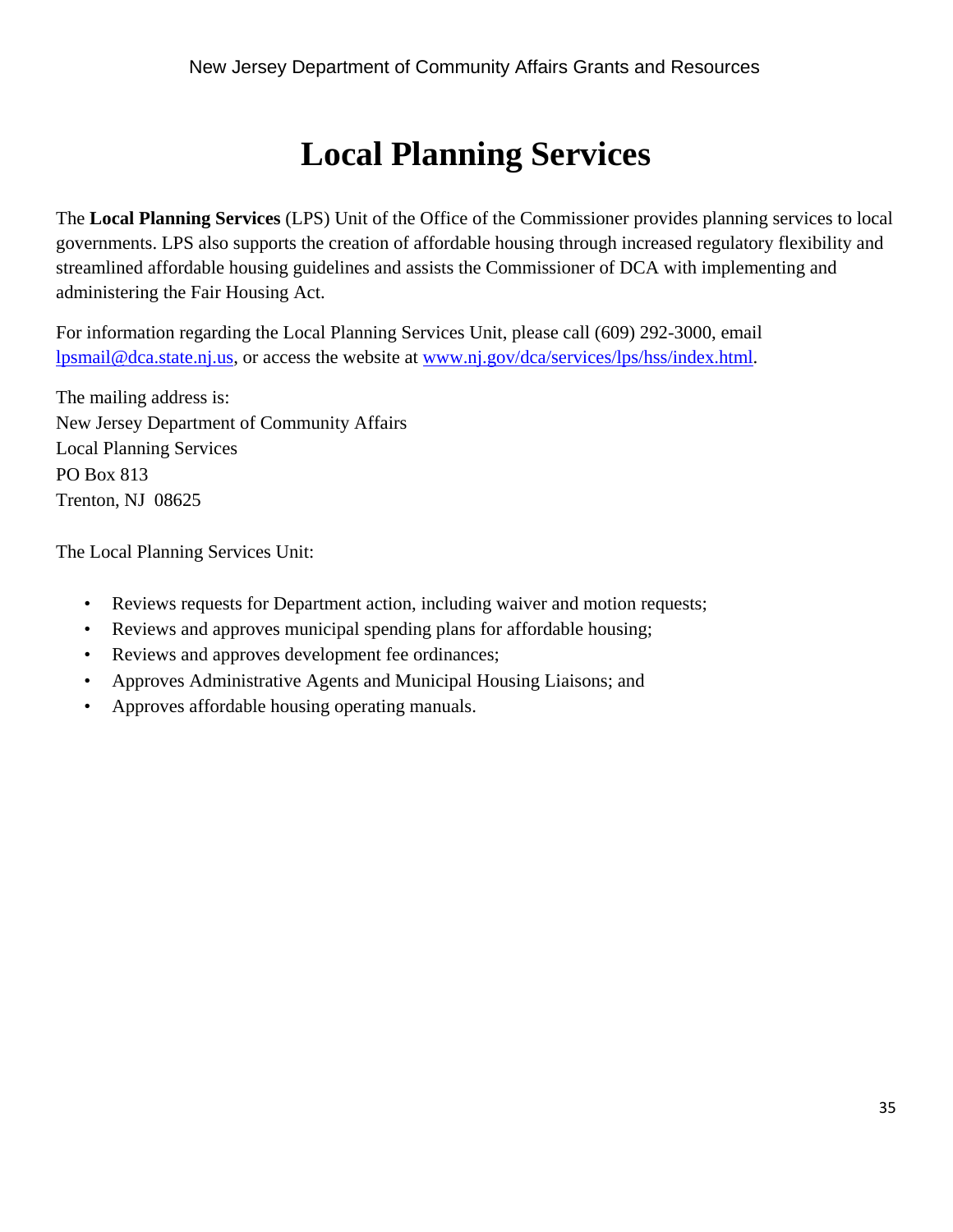# Local Planning Services

The **Local Planning Services** (LPS) Unit of the Office of the Commissioner provides planning services to local governments. LPS also supports the creation of affordable housing through increased regulatory flexibility and streamlined affordable housing guidelines and assists the Commissioner of DCA with implementing and administering the Fair Housing Act.

For information regarding the Local Planning Services Unit, please call (609) 292-3000, email lpsmail@dca.state.nj.us, or access the website at www.nj.gov/dca/services/lps/hss/index.html.

The mailing address is:
New Jersey Department of Community Affairs
Local Planning Services
PO Box 813
Trenton, NJ 08625

The Local Planning Services Unit:

- Reviews requests for Department action, including waiver and motion requests;
- Reviews and approves municipal spending plans for affordable housing;
- Reviews and approves development fee ordinances;
- Approves Administrative Agents and Municipal Housing Liaisons; and
- Approves affordable housing operating manuals.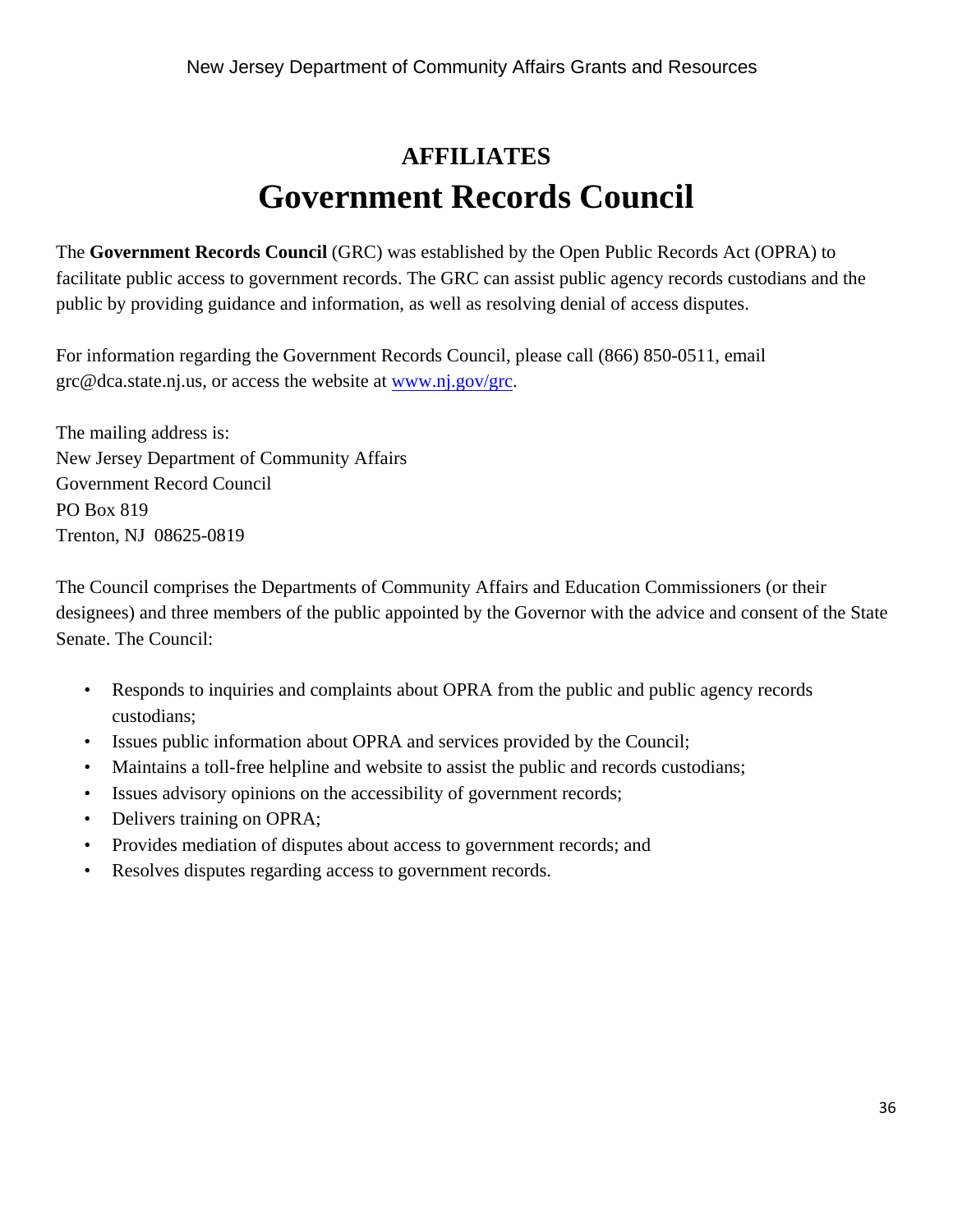## AFFILIATES

# Government Records Council

The **Government Records Council** (GRC) was established by the Open Public Records Act (OPRA) to facilitate public access to government records. The GRC can assist public agency records custodians and the public by providing guidance and information, as well as resolving denial of access disputes.

For information regarding the Government Records Council, please call (866) 850-0511, email grc@dca.state.nj.us, or access the website at [www.nj.gov/grc](www.nj.gov/grc).

The mailing address is:
New Jersey Department of Community Affairs
Government Record Council
PO Box 819
Trenton, NJ 08625-0819

The Council comprises the Departments of Community Affairs and Education Commissioners (or their designees) and three members of the public appointed by the Governor with the advice and consent of the State Senate. The Council:

- Responds to inquiries and complaints about OPRA from the public and public agency records custodians;
- Issues public information about OPRA and services provided by the Council;
- Maintains a toll-free helpline and website to assist the public and records custodians;
- Issues advisory opinions on the accessibility of government records;
- Delivers training on OPRA;
- Provides mediation of disputes about access to government records; and
- Resolves disputes regarding access to government records.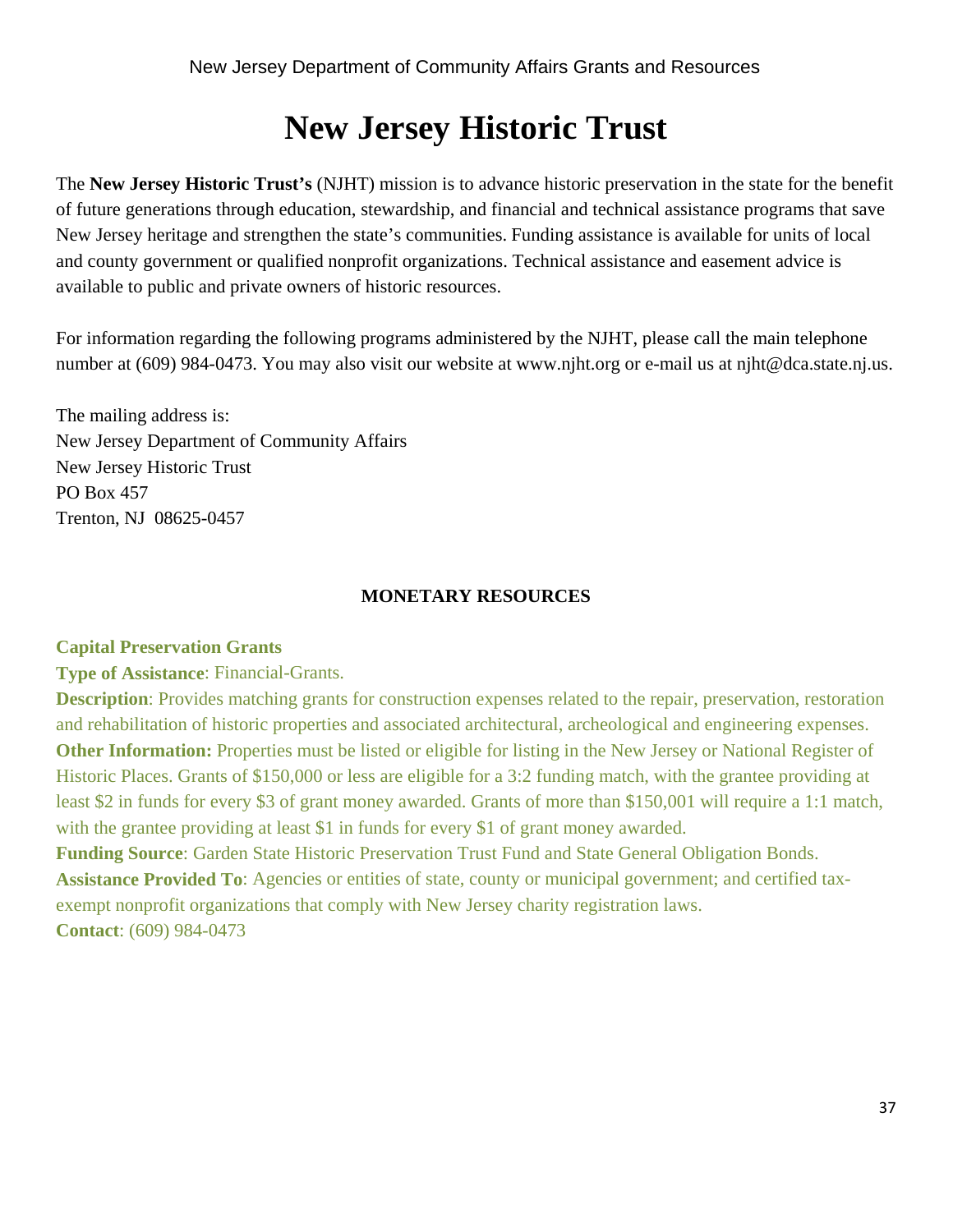# New Jersey Historic Trust

The **New Jersey Historic Trust's** (NJHT) mission is to advance historic preservation in the state for the benefit of future generations through education, stewardship, and financial and technical assistance programs that save New Jersey heritage and strengthen the state's communities. Funding assistance is available for units of local and county government or qualified nonprofit organizations. Technical assistance and easement advice is available to public and private owners of historic resources.

For information regarding the following programs administered by the NJHT, please call the main telephone number at (609) 984-0473. You may also visit our website at www.njht.org or e-mail us at njht@dca.state.nj.us.

The mailing address is:
New Jersey Department of Community Affairs
New Jersey Historic Trust
PO Box 457
Trenton, NJ 08625-0457

## MONETARY RESOURCES

### Capital Preservation Grants

**Type of Assistance**: Financial-Grants.
**Description**: Provides matching grants for construction expenses related to the repair, preservation, restoration and rehabilitation of historic properties and associated architectural, archeological and engineering expenses.
**Other Information:** Properties must be listed or eligible for listing in the New Jersey or National Register of Historic Places. Grants of $150,000 or less are eligible for a 3:2 funding match, with the grantee providing at least $2 in funds for every $3 of grant money awarded. Grants of more than $150,001 will require a 1:1 match, with the grantee providing at least $1 in funds for every $1 of grant money awarded.
**Funding Source**: Garden State Historic Preservation Trust Fund and State General Obligation Bonds.
**Assistance Provided To**: Agencies or entities of state, county or municipal government; and certified tax-exempt nonprofit organizations that comply with New Jersey charity registration laws.
**Contact**: (609) 984-0473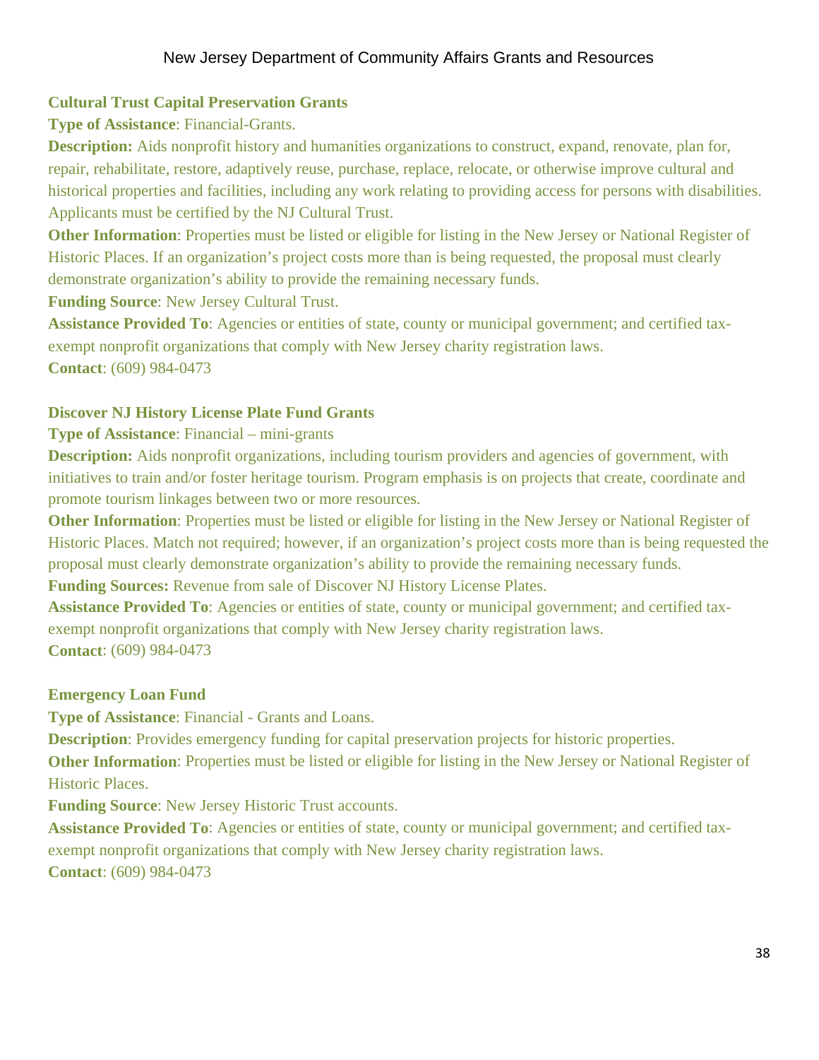### Cultural Trust Capital Preservation Grants

**Type of Assistance**: Financial-Grants.

**Description:** Aids nonprofit history and humanities organizations to construct, expand, renovate, plan for, repair, rehabilitate, restore, adaptively reuse, purchase, replace, relocate, or otherwise improve cultural and historical properties and facilities, including any work relating to providing access for persons with disabilities. Applicants must be certified by the NJ Cultural Trust.

**Other Information**: Properties must be listed or eligible for listing in the New Jersey or National Register of Historic Places. If an organization's project costs more than is being requested, the proposal must clearly demonstrate organization's ability to provide the remaining necessary funds.

**Funding Source**: New Jersey Cultural Trust.

**Assistance Provided To**: Agencies or entities of state, county or municipal government; and certified tax-exempt nonprofit organizations that comply with New Jersey charity registration laws.

**Contact**: (609) 984-0473

### Discover NJ History License Plate Fund Grants

**Type of Assistance**: Financial – mini-grants

**Description:** Aids nonprofit organizations, including tourism providers and agencies of government, with initiatives to train and/or foster heritage tourism. Program emphasis is on projects that create, coordinate and promote tourism linkages between two or more resources.

**Other Information**: Properties must be listed or eligible for listing in the New Jersey or National Register of Historic Places. Match not required; however, if an organization's project costs more than is being requested the proposal must clearly demonstrate organization's ability to provide the remaining necessary funds.

**Funding Sources:** Revenue from sale of Discover NJ History License Plates.

**Assistance Provided To**: Agencies or entities of state, county or municipal government; and certified tax-exempt nonprofit organizations that comply with New Jersey charity registration laws.

**Contact**: (609) 984-0473

### Emergency Loan Fund

**Type of Assistance**: Financial - Grants and Loans.

**Description**: Provides emergency funding for capital preservation projects for historic properties.

**Other Information**: Properties must be listed or eligible for listing in the New Jersey or National Register of Historic Places.

**Funding Source**: New Jersey Historic Trust accounts.

**Assistance Provided To**: Agencies or entities of state, county or municipal government; and certified tax-exempt nonprofit organizations that comply with New Jersey charity registration laws.

**Contact**: (609) 984-0473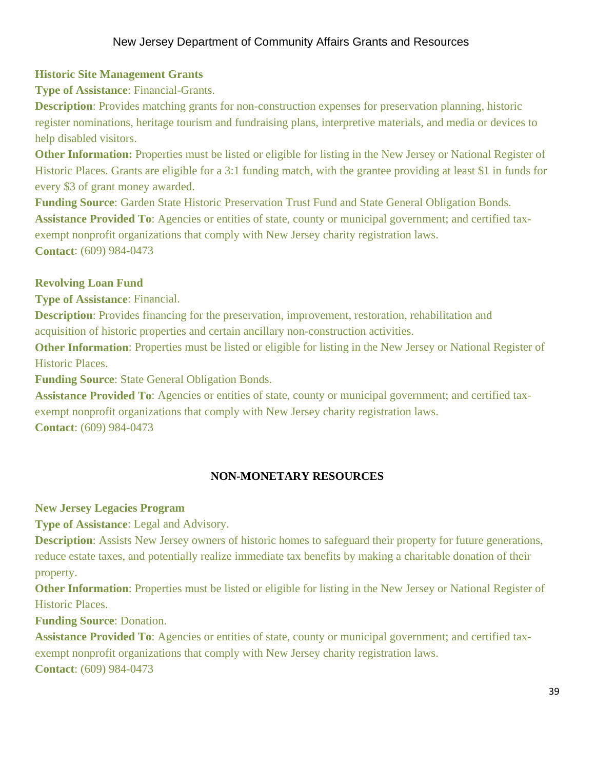### Historic Site Management Grants

**Type of Assistance**: Financial-Grants.

**Description**: Provides matching grants for non-construction expenses for preservation planning, historic register nominations, heritage tourism and fundraising plans, interpretive materials, and media or devices to help disabled visitors.

**Other Information:** Properties must be listed or eligible for listing in the New Jersey or National Register of Historic Places. Grants are eligible for a 3:1 funding match, with the grantee providing at least $1 in funds for every $3 of grant money awarded.

**Funding Source**: Garden State Historic Preservation Trust Fund and State General Obligation Bonds.

**Assistance Provided To**: Agencies or entities of state, county or municipal government; and certified tax-exempt nonprofit organizations that comply with New Jersey charity registration laws.

**Contact**: (609) 984-0473

### Revolving Loan Fund

**Type of Assistance**: Financial.

**Description**: Provides financing for the preservation, improvement, restoration, rehabilitation and acquisition of historic properties and certain ancillary non-construction activities.

**Other Information**: Properties must be listed or eligible for listing in the New Jersey or National Register of Historic Places.

**Funding Source**: State General Obligation Bonds.

**Assistance Provided To**: Agencies or entities of state, county or municipal government; and certified tax-exempt nonprofit organizations that comply with New Jersey charity registration laws.

**Contact**: (609) 984-0473

## NON-MONETARY RESOURCES

### New Jersey Legacies Program

**Type of Assistance**: Legal and Advisory.

**Description**: Assists New Jersey owners of historic homes to safeguard their property for future generations, reduce estate taxes, and potentially realize immediate tax benefits by making a charitable donation of their property.

**Other Information**: Properties must be listed or eligible for listing in the New Jersey or National Register of Historic Places.

**Funding Source**: Donation.

**Assistance Provided To**: Agencies or entities of state, county or municipal government; and certified tax-exempt nonprofit organizations that comply with New Jersey charity registration laws.

**Contact**: (609) 984-0473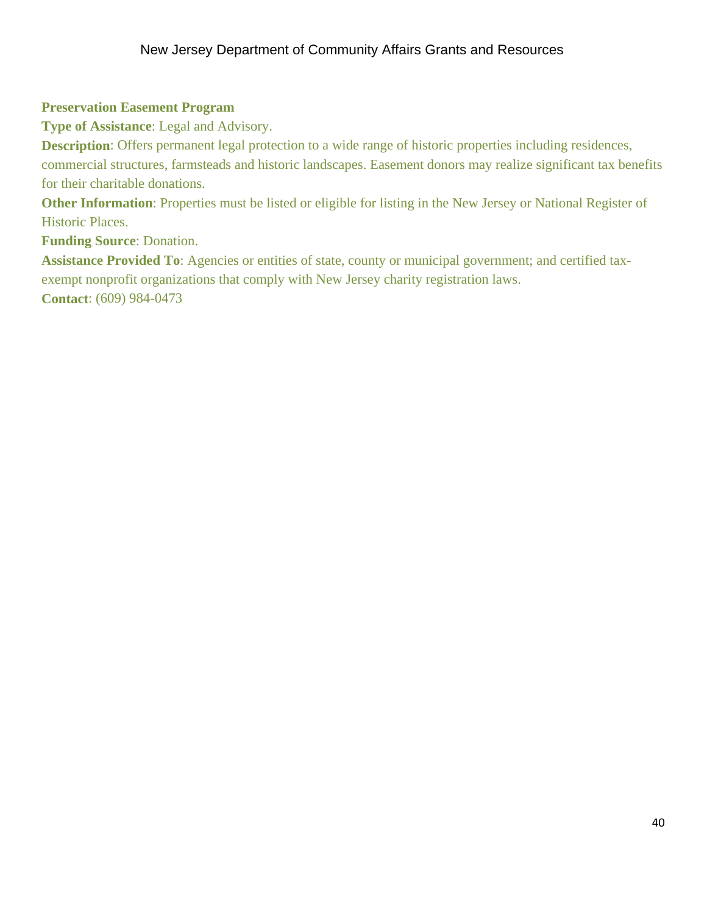**Preservation Easement Program**

**Type of Assistance**: Legal and Advisory.

**Description**: Offers permanent legal protection to a wide range of historic properties including residences, commercial structures, farmsteads and historic landscapes. Easement donors may realize significant tax benefits for their charitable donations.

**Other Information**: Properties must be listed or eligible for listing in the New Jersey or National Register of Historic Places.

**Funding Source**: Donation.

**Assistance Provided To**: Agencies or entities of state, county or municipal government; and certified tax-exempt nonprofit organizations that comply with New Jersey charity registration laws.

**Contact**: (609) 984-0473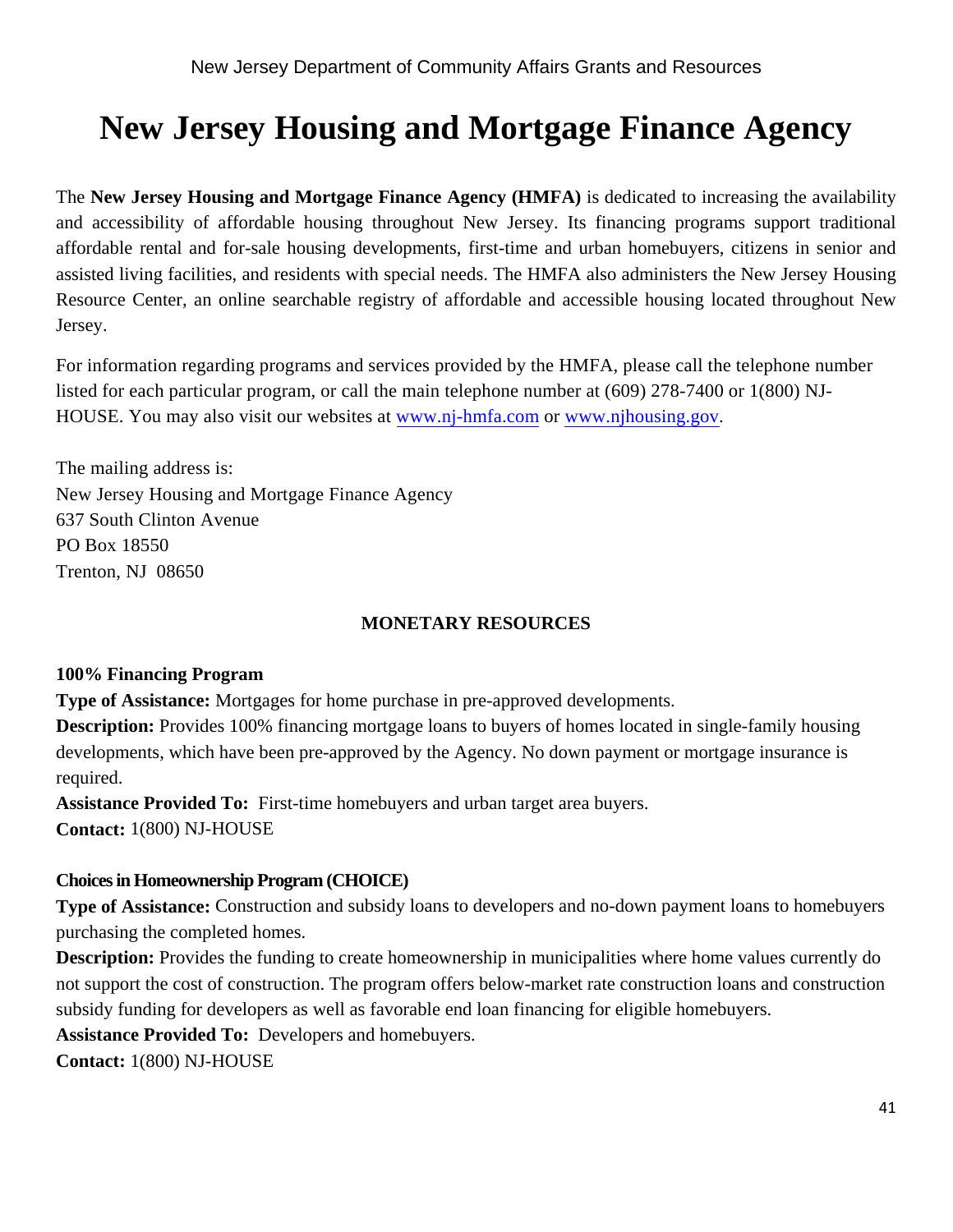# New Jersey Housing and Mortgage Finance Agency

The **New Jersey Housing and Mortgage Finance Agency (HMFA)** is dedicated to increasing the availability and accessibility of affordable housing throughout New Jersey. Its financing programs support traditional affordable rental and for-sale housing developments, first-time and urban homebuyers, citizens in senior and assisted living facilities, and residents with special needs. The HMFA also administers the New Jersey Housing Resource Center, an online searchable registry of affordable and accessible housing located throughout New Jersey.

For information regarding programs and services provided by the HMFA, please call the telephone number listed for each particular program, or call the main telephone number at (609) 278-7400 or 1(800) NJ-HOUSE. You may also visit our websites at www.nj-hmfa.com or www.njhousing.gov.

The mailing address is:
New Jersey Housing and Mortgage Finance Agency
637 South Clinton Avenue
PO Box 18550
Trenton, NJ 08650

## MONETARY RESOURCES

### 100% Financing Program

**Type of Assistance:** Mortgages for home purchase in pre-approved developments.
**Description:** Provides 100% financing mortgage loans to buyers of homes located in single-family housing developments, which have been pre-approved by the Agency. No down payment or mortgage insurance is required.
**Assistance Provided To:** First-time homebuyers and urban target area buyers.
**Contact:** 1(800) NJ-HOUSE

### Choices in Homeownership Program (CHOICE)

**Type of Assistance:** Construction and subsidy loans to developers and no-down payment loans to homebuyers purchasing the completed homes.
**Description:** Provides the funding to create homeownership in municipalities where home values currently do not support the cost of construction. The program offers below-market rate construction loans and construction subsidy funding for developers as well as favorable end loan financing for eligible homebuyers.
**Assistance Provided To:** Developers and homebuyers.
**Contact:** 1(800) NJ-HOUSE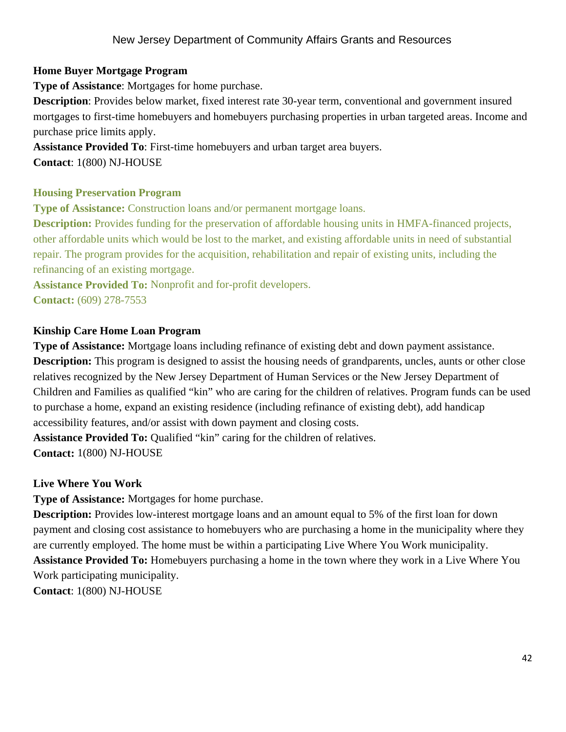**Home Buyer Mortgage Program**

**Type of Assistance**: Mortgages for home purchase.

**Description**: Provides below market, fixed interest rate 30-year term, conventional and government insured mortgages to first-time homebuyers and homebuyers purchasing properties in urban targeted areas. Income and purchase price limits apply.

**Assistance Provided To**: First-time homebuyers and urban target area buyers.

**Contact**: 1(800) NJ-HOUSE

**Housing Preservation Program**

**Type of Assistance:** Construction loans and/or permanent mortgage loans.

**Description:** Provides funding for the preservation of affordable housing units in HMFA-financed projects, other affordable units which would be lost to the market, and existing affordable units in need of substantial repair. The program provides for the acquisition, rehabilitation and repair of existing units, including the refinancing of an existing mortgage.

**Assistance Provided To:** Nonprofit and for-profit developers.

**Contact:** (609) 278-7553

**Kinship Care Home Loan Program**

**Type of Assistance:** Mortgage loans including refinance of existing debt and down payment assistance.

**Description:** This program is designed to assist the housing needs of grandparents, uncles, aunts or other close relatives recognized by the New Jersey Department of Human Services or the New Jersey Department of Children and Families as qualified "kin" who are caring for the children of relatives. Program funds can be used to purchase a home, expand an existing residence (including refinance of existing debt), add handicap accessibility features, and/or assist with down payment and closing costs.

**Assistance Provided To:** Qualified "kin" caring for the children of relatives.

**Contact:** 1(800) NJ-HOUSE

**Live Where You Work**

**Type of Assistance:** Mortgages for home purchase.

**Description:** Provides low-interest mortgage loans and an amount equal to 5% of the first loan for down payment and closing cost assistance to homebuyers who are purchasing a home in the municipality where they are currently employed. The home must be within a participating Live Where You Work municipality.

**Assistance Provided To:** Homebuyers purchasing a home in the town where they work in a Live Where You Work participating municipality.

**Contact**: 1(800) NJ-HOUSE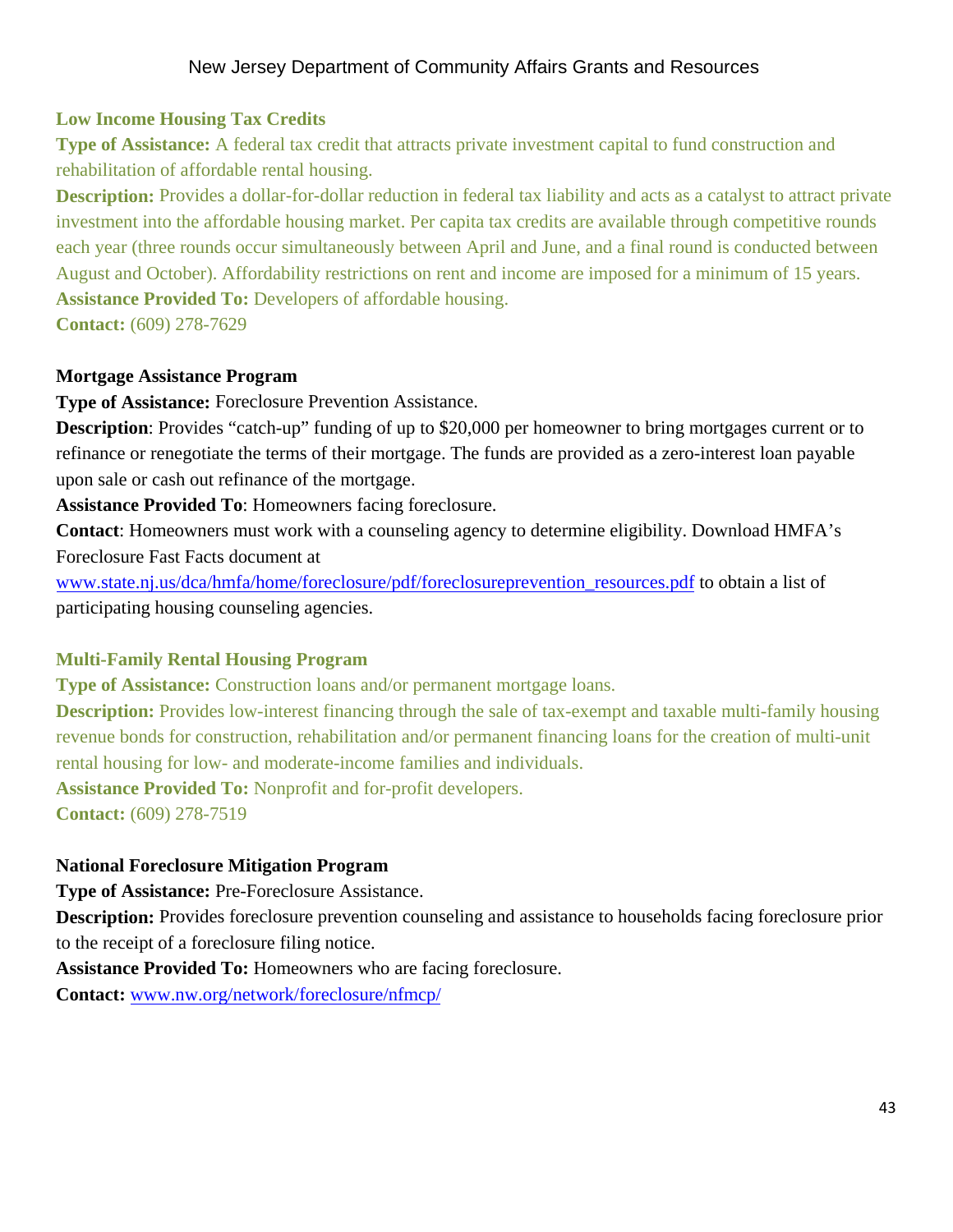### Low Income Housing Tax Credits

**Type of Assistance:** A federal tax credit that attracts private investment capital to fund construction and rehabilitation of affordable rental housing.

**Description:** Provides a dollar-for-dollar reduction in federal tax liability and acts as a catalyst to attract private investment into the affordable housing market. Per capita tax credits are available through competitive rounds each year (three rounds occur simultaneously between April and June, and a final round is conducted between August and October). Affordability restrictions on rent and income are imposed for a minimum of 15 years.

**Assistance Provided To:** Developers of affordable housing.

**Contact:** (609) 278-7629

### Mortgage Assistance Program

**Type of Assistance:** Foreclosure Prevention Assistance.

**Description**: Provides "catch-up" funding of up to $20,000 per homeowner to bring mortgages current or to refinance or renegotiate the terms of their mortgage. The funds are provided as a zero-interest loan payable upon sale or cash out refinance of the mortgage.

**Assistance Provided To**: Homeowners facing foreclosure.

**Contact**: Homeowners must work with a counseling agency to determine eligibility. Download HMFA's Foreclosure Fast Facts document at www.state.nj.us/dca/hmfa/home/foreclosure/pdf/foreclosureprevention_resources.pdf to obtain a list of participating housing counseling agencies.

### Multi-Family Rental Housing Program

**Type of Assistance:** Construction loans and/or permanent mortgage loans.

**Description:** Provides low-interest financing through the sale of tax-exempt and taxable multi-family housing revenue bonds for construction, rehabilitation and/or permanent financing loans for the creation of multi-unit rental housing for low- and moderate-income families and individuals.

**Assistance Provided To:** Nonprofit and for-profit developers.

**Contact:** (609) 278-7519

### National Foreclosure Mitigation Program

**Type of Assistance:** Pre-Foreclosure Assistance.

**Description:** Provides foreclosure prevention counseling and assistance to households facing foreclosure prior to the receipt of a foreclosure filing notice.

**Assistance Provided To:** Homeowners who are facing foreclosure.

**Contact:** www.nw.org/network/foreclosure/nfmcp/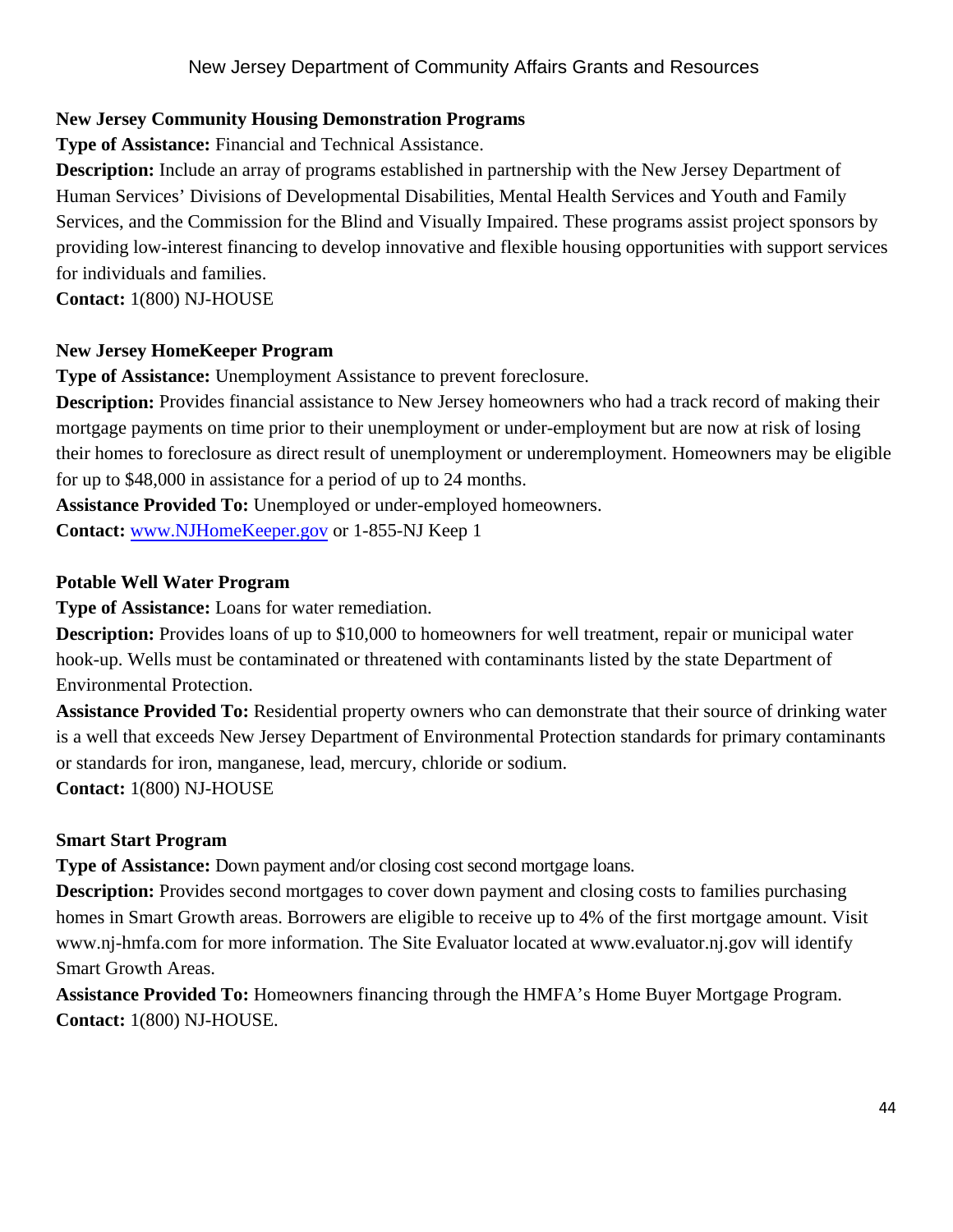**New Jersey Community Housing Demonstration Programs**

**Type of Assistance:** Financial and Technical Assistance.

**Description:** Include an array of programs established in partnership with the New Jersey Department of Human Services' Divisions of Developmental Disabilities, Mental Health Services and Youth and Family Services, and the Commission for the Blind and Visually Impaired. These programs assist project sponsors by providing low-interest financing to develop innovative and flexible housing opportunities with support services for individuals and families.

**Contact:** 1(800) NJ-HOUSE

**New Jersey HomeKeeper Program**

**Type of Assistance:** Unemployment Assistance to prevent foreclosure.

**Description:** Provides financial assistance to New Jersey homeowners who had a track record of making their mortgage payments on time prior to their unemployment or under-employment but are now at risk of losing their homes to foreclosure as direct result of unemployment or underemployment. Homeowners may be eligible for up to $48,000 in assistance for a period of up to 24 months.

**Assistance Provided To:** Unemployed or under-employed homeowners.

**Contact:** [www.NJHomeKeeper.gov](http://www.NJHomeKeeper.gov) or 1-855-NJ Keep 1

**Potable Well Water Program**

**Type of Assistance:** Loans for water remediation.

**Description:** Provides loans of up to $10,000 to homeowners for well treatment, repair or municipal water hook-up. Wells must be contaminated or threatened with contaminants listed by the state Department of Environmental Protection.

**Assistance Provided To:** Residential property owners who can demonstrate that their source of drinking water is a well that exceeds New Jersey Department of Environmental Protection standards for primary contaminants or standards for iron, manganese, lead, mercury, chloride or sodium.

**Contact:** 1(800) NJ-HOUSE

**Smart Start Program**

**Type of Assistance:** Down payment and/or closing cost second mortgage loans.

**Description:** Provides second mortgages to cover down payment and closing costs to families purchasing homes in Smart Growth areas. Borrowers are eligible to receive up to 4% of the first mortgage amount. Visit www.nj-hmfa.com for more information. The Site Evaluator located at www.evaluator.nj.gov will identify Smart Growth Areas.

**Assistance Provided To:** Homeowners financing through the HMFA's Home Buyer Mortgage Program.

**Contact:** 1(800) NJ-HOUSE.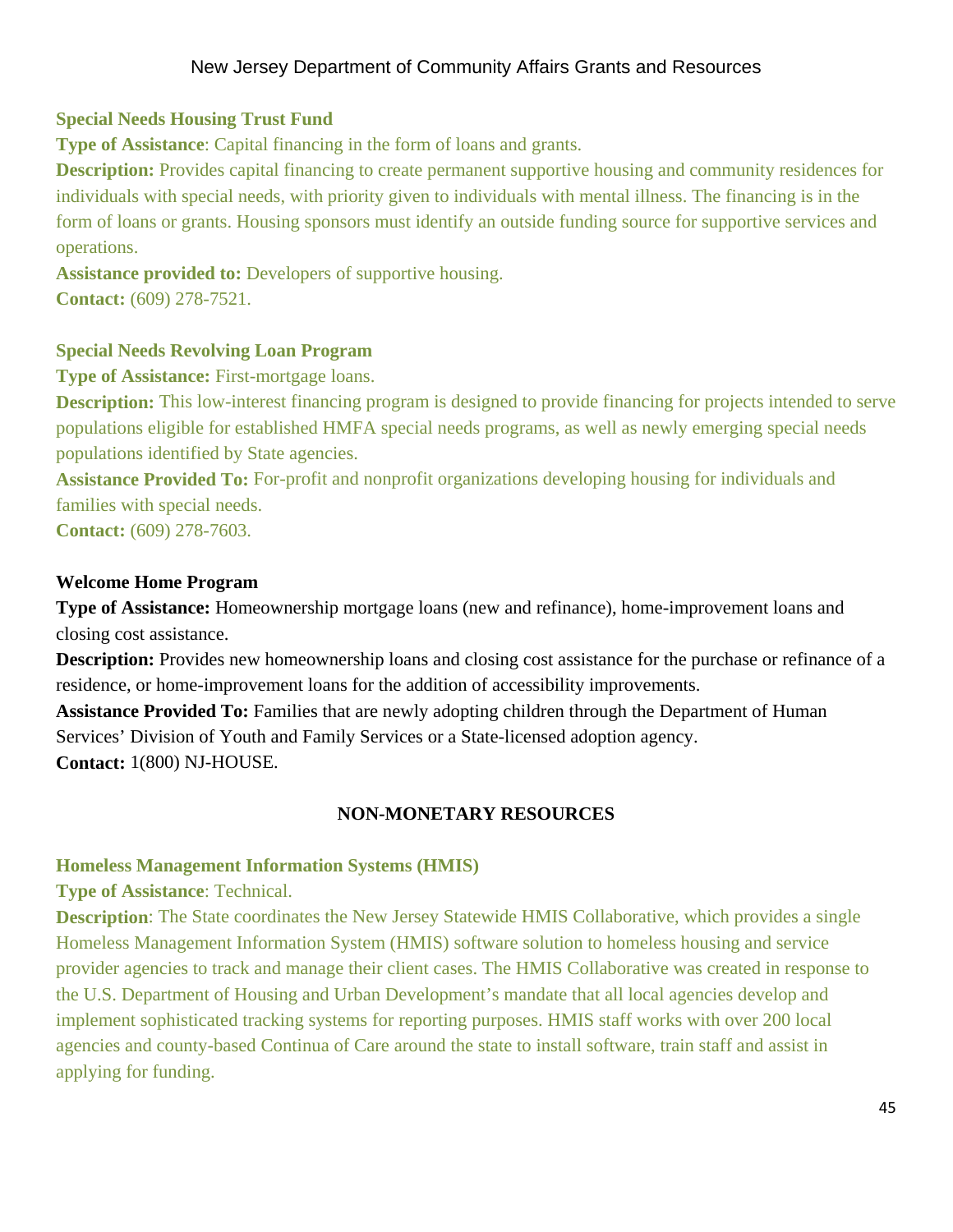### Special Needs Housing Trust Fund

**Type of Assistance**: Capital financing in the form of loans and grants.

**Description:** Provides capital financing to create permanent supportive housing and community residences for individuals with special needs, with priority given to individuals with mental illness. The financing is in the form of loans or grants. Housing sponsors must identify an outside funding source for supportive services and operations.

**Assistance provided to:** Developers of supportive housing.

**Contact:** (609) 278-7521.

### Special Needs Revolving Loan Program

**Type of Assistance:** First-mortgage loans.

**Description:** This low-interest financing program is designed to provide financing for projects intended to serve populations eligible for established HMFA special needs programs, as well as newly emerging special needs populations identified by State agencies.

**Assistance Provided To:** For-profit and nonprofit organizations developing housing for individuals and families with special needs.

**Contact:** (609) 278-7603.

### Welcome Home Program

**Type of Assistance:** Homeownership mortgage loans (new and refinance), home-improvement loans and closing cost assistance.

**Description:** Provides new homeownership loans and closing cost assistance for the purchase or refinance of a residence, or home-improvement loans for the addition of accessibility improvements.

**Assistance Provided To:** Families that are newly adopting children through the Department of Human Services' Division of Youth and Family Services or a State-licensed adoption agency.

**Contact:** 1(800) NJ-HOUSE.

## NON-MONETARY RESOURCES

### Homeless Management Information Systems (HMIS)

**Type of Assistance**: Technical.

**Description**: The State coordinates the New Jersey Statewide HMIS Collaborative, which provides a single Homeless Management Information System (HMIS) software solution to homeless housing and service provider agencies to track and manage their client cases. The HMIS Collaborative was created in response to the U.S. Department of Housing and Urban Development's mandate that all local agencies develop and implement sophisticated tracking systems for reporting purposes. HMIS staff works with over 200 local agencies and county-based Continua of Care around the state to install software, train staff and assist in applying for funding.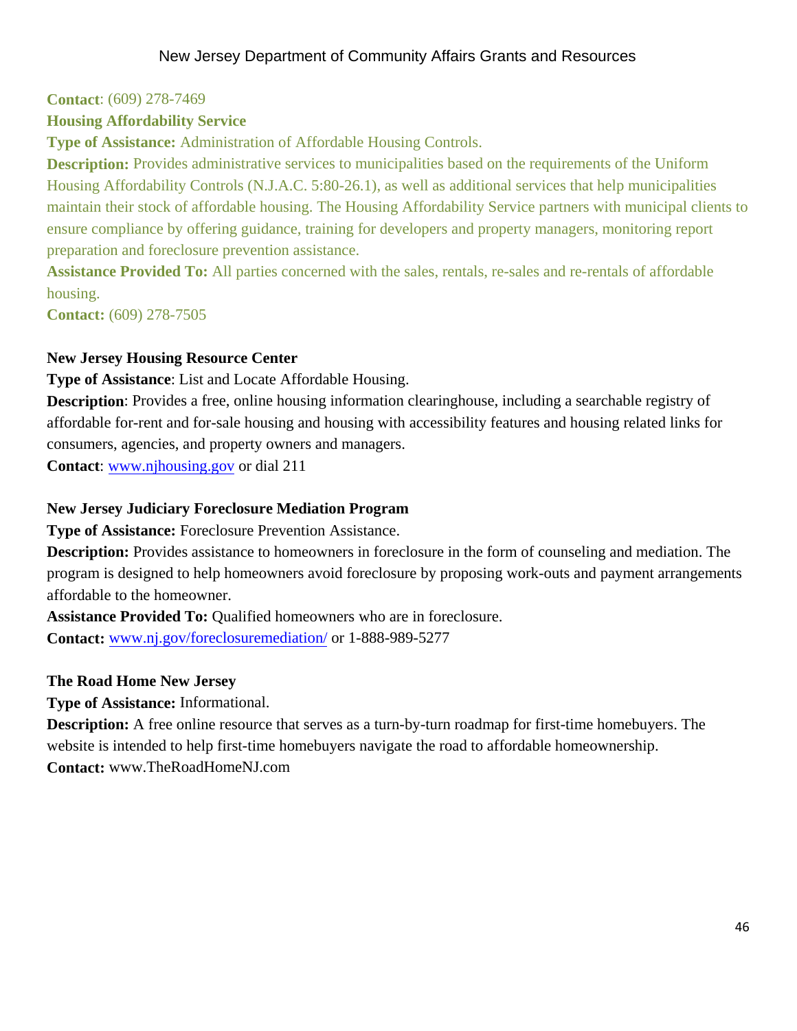**Contact**: (609) 278-7469

**Housing Affordability Service**

**Type of Assistance:** Administration of Affordable Housing Controls.

**Description:** Provides administrative services to municipalities based on the requirements of the Uniform Housing Affordability Controls (N.J.A.C. 5:80-26.1), as well as additional services that help municipalities maintain their stock of affordable housing. The Housing Affordability Service partners with municipal clients to ensure compliance by offering guidance, training for developers and property managers, monitoring report preparation and foreclosure prevention assistance.

**Assistance Provided To:** All parties concerned with the sales, rentals, re-sales and re-rentals of affordable housing.

**Contact:** (609) 278-7505

**New Jersey Housing Resource Center**

**Type of Assistance**: List and Locate Affordable Housing.

**Description**: Provides a free, online housing information clearinghouse, including a searchable registry of affordable for-rent and for-sale housing and housing with accessibility features and housing related links for consumers, agencies, and property owners and managers.

**Contact**: www.njhousing.gov or dial 211

**New Jersey Judiciary Foreclosure Mediation Program**

**Type of Assistance:** Foreclosure Prevention Assistance.

**Description:** Provides assistance to homeowners in foreclosure in the form of counseling and mediation. The program is designed to help homeowners avoid foreclosure by proposing work-outs and payment arrangements affordable to the homeowner.

**Assistance Provided To:** Qualified homeowners who are in foreclosure.

**Contact:** www.nj.gov/foreclosuremediation/ or 1-888-989-5277

**The Road Home New Jersey**

**Type of Assistance:** Informational.

**Description:** A free online resource that serves as a turn-by-turn roadmap for first-time homebuyers. The website is intended to help first-time homebuyers navigate the road to affordable homeownership.

**Contact:** www.TheRoadHomeNJ.com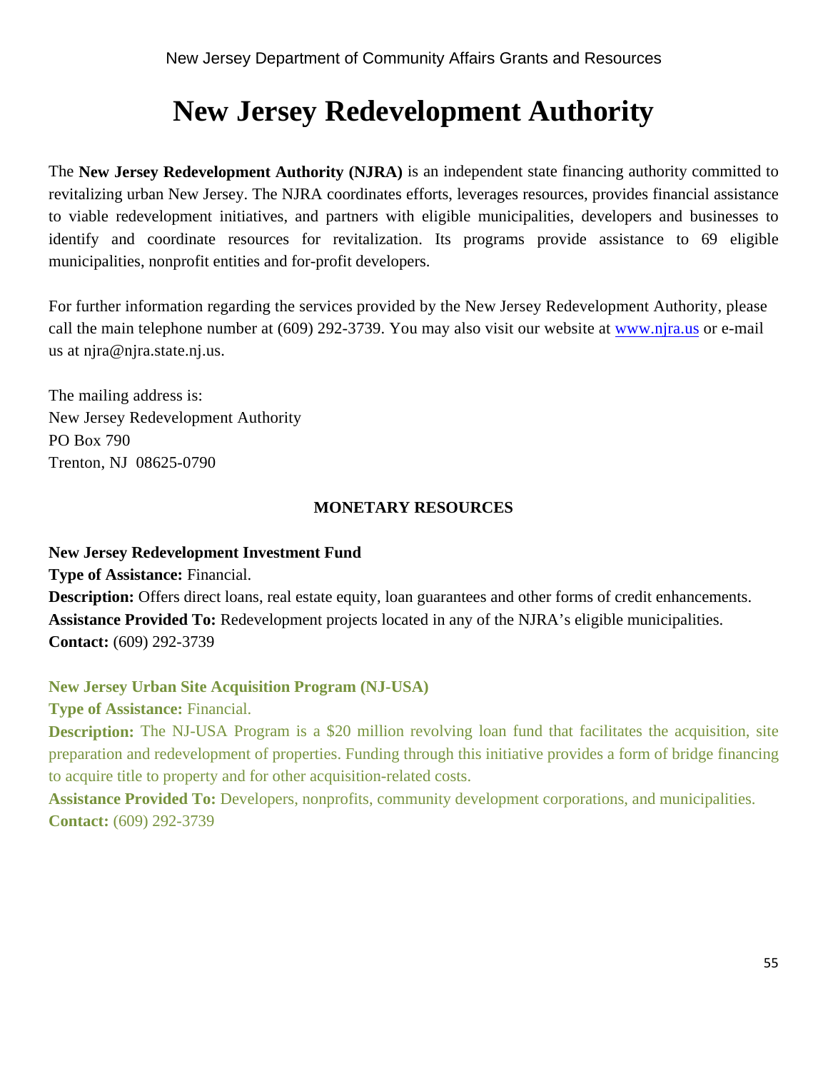# New Jersey Redevelopment Authority

The **New Jersey Redevelopment Authority (NJRA)** is an independent state financing authority committed to revitalizing urban New Jersey. The NJRA coordinates efforts, leverages resources, provides financial assistance to viable redevelopment initiatives, and partners with eligible municipalities, developers and businesses to identify and coordinate resources for revitalization. Its programs provide assistance to 69 eligible municipalities, nonprofit entities and for-profit developers.

For further information regarding the services provided by the New Jersey Redevelopment Authority, please call the main telephone number at (609) 292-3739. You may also visit our website at www.njra.us or e-mail us at njra@njra.state.nj.us.

The mailing address is:
New Jersey Redevelopment Authority
PO Box 790
Trenton, NJ 08625-0790

## MONETARY RESOURCES

**New Jersey Redevelopment Investment Fund**
**Type of Assistance:** Financial.
**Description:** Offers direct loans, real estate equity, loan guarantees and other forms of credit enhancements.
**Assistance Provided To:** Redevelopment projects located in any of the NJRA's eligible municipalities.
**Contact:** (609) 292-3739

**New Jersey Urban Site Acquisition Program (NJ-USA)**
**Type of Assistance:** Financial.
**Description:** The NJ-USA Program is a $20 million revolving loan fund that facilitates the acquisition, site preparation and redevelopment of properties. Funding through this initiative provides a form of bridge financing to acquire title to property and for other acquisition-related costs.
**Assistance Provided To:** Developers, nonprofits, community development corporations, and municipalities.
**Contact:** (609) 292-3739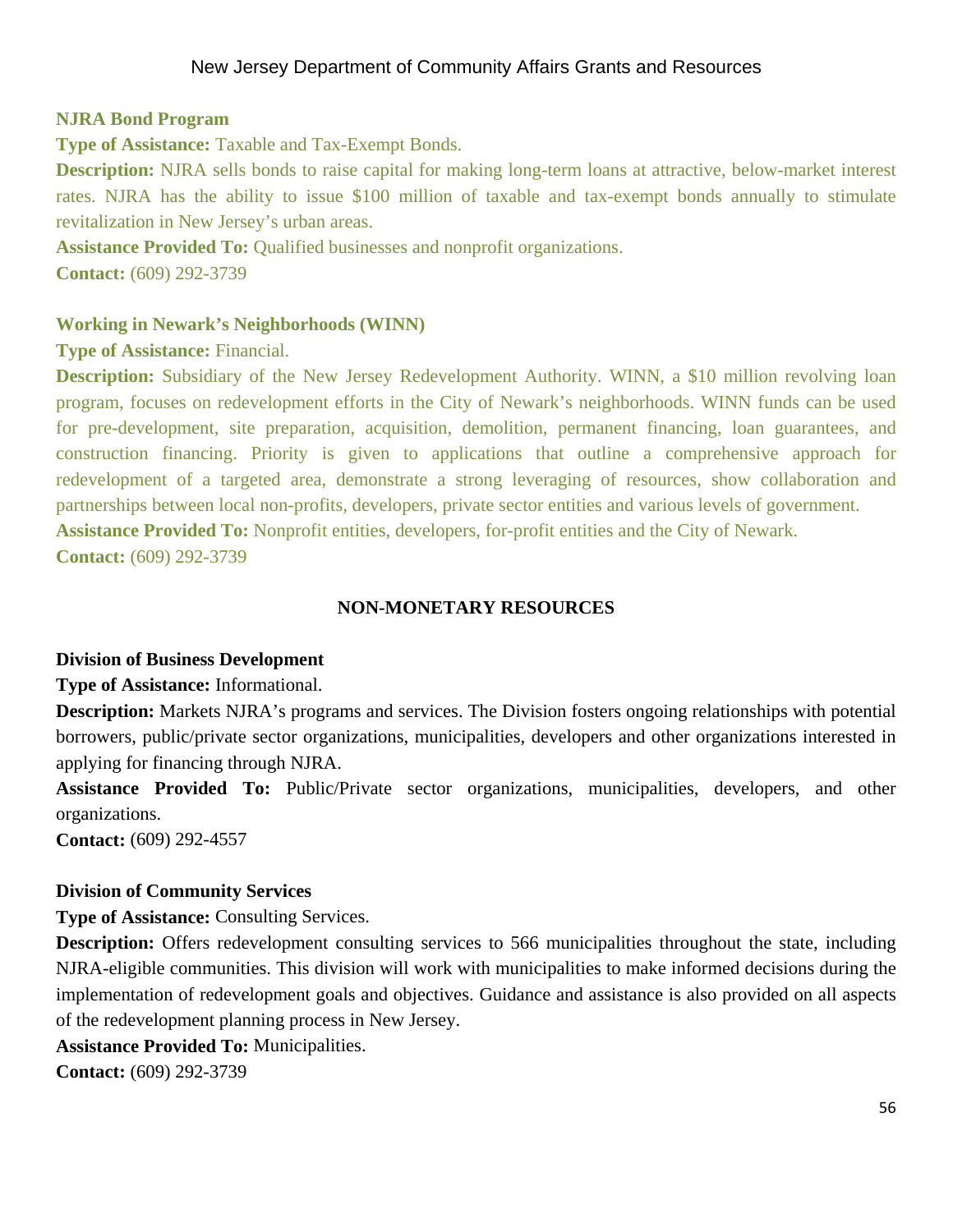**NJRA Bond Program**

**Type of Assistance:** Taxable and Tax-Exempt Bonds.

**Description:** NJRA sells bonds to raise capital for making long-term loans at attractive, below-market interest rates. NJRA has the ability to issue $100 million of taxable and tax-exempt bonds annually to stimulate revitalization in New Jersey's urban areas.

**Assistance Provided To:** Qualified businesses and nonprofit organizations.

**Contact:** (609) 292-3739

**Working in Newark's Neighborhoods (WINN)**

**Type of Assistance:** Financial.

**Description:** Subsidiary of the New Jersey Redevelopment Authority. WINN, a $10 million revolving loan program, focuses on redevelopment efforts in the City of Newark's neighborhoods. WINN funds can be used for pre-development, site preparation, acquisition, demolition, permanent financing, loan guarantees, and construction financing. Priority is given to applications that outline a comprehensive approach for redevelopment of a targeted area, demonstrate a strong leveraging of resources, show collaboration and partnerships between local non-profits, developers, private sector entities and various levels of government.

**Assistance Provided To:** Nonprofit entities, developers, for-profit entities and the City of Newark.

**Contact:** (609) 292-3739

## NON-MONETARY RESOURCES

**Division of Business Development**

**Type of Assistance:** Informational.

**Description:** Markets NJRA's programs and services. The Division fosters ongoing relationships with potential borrowers, public/private sector organizations, municipalities, developers and other organizations interested in applying for financing through NJRA.

**Assistance Provided To:** Public/Private sector organizations, municipalities, developers, and other organizations.

**Contact:** (609) 292-4557

**Division of Community Services**

**Type of Assistance:** Consulting Services.

**Description:** Offers redevelopment consulting services to 566 municipalities throughout the state, including NJRA-eligible communities. This division will work with municipalities to make informed decisions during the implementation of redevelopment goals and objectives. Guidance and assistance is also provided on all aspects of the redevelopment planning process in New Jersey.

**Assistance Provided To:** Municipalities.

**Contact:** (609) 292-3739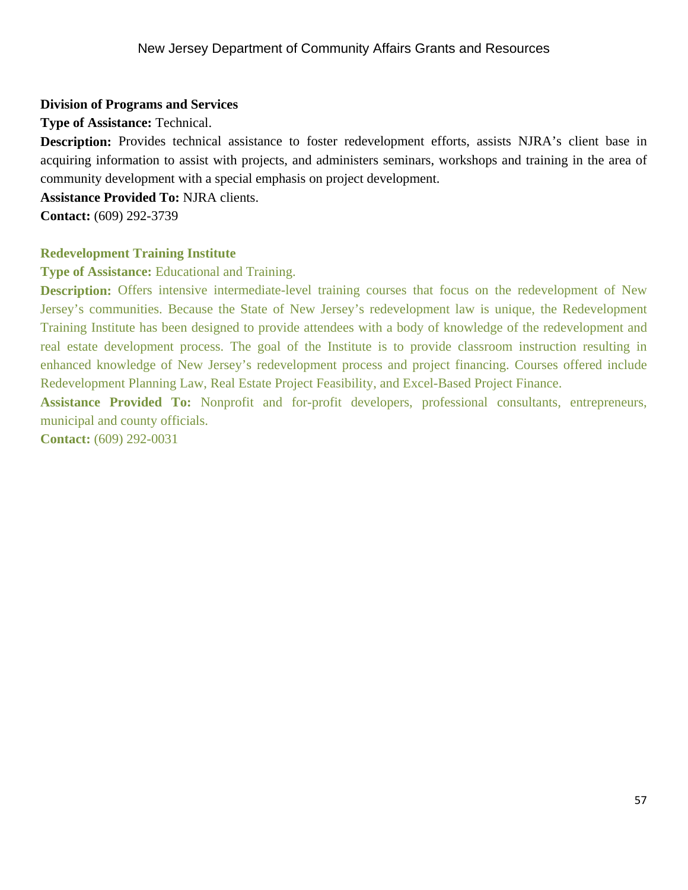**Division of Programs and Services**

**Type of Assistance:** Technical.

**Description:** Provides technical assistance to foster redevelopment efforts, assists NJRA's client base in acquiring information to assist with projects, and administers seminars, workshops and training in the area of community development with a special emphasis on project development.

**Assistance Provided To:** NJRA clients.

**Contact:** (609) 292-3739

**Redevelopment Training Institute**

**Type of Assistance:** Educational and Training.

**Description:** Offers intensive intermediate-level training courses that focus on the redevelopment of New Jersey's communities. Because the State of New Jersey's redevelopment law is unique, the Redevelopment Training Institute has been designed to provide attendees with a body of knowledge of the redevelopment and real estate development process. The goal of the Institute is to provide classroom instruction resulting in enhanced knowledge of New Jersey's redevelopment process and project financing. Courses offered include Redevelopment Planning Law, Real Estate Project Feasibility, and Excel-Based Project Finance.

**Assistance Provided To:** Nonprofit and for-profit developers, professional consultants, entrepreneurs, municipal and county officials.

**Contact:** (609) 292-0031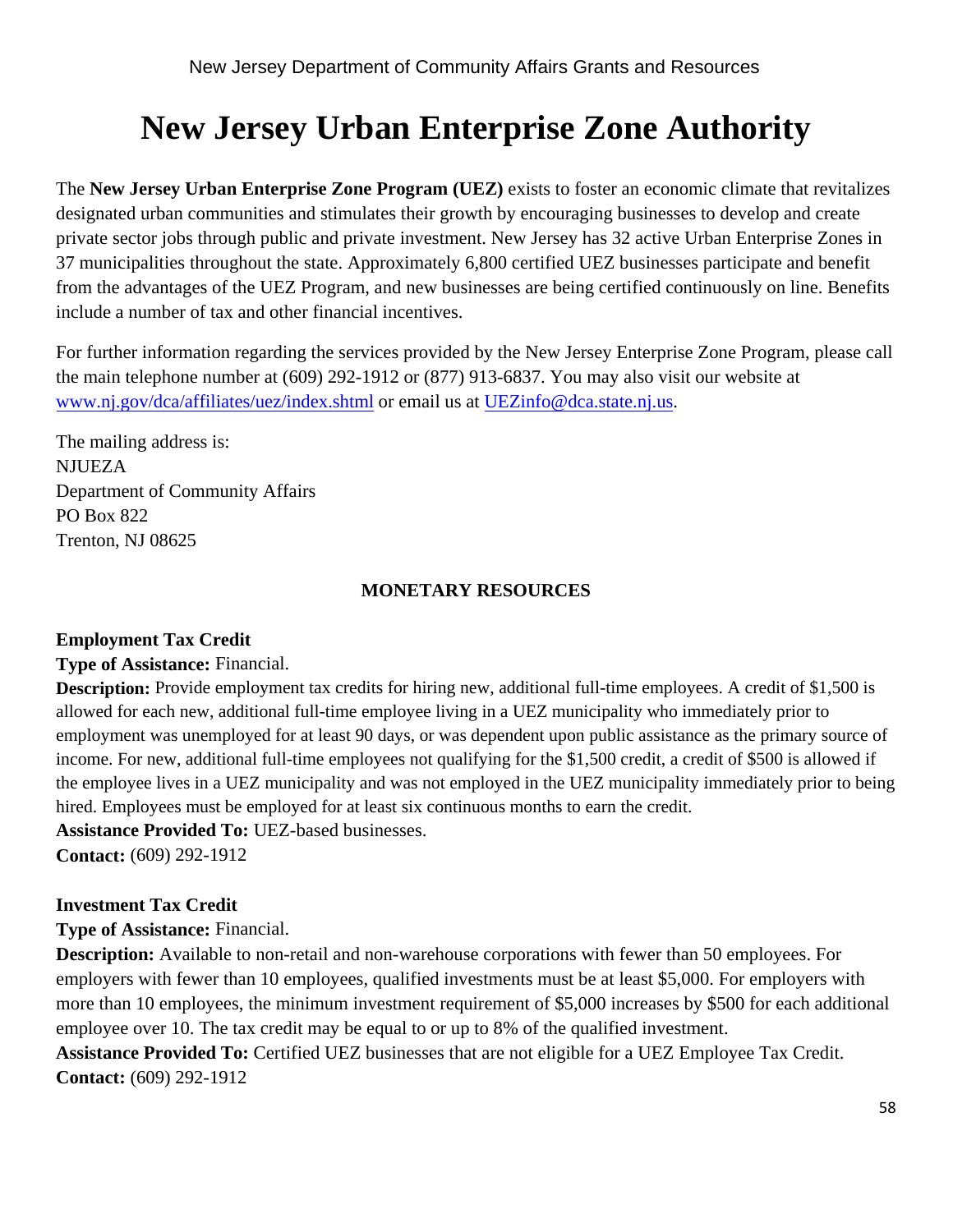# New Jersey Urban Enterprise Zone Authority

The **New Jersey Urban Enterprise Zone Program (UEZ)** exists to foster an economic climate that revitalizes designated urban communities and stimulates their growth by encouraging businesses to develop and create private sector jobs through public and private investment. New Jersey has 32 active Urban Enterprise Zones in 37 municipalities throughout the state. Approximately 6,800 certified UEZ businesses participate and benefit from the advantages of the UEZ Program, and new businesses are being certified continuously on line. Benefits include a number of tax and other financial incentives.

For further information regarding the services provided by the New Jersey Enterprise Zone Program, please call the main telephone number at (609) 292-1912 or (877) 913-6837. You may also visit our website at [www.nj.gov/dca/affiliates/uez/index.shtml](http://www.nj.gov/dca/affiliates/uez/index.shtml) or email us at [UEZinfo@dca.state.nj.us](mailto:UEZinfo@dca.state.nj.us).

The mailing address is:
NJUEZA
Department of Community Affairs
PO Box 822
Trenton, NJ 08625

**MONETARY RESOURCES**

**Employment Tax Credit**
**Type of Assistance:** Financial.
**Description:** Provide employment tax credits for hiring new, additional full-time employees. A credit of $1,500 is allowed for each new, additional full-time employee living in a UEZ municipality who immediately prior to employment was unemployed for at least 90 days, or was dependent upon public assistance as the primary source of income. For new, additional full-time employees not qualifying for the $1,500 credit, a credit of $500 is allowed if the employee lives in a UEZ municipality and was not employed in the UEZ municipality immediately prior to being hired. Employees must be employed for at least six continuous months to earn the credit.
**Assistance Provided To:** UEZ-based businesses.
**Contact:** (609) 292-1912

**Investment Tax Credit**
**Type of Assistance:** Financial.
**Description:** Available to non-retail and non-warehouse corporations with fewer than 50 employees. For employers with fewer than 10 employees, qualified investments must be at least $5,000. For employers with more than 10 employees, the minimum investment requirement of $5,000 increases by $500 for each additional employee over 10. The tax credit may be equal to or up to 8% of the qualified investment.
**Assistance Provided To:** Certified UEZ businesses that are not eligible for a UEZ Employee Tax Credit.
**Contact:** (609) 292-1912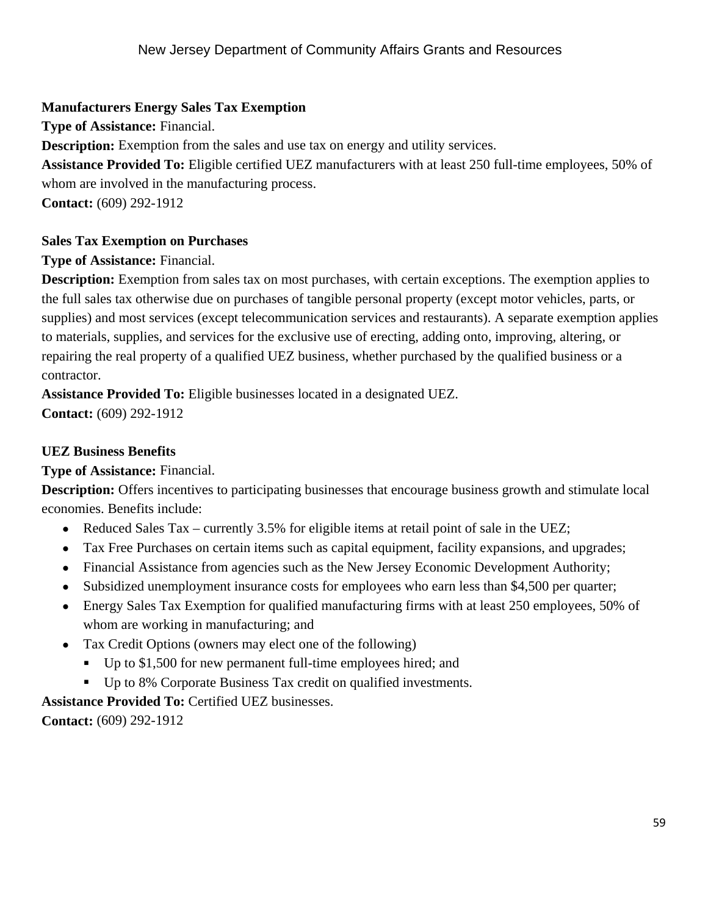**Manufacturers Energy Sales Tax Exemption**

**Type of Assistance:** Financial.

**Description:** Exemption from the sales and use tax on energy and utility services.

**Assistance Provided To:** Eligible certified UEZ manufacturers with at least 250 full-time employees, 50% of whom are involved in the manufacturing process.

**Contact:** (609) 292-1912

**Sales Tax Exemption on Purchases**

**Type of Assistance:** Financial.

**Description:** Exemption from sales tax on most purchases, with certain exceptions. The exemption applies to the full sales tax otherwise due on purchases of tangible personal property (except motor vehicles, parts, or supplies) and most services (except telecommunication services and restaurants). A separate exemption applies to materials, supplies, and services for the exclusive use of erecting, adding onto, improving, altering, or repairing the real property of a qualified UEZ business, whether purchased by the qualified business or a contractor.

**Assistance Provided To:** Eligible businesses located in a designated UEZ.

**Contact:** (609) 292-1912

**UEZ Business Benefits**

**Type of Assistance:** Financial.

**Description:** Offers incentives to participating businesses that encourage business growth and stimulate local economies. Benefits include:

- Reduced Sales Tax – currently 3.5% for eligible items at retail point of sale in the UEZ;
- Tax Free Purchases on certain items such as capital equipment, facility expansions, and upgrades;
- Financial Assistance from agencies such as the New Jersey Economic Development Authority;
- Subsidized unemployment insurance costs for employees who earn less than $4,500 per quarter;
- Energy Sales Tax Exemption for qualified manufacturing firms with at least 250 employees, 50% of whom are working in manufacturing; and
- Tax Credit Options (owners may elect one of the following)
  - Up to $1,500 for new permanent full-time employees hired; and
  - Up to 8% Corporate Business Tax credit on qualified investments.

**Assistance Provided To:** Certified UEZ businesses.

**Contact:** (609) 292-1912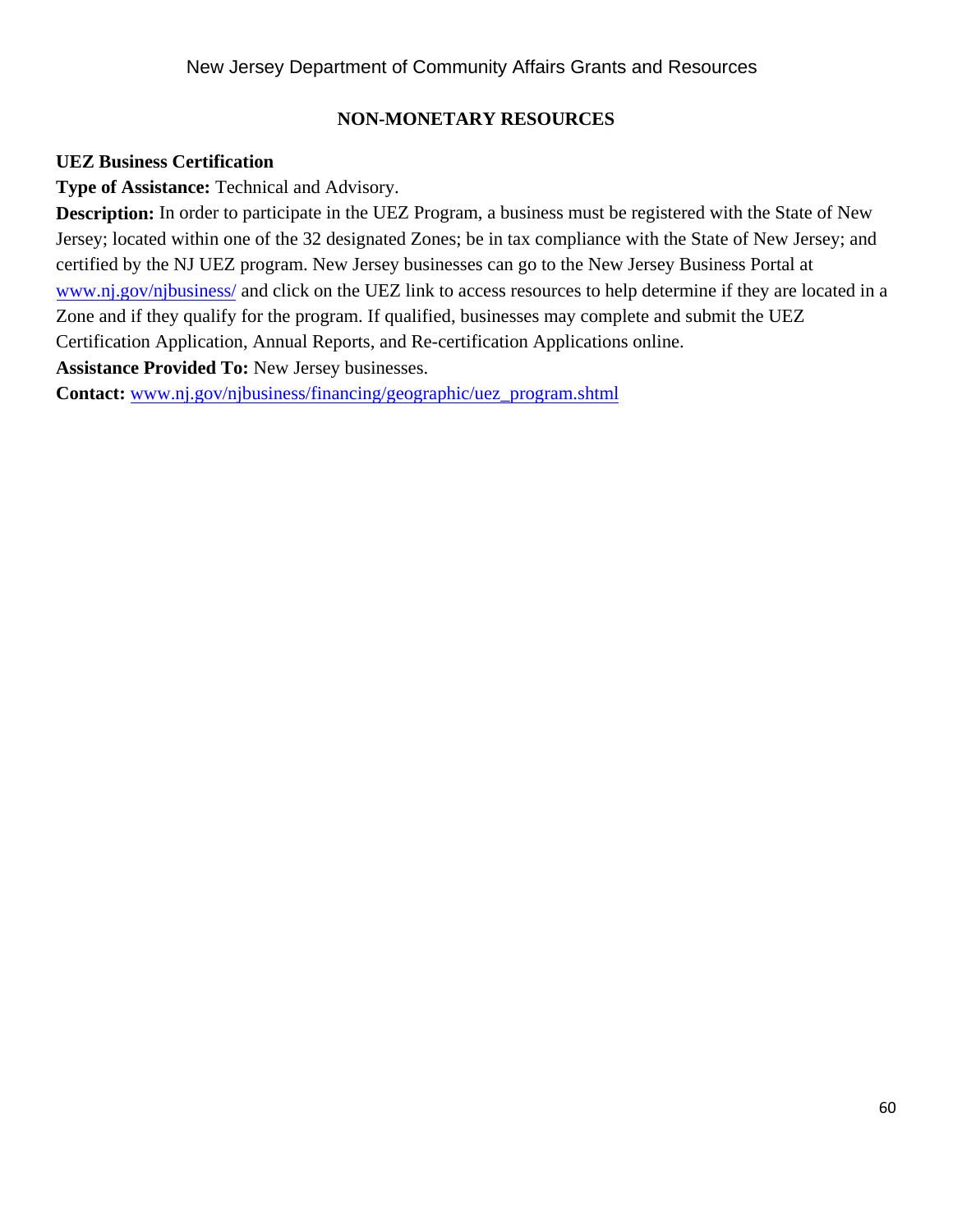## NON-MONETARY RESOURCES

**UEZ Business Certification**

**Type of Assistance:** Technical and Advisory.

**Description:** In order to participate in the UEZ Program, a business must be registered with the State of New Jersey; located within one of the 32 designated Zones; be in tax compliance with the State of New Jersey; and certified by the NJ UEZ program. New Jersey businesses can go to the New Jersey Business Portal at www.nj.gov/njbusiness/ and click on the UEZ link to access resources to help determine if they are located in a Zone and if they qualify for the program. If qualified, businesses may complete and submit the UEZ Certification Application, Annual Reports, and Re-certification Applications online.

**Assistance Provided To:** New Jersey businesses.

**Contact:** www.nj.gov/njbusiness/financing/geographic/uez_program.shtml